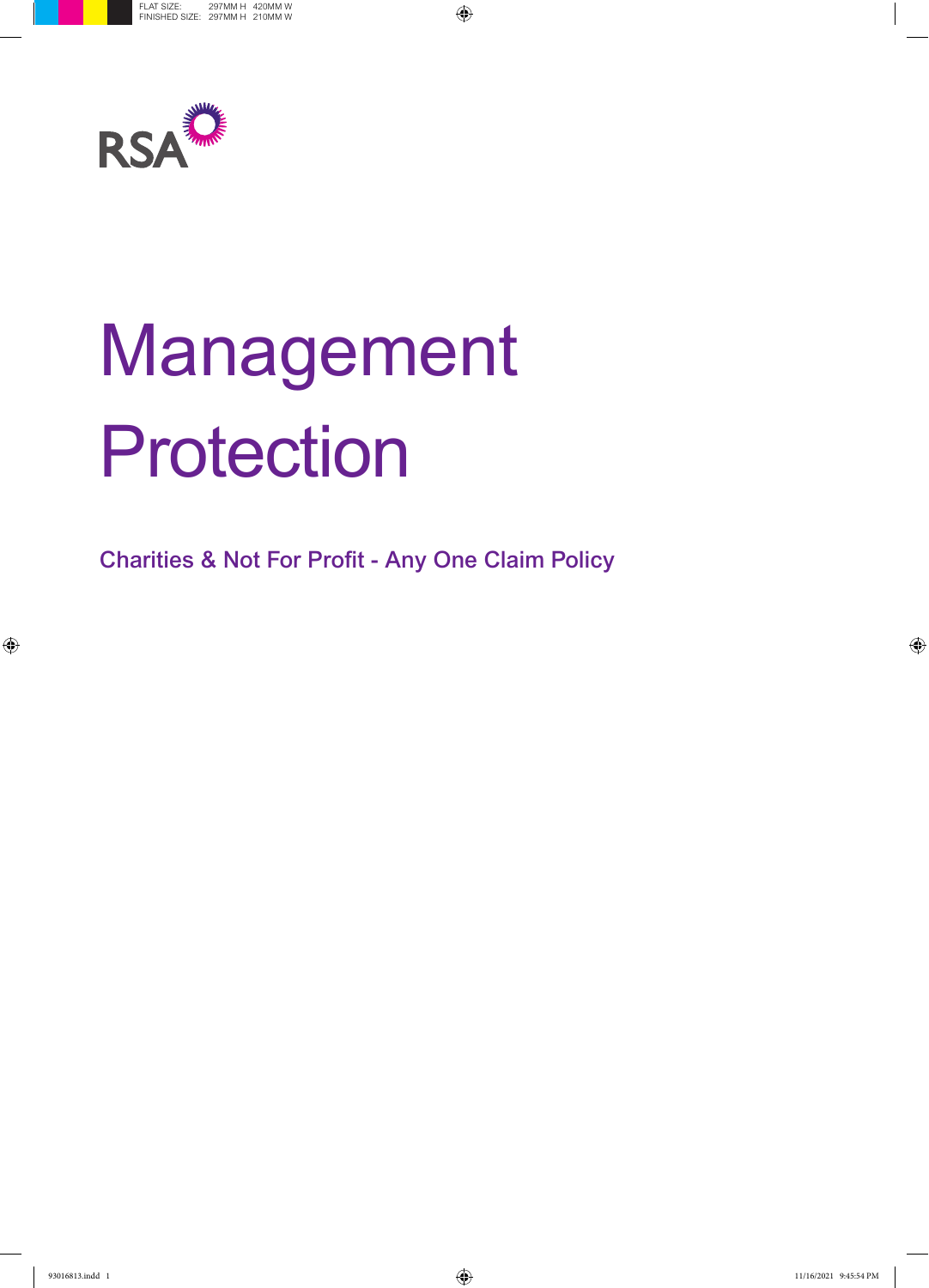RSA

# Management Protection

## Charities & Not For Profit - Any One Claim Policy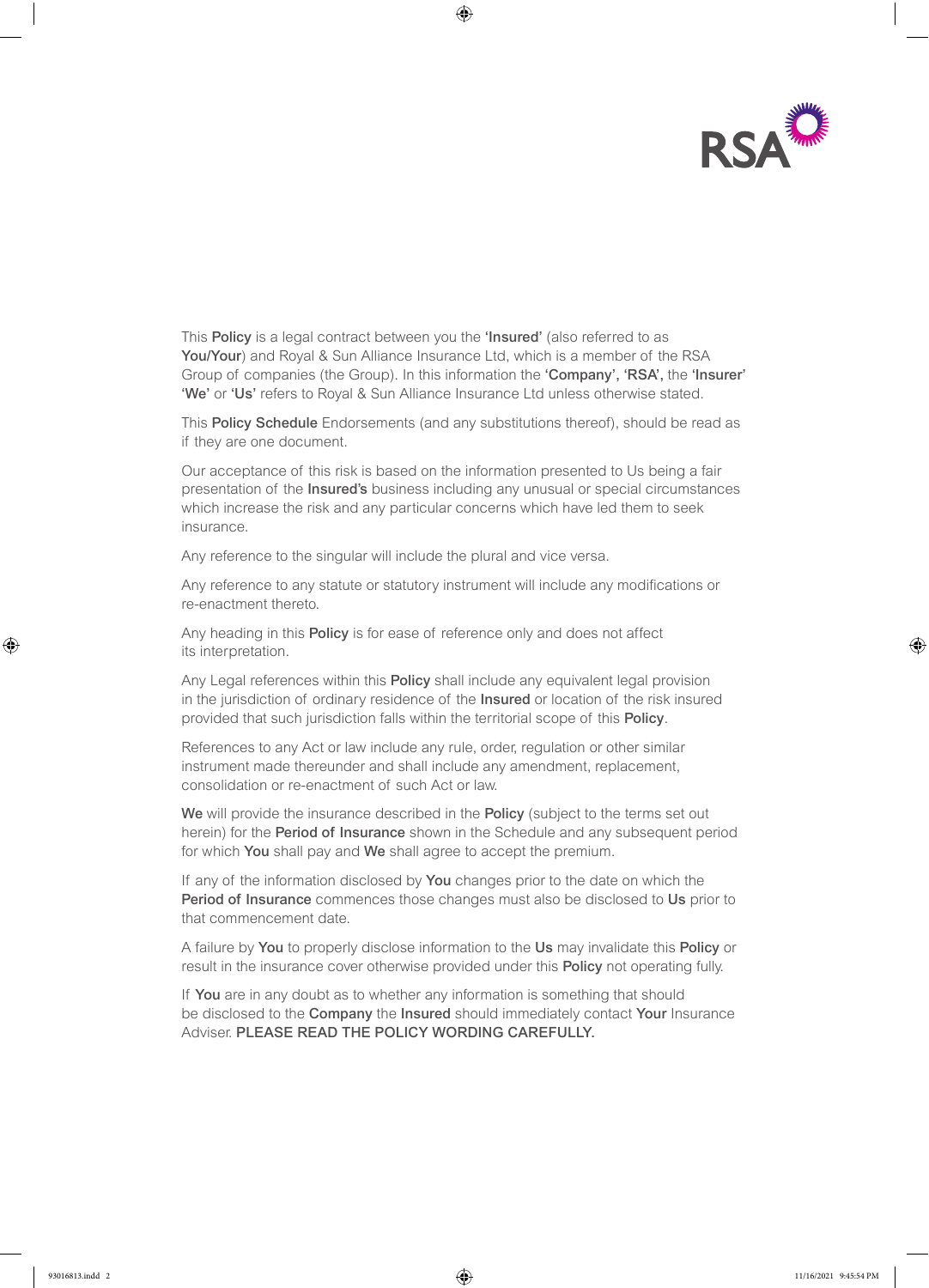This **Policy** is a legal contract between you the **'Insured'** (also referred to as **You/Your**) and Royal & Sun Alliance Insurance Ltd, which is a member of the RSA Group of companies (the Group). In this information the **'Company', 'RSA',** the **'Insurer' 'We'** or **'Us'** refers to Royal & Sun Alliance Insurance Ltd unless otherwise stated.

This **Policy Schedule** Endorsements (and any substitutions thereof), should be read as if they are one document.

Our acceptance of this risk is based on the information presented to Us being a fair presentation of the **Insured's** business including any unusual or special circumstances which increase the risk and any particular concerns which have led them to seek insurance.

Any reference to the singular will include the plural and vice versa.

Any reference to any statute or statutory instrument will include any modifications or re-enactment thereto.

Any heading in this **Policy** is for ease of reference only and does not affect its interpretation.

Any Legal references within this **Policy** shall include any equivalent legal provision in the jurisdiction of ordinary residence of the **Insured** or location of the risk insured provided that such jurisdiction falls within the territorial scope of this **Policy**.

References to any Act or law include any rule, order, regulation or other similar instrument made thereunder and shall include any amendment, replacement, consolidation or re-enactment of such Act or law.

**We** will provide the insurance described in the **Policy** (subject to the terms set out herein) for the **Period of Insurance** shown in the Schedule and any subsequent period for which **You** shall pay and **We** shall agree to accept the premium.

If any of the information disclosed by **You** changes prior to the date on which the **Period of Insurance** commences those changes must also be disclosed to **Us** prior to that commencement date.

A failure by **You** to properly disclose information to the **Us** may invalidate this **Policy** or result in the insurance cover otherwise provided under this **Policy** not operating fully.

If **You** are in any doubt as to whether any information is something that should be disclosed to the **Company** the **Insured** should immediately contact **Your** Insurance Adviser. **PLEASE READ THE POLICY WORDING CAREFULLY.**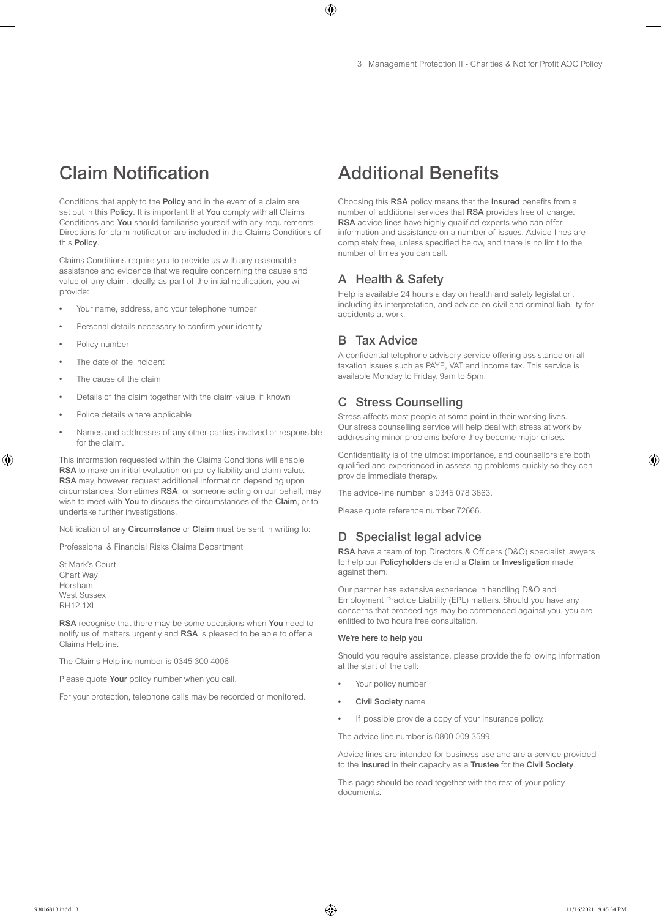# Claim Notification

Conditions that apply to the **Policy** and in the event of a claim are set out in this **Policy**. It is important that **You** comply with all Claims Conditions and **You** should familiarise yourself with any requirements. Directions for claim notification are included in the Claims Conditions of this **Policy**.

Claims Conditions require you to provide us with any reasonable assistance and evidence that we require concerning the cause and value of any claim. Ideally, as part of the initial notification, you will provide:

- Your name, address, and your telephone number
- Personal details necessary to confirm your identity
- Policy number
- The date of the incident
- The cause of the claim
- Details of the claim together with the claim value, if known
- Police details where applicable
- Names and addresses of any other parties involved or responsible for the claim.

This information requested within the Claims Conditions will enable **RSA** to make an initial evaluation on policy liability and claim value. **RSA** may, however, request additional information depending upon circumstances. Sometimes **RSA**, or someone acting on our behalf, may wish to meet with **You** to discuss the circumstances of the **Claim**, or to undertake further investigations.

Notification of any **Circumstance** or **Claim** must be sent in writing to:

Professional & Financial Risks Claims Department

St Mark's Court
Chart Way
Horsham
West Sussex
RH12 1XL

**RSA** recognise that there may be some occasions when **You** need to notify us of matters urgently and **RSA** is pleased to be able to offer a Claims Helpline.

The Claims Helpline number is 0345 300 4006

Please quote **Your** policy number when you call.

For your protection, telephone calls may be recorded or monitored.

# Additional Benefits

Choosing this **RSA** policy means that the **Insured** benefits from a number of additional services that **RSA** provides free of charge. **RSA** advice-lines have highly qualified experts who can offer information and assistance on a number of issues. Advice-lines are completely free, unless specified below, and there is no limit to the number of times you can call.

## A Health & Safety

Help is available 24 hours a day on health and safety legislation, including its interpretation, and advice on civil and criminal liability for accidents at work.

## B Tax Advice

A confidential telephone advisory service offering assistance on all taxation issues such as PAYE, VAT and income tax. This service is available Monday to Friday, 9am to 5pm.

## C Stress Counselling

Stress affects most people at some point in their working lives. Our stress counselling service will help deal with stress at work by addressing minor problems before they become major crises.

Confidentiality is of the utmost importance, and counsellors are both qualified and experienced in assessing problems quickly so they can provide immediate therapy.

The advice-line number is 0345 078 3863.

Please quote reference number 72666.

## D Specialist legal advice

**RSA** have a team of top Directors & Officers (D&O) specialist lawyers to help our **Policyholders** defend a **Claim** or **Investigation** made against them.

Our partner has extensive experience in handling D&O and Employment Practice Liability (EPL) matters. Should you have any concerns that proceedings may be commenced against you, you are entitled to two hours free consultation.

**We're here to help you**

Should you require assistance, please provide the following information at the start of the call:

- Your policy number
- **Civil Society** name
- If possible provide a copy of your insurance policy.

The advice line number is 0800 009 3599

Advice lines are intended for business use and are a service provided to the **Insured** in their capacity as a **Trustee** for the **Civil Society**.

This page should be read together with the rest of your policy documents.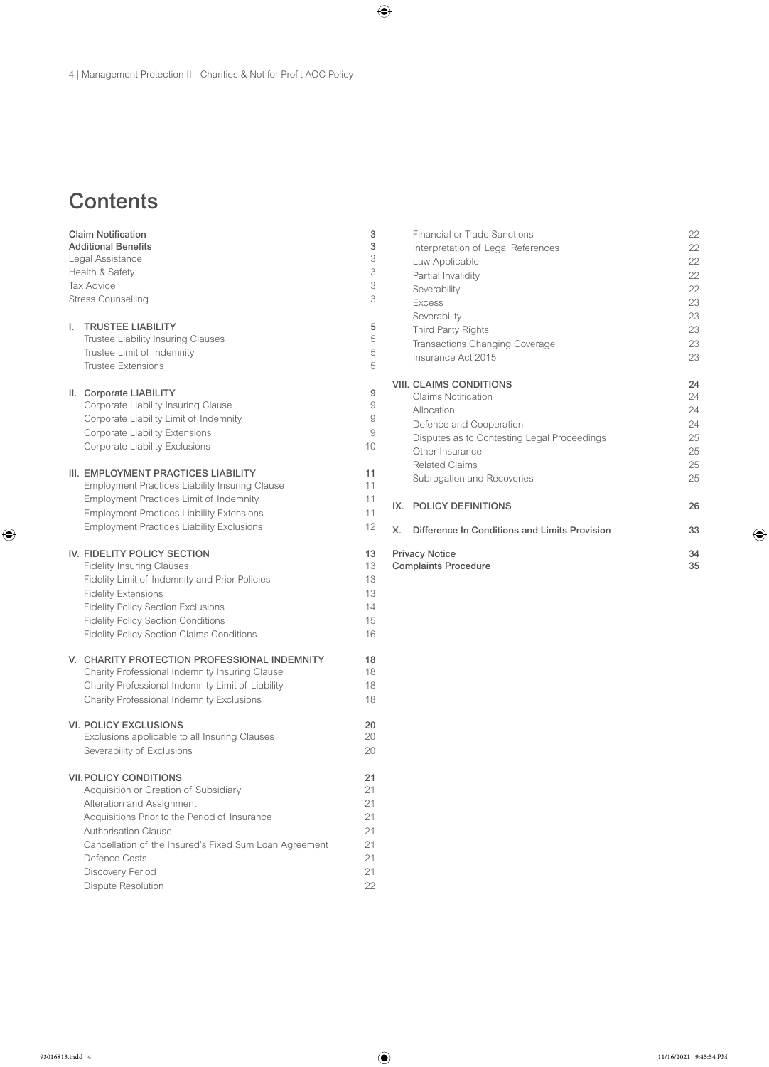# Contents

| | |
|---|---|
| **Claim Notification** | **3** |
| **Additional Benefits** | **3** |
| Legal Assistance | 3 |
| Health & Safety | 3 |
| Tax Advice | 3 |
| Stress Counselling | 3 |
| **I. TRUSTEE LIABILITY** | **5** |
| Trustee Liability Insuring Clauses | 5 |
| Trustee Limit of Indemnity | 5 |
| Trustee Extensions | 5 |
| **II. Corporate LIABILITY** | **9** |
| Corporate Liability Insuring Clause | 9 |
| Corporate Liability Limit of Indemnity | 9 |
| Corporate Liability Extensions | 9 |
| Corporate Liability Exclusions | 10 |
| **III. EMPLOYMENT PRACTICES LIABILITY** | **11** |
| Employment Practices Liability Insuring Clause | 11 |
| Employment Practices Limit of Indemnity | 11 |
| Employment Practices Liability Extensions | 11 |
| Employment Practices Liability Exclusions | 12 |
| **IV. FIDELITY POLICY SECTION** | **13** |
| Fidelity Insuring Clauses | 13 |
| Fidelity Limit of Indemnity and Prior Policies | 13 |
| Fidelity Extensions | 13 |
| Fidelity Policy Section Exclusions | 14 |
| Fidelity Policy Section Conditions | 15 |
| Fidelity Policy Section Claims Conditions | 16 |
| **V. CHARITY PROTECTION PROFESSIONAL INDEMNITY** | **18** |
| Charity Professional Indemnity Insuring Clause | 18 |
| Charity Professional Indemnity Limit of Liability | 18 |
| Charity Professional Indemnity Exclusions | 18 |
| **VI. POLICY EXCLUSIONS** | **20** |
| Exclusions applicable to all Insuring Clauses | 20 |
| Severability of Exclusions | 20 |
| **VII. POLICY CONDITIONS** | **21** |
| Acquisition or Creation of Subsidiary | 21 |
| Alteration and Assignment | 21 |
| Acquisitions Prior to the Period of Insurance | 21 |
| Authorisation Clause | 21 |
| Cancellation of the Insured's Fixed Sum Loan Agreement | 21 |
| Defence Costs | 21 |
| Discovery Period | 21 |
| Dispute Resolution | 22 |
| Financial or Trade Sanctions | 22 |
| Interpretation of Legal References | 22 |
| Law Applicable | 22 |
| Partial Invalidity | 22 |
| Severability | 22 |
| Excess | 23 |
| Severability | 23 |
| Third Party Rights | 23 |
| Transactions Changing Coverage | 23 |
| Insurance Act 2015 | 23 |
| **VIII. CLAIMS CONDITIONS** | **24** |
| Claims Notification | 24 |
| Allocation | 24 |
| Defence and Cooperation | 24 |
| Disputes as to Contesting Legal Proceedings | 25 |
| Other Insurance | 25 |
| Related Claims | 25 |
| Subrogation and Recoveries | 25 |
| **IX. POLICY DEFINITIONS** | **26** |
| **X. Difference In Conditions and Limits Provision** | **33** |
| **Privacy Notice** | **34** |
| **Complaints Procedure** | **35** |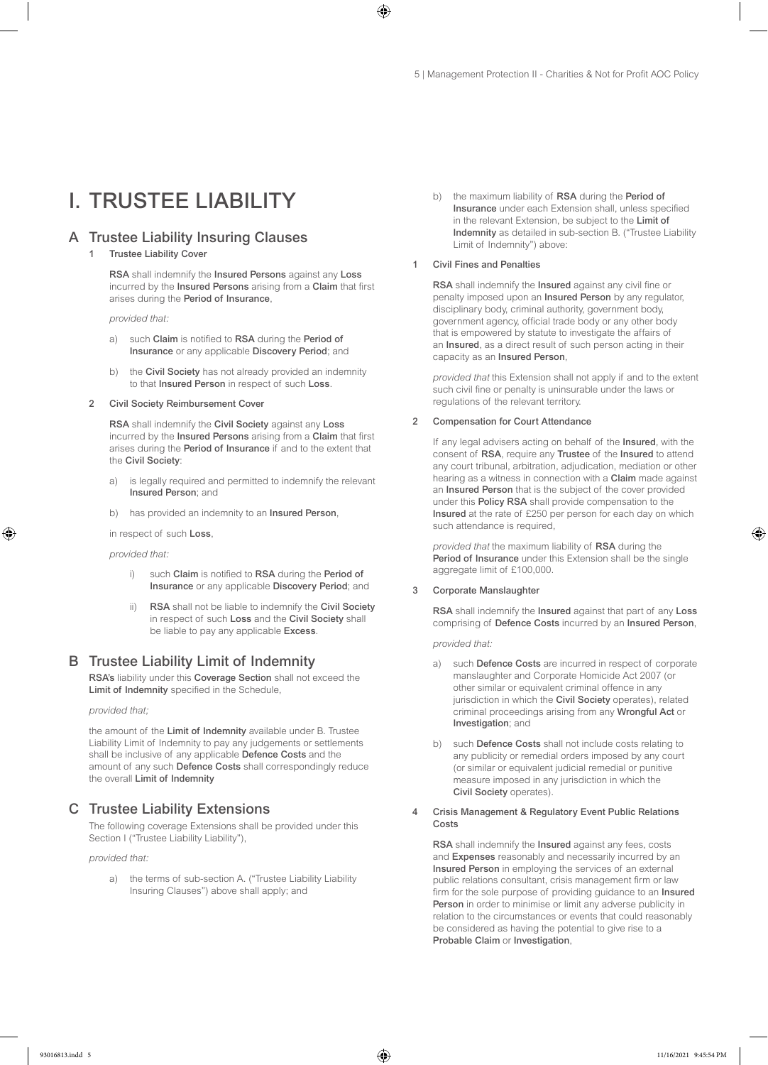# I. TRUSTEE LIABILITY

## A Trustee Liability Insuring Clauses

### 1 Trustee Liability Cover

**RSA** shall indemnify the **Insured Persons** against any **Loss** incurred by the **Insured Persons** arising from a **Claim** that first arises during the **Period of Insurance**,

*provided that:*

a) such **Claim** is notified to **RSA** during the **Period of Insurance** or any applicable **Discovery Period**; and

b) the **Civil Society** has not already provided an indemnity to that **Insured Person** in respect of such **Loss**.

### 2 Civil Society Reimbursement Cover

**RSA** shall indemnify the **Civil Society** against any **Loss** incurred by the **Insured Persons** arising from a **Claim** that first arises during the **Period of Insurance** if and to the extent that the **Civil Society**:

a) is legally required and permitted to indemnify the relevant **Insured Person**; and

b) has provided an indemnity to an **Insured Person**,

in respect of such **Loss**,

*provided that:*

i) such **Claim** is notified to **RSA** during the **Period of Insurance** or any applicable **Discovery Period**; and

ii) **RSA** shall not be liable to indemnify the **Civil Society** in respect of such **Loss** and the **Civil Society** shall be liable to pay any applicable **Excess**.

## B Trustee Liability Limit of Indemnity

**RSA's** liability under this **Coverage Section** shall not exceed the **Limit of Indemnity** specified in the Schedule,

*provided that;*

the amount of the **Limit of Indemnity** available under B. Trustee Liability Limit of Indemnity to pay any judgements or settlements shall be inclusive of any applicable **Defence Costs** and the amount of any such **Defence Costs** shall correspondingly reduce the overall **Limit of Indemnity**

## C Trustee Liability Extensions

The following coverage Extensions shall be provided under this Section I ("Trustee Liability Liability"),

*provided that:*

a) the terms of sub-section A. ("Trustee Liability Liability Insuring Clauses") above shall apply; and

b) the maximum liability of **RSA** during the **Period of Insurance** under each Extension shall, unless specified in the relevant Extension, be subject to the **Limit of Indemnity** as detailed in sub-section B. ("Trustee Liability Limit of Indemnity") above:

### 1 Civil Fines and Penalties

**RSA** shall indemnify the **Insured** against any civil fine or penalty imposed upon an **Insured Person** by any regulator, disciplinary body, criminal authority, government body, government agency, official trade body or any other body that is empowered by statute to investigate the affairs of an **Insured**, as a direct result of such person acting in their capacity as an **Insured Person**,

*provided that* this Extension shall not apply if and to the extent such civil fine or penalty is uninsurable under the laws or regulations of the relevant territory.

### 2 Compensation for Court Attendance

If any legal advisers acting on behalf of the **Insured**, with the consent of **RSA**, require any **Trustee** of the **Insured** to attend any court tribunal, arbitration, adjudication, mediation or other hearing as a witness in connection with a **Claim** made against an **Insured Person** that is the subject of the cover provided under this **Policy RSA** shall provide compensation to the **Insured** at the rate of £250 per person for each day on which such attendance is required,

*provided that* the maximum liability of **RSA** during the **Period of Insurance** under this Extension shall be the single aggregate limit of £100,000.

### 3 Corporate Manslaughter

**RSA** shall indemnify the **Insured** against that part of any **Loss** comprising of **Defence Costs** incurred by an **Insured Person**,

*provided that:*

a) such **Defence Costs** are incurred in respect of corporate manslaughter and Corporate Homicide Act 2007 (or other similar or equivalent criminal offence in any jurisdiction in which the **Civil Society** operates), related criminal proceedings arising from any **Wrongful Act** or **Investigation**; and

b) such **Defence Costs** shall not include costs relating to any publicity or remedial orders imposed by any court (or similar or equivalent judicial remedial or punitive measure imposed in any jurisdiction in which the **Civil Society** operates).

### 4 Crisis Management & Regulatory Event Public Relations Costs

**RSA** shall indemnify the **Insured** against any fees, costs and **Expenses** reasonably and necessarily incurred by an **Insured Person** in employing the services of an external public relations consultant, crisis management firm or law firm for the sole purpose of providing guidance to an **Insured Person** in order to minimise or limit any adverse publicity in relation to the circumstances or events that could reasonably be considered as having the potential to give rise to a **Probable Claim** or **Investigation**,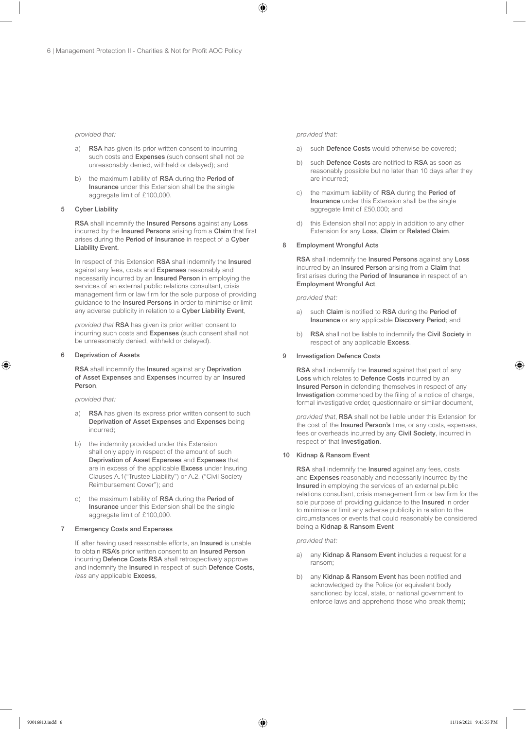*provided that:*

a) **RSA** has given its prior written consent to incurring such costs and **Expenses** (such consent shall not be unreasonably denied, withheld or delayed); and

b) the maximum liability of **RSA** during the **Period of Insurance** under this Extension shall be the single aggregate limit of £100,000.

### 5 Cyber Liability

**RSA** shall indemnify the **Insured Persons** against any **Loss** incurred by the **Insured Persons** arising from a **Claim** that first arises during the **Period of Insurance** in respect of a **Cyber Liability Event.**

In respect of this Extension **RSA** shall indemnify the **Insured** against any fees, costs and **Expenses** reasonably and necessarily incurred by an **Insured Person** in employing the services of an external public relations consultant, crisis management firm or law firm for the sole purpose of providing guidance to the **Insured Persons** in order to minimise or limit any adverse publicity in relation to a **Cyber Liability Event**,

*provided that* **RSA** has given its prior written consent to incurring such costs and **Expenses** (such consent shall not be unreasonably denied, withheld or delayed).

### 6 Deprivation of Assets

**RSA** shall indemnify the **Insured** against any **Deprivation of Asset Expenses** and **Expenses** incurred by an **Insured Person**,

*provided that:*

a) **RSA** has given its express prior written consent to such **Deprivation of Asset Expenses** and **Expenses** being incurred;

b) the indemnity provided under this Extension shall only apply in respect of the amount of such **Deprivation of Asset Expenses** and **Expenses** that are in excess of the applicable **Excess** under Insuring Clauses A.1("Trustee Liability") or A.2. ("Civil Society Reimbursement Cover"); and

c) the maximum liability of **RSA** during the **Period of Insurance** under this Extension shall be the single aggregate limit of £100,000.

### 7 Emergency Costs and Expenses

If, after having used reasonable efforts, an **Insured** is unable to obtain **RSA's** prior written consent to an **Insured Person** incurring **Defence Costs RSA** shall retrospectively approve and indemnify the **Insured** in respect of such **Defence Costs**, *less* any applicable **Excess**,

*provided that:*

a) such **Defence Costs** would otherwise be covered;

b) such **Defence Costs** are notified to **RSA** as soon as reasonably possible but no later than 10 days after they are incurred;

c) the maximum liability of **RSA** during the **Period of Insurance** under this Extension shall be the single aggregate limit of £50,000; and

d) this Extension shall not apply in addition to any other Extension for any **Loss**, **Claim** or **Related Claim**.

### 8 Employment Wrongful Acts

**RSA** shall indemnify the **Insured Persons** against any **Loss** incurred by an **Insured Person** arising from a **Claim** that first arises during the **Period of Insurance** in respect of an **Employment Wrongful Act**,

*provided that:*

a) such **Claim** is notified to **RSA** during the **Period of Insurance** or any applicable **Discovery Period**; and

b) **RSA** shall not be liable to indemnify the **Civil Society** in respect of any applicable **Excess**.

### 9 Investigation Defence Costs

**RSA** shall indemnify the **Insured** against that part of any **Loss** which relates to **Defence Costs** incurred by an **Insured Person** in defending themselves in respect of any **Investigation** commenced by the filing of a notice of charge, formal investigative order, questionnaire or similar document,

*provided that*, **RSA** shall not be liable under this Extension for the cost of the **Insured Person's** time, or any costs, expenses, fees or overheads incurred by any **Civil Society**, incurred in respect of that **Investigation**.

### 10 Kidnap & Ransom Event

**RSA** shall indemnify the **Insured** against any fees, costs and **Expenses** reasonably and necessarily incurred by the **Insured** in employing the services of an external public relations consultant, crisis management firm or law firm for the sole purpose of providing guidance to the **Insured** in order to minimise or limit any adverse publicity in relation to the circumstances or events that could reasonably be considered being a **Kidnap & Ransom Event**

*provided that:*

a) any **Kidnap & Ransom Event** includes a request for a ransom;

b) any **Kidnap & Ransom Event** has been notified and acknowledged by the Police (or equivalent body sanctioned by local, state, or national government to enforce laws and apprehend those who break them);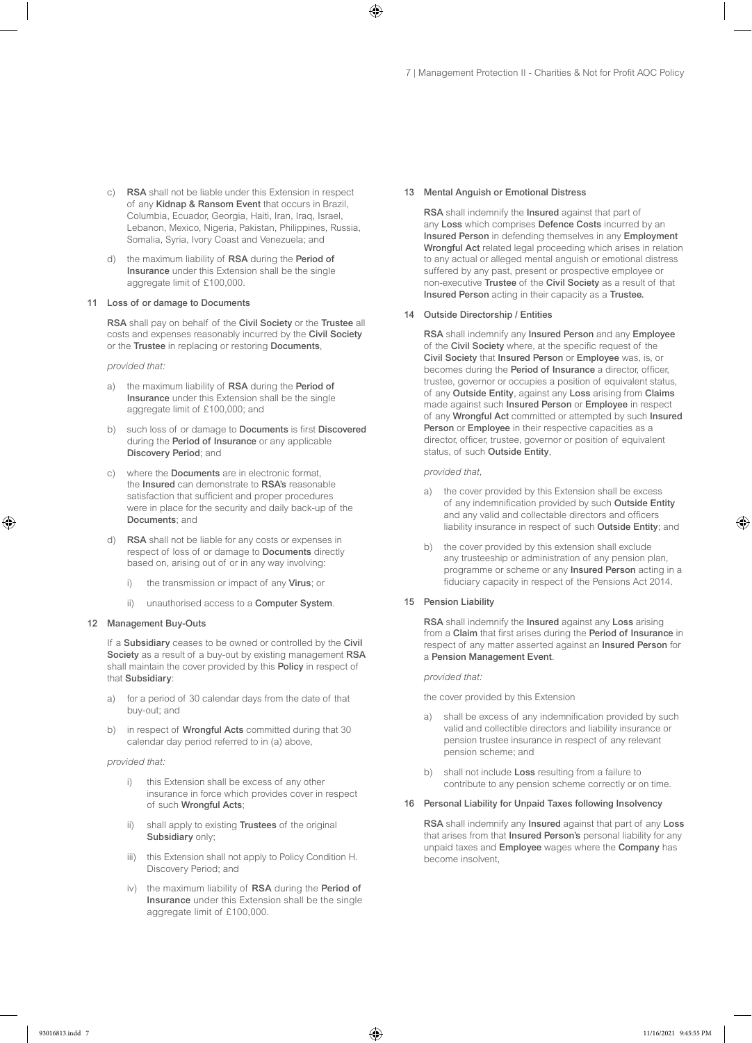c) **RSA** shall not be liable under this Extension in respect of any **Kidnap & Ransom Event** that occurs in Brazil, Columbia, Ecuador, Georgia, Haiti, Iran, Iraq, Israel, Lebanon, Mexico, Nigeria, Pakistan, Philippines, Russia, Somalia, Syria, Ivory Coast and Venezuela; and

d) the maximum liability of **RSA** during the **Period of Insurance** under this Extension shall be the single aggregate limit of £100,000.

### 11 Loss of or damage to Documents

**RSA** shall pay on behalf of the **Civil Society** or the **Trustee** all costs and expenses reasonably incurred by the **Civil Society** or the **Trustee** in replacing or restoring **Documents**,

*provided that:*

a) the maximum liability of **RSA** during the **Period of Insurance** under this Extension shall be the single aggregate limit of £100,000; and

b) such loss of or damage to **Documents** is first **Discovered** during the **Period of Insurance** or any applicable **Discovery Period**; and

c) where the **Documents** are in electronic format, the **Insured** can demonstrate to **RSA's** reasonable satisfaction that sufficient and proper procedures were in place for the security and daily back-up of the **Documents**; and

d) **RSA** shall not be liable for any costs or expenses in respect of loss of or damage to **Documents** directly based on, arising out of or in any way involving:

   i) the transmission or impact of any **Virus**; or

   ii) unauthorised access to a **Computer System**.

### 12 Management Buy-Outs

If a **Subsidiary** ceases to be owned or controlled by the **Civil Society** as a result of a buy-out by existing management **RSA** shall maintain the cover provided by this **Policy** in respect of that **Subsidiary**:

a) for a period of 30 calendar days from the date of that buy-out; and

b) in respect of **Wrongful Acts** committed during that 30 calendar day period referred to in (a) above,

*provided that:*

   i) this Extension shall be excess of any other insurance in force which provides cover in respect of such **Wrongful Acts**;

   ii) shall apply to existing **Trustees** of the original **Subsidiary** only;

   iii) this Extension shall not apply to Policy Condition H. Discovery Period; and

   iv) the maximum liability of **RSA** during the **Period of Insurance** under this Extension shall be the single aggregate limit of £100,000.

### 13 Mental Anguish or Emotional Distress

**RSA** shall indemnify the **Insured** against that part of any **Loss** which comprises **Defence Costs** incurred by an **Insured Person** in defending themselves in any **Employment Wrongful Act** related legal proceeding which arises in relation to any actual or alleged mental anguish or emotional distress suffered by any past, present or prospective employee or non-executive **Trustee** of the **Civil Society** as a result of that **Insured Person** acting in their capacity as a **Trustee.**

### 14 Outside Directorship / Entities

**RSA** shall indemnify any **Insured Person** and any **Employee** of the **Civil Society** where, at the specific request of the **Civil Society** that **Insured Person** or **Employee** was, is, or becomes during the **Period of Insurance** a director, officer, trustee, governor or occupies a position of equivalent status, of any **Outside Entity**, against any **Loss** arising from **Claims** made against such **Insured Person** or **Employee** in respect of any **Wrongful Act** committed or attempted by such **Insured Person** or **Employee** in their respective capacities as a director, officer, trustee, governor or position of equivalent status, of such **Outside Entity**,

*provided that,*

a) the cover provided by this Extension shall be excess of any indemnification provided by such **Outside Entity** and any valid and collectable directors and officers liability insurance in respect of such **Outside Entity**; and

b) the cover provided by this extension shall exclude any trusteeship or administration of any pension plan, programme or scheme or any **Insured Person** acting in a fiduciary capacity in respect of the Pensions Act 2014.

### 15 Pension Liability

**RSA** shall indemnify the **Insured** against any **Loss** arising from a **Claim** that first arises during the **Period of Insurance** in respect of any matter asserted against an **Insured Person** for a **Pension Management Event**.

*provided that:*

the cover provided by this Extension

a) shall be excess of any indemnification provided by such valid and collectible directors and liability insurance or pension trustee insurance in respect of any relevant pension scheme; and

b) shall not include **Loss** resulting from a failure to contribute to any pension scheme correctly or on time.

### 16 Personal Liability for Unpaid Taxes following Insolvency

**RSA** shall indemnify any **Insured** against that part of any **Loss** that arises from that **Insured Person's** personal liability for any unpaid taxes and **Employee** wages where the **Company** has become insolvent,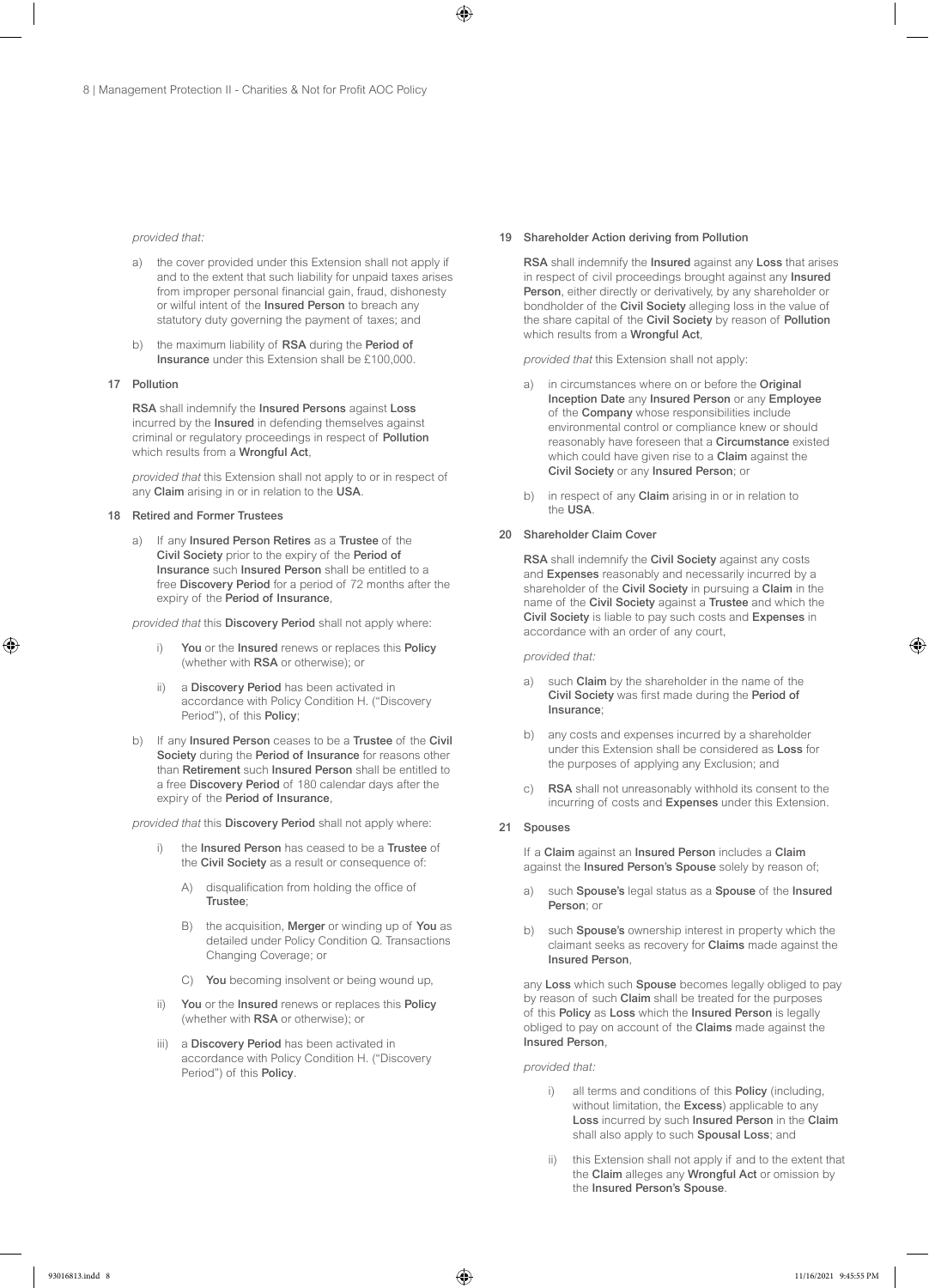*provided that:*

a) the cover provided under this Extension shall not apply if and to the extent that such liability for unpaid taxes arises from improper personal financial gain, fraud, dishonesty or wilful intent of the **Insured Person** to breach any statutory duty governing the payment of taxes; and

b) the maximum liability of **RSA** during the **Period of Insurance** under this Extension shall be £100,000.

### 17 Pollution

**RSA** shall indemnify the **Insured Persons** against **Loss** incurred by the **Insured** in defending themselves against criminal or regulatory proceedings in respect of **Pollution** which results from a **Wrongful Act**,

*provided that* this Extension shall not apply to or in respect of any **Claim** arising in or in relation to the **USA**.

### 18 Retired and Former Trustees

a) If any **Insured Person Retires** as a **Trustee** of the **Civil Society** prior to the expiry of the **Period of Insurance** such **Insured Person** shall be entitled to a free **Discovery Period** for a period of 72 months after the expiry of the **Period of Insurance**,

*provided that* this **Discovery Period** shall not apply where:

   i) **You** or the **Insured** renews or replaces this **Policy** (whether with **RSA** or otherwise); or

   ii) a **Discovery Period** has been activated in accordance with Policy Condition H. ("Discovery Period"), of this **Policy**;

b) If any **Insured Person** ceases to be a **Trustee** of the **Civil Society** during the **Period of Insurance** for reasons other than **Retirement** such **Insured Person** shall be entitled to a free **Discovery Period** of 180 calendar days after the expiry of the **Period of Insurance**,

*provided that* this **Discovery Period** shall not apply where:

   i) the **Insured Person** has ceased to be a **Trustee** of the **Civil Society** as a result or consequence of:

      A) disqualification from holding the office of **Trustee**;

      B) the acquisition, **Merger** or winding up of **You** as detailed under Policy Condition Q. Transactions Changing Coverage; or

      C) **You** becoming insolvent or being wound up,

   ii) **You** or the **Insured** renews or replaces this **Policy** (whether with **RSA** or otherwise); or

   iii) a **Discovery Period** has been activated in accordance with Policy Condition H. ("Discovery Period") of this **Policy**.

### 19 Shareholder Action deriving from Pollution

**RSA** shall indemnify the **Insured** against any **Loss** that arises in respect of civil proceedings brought against any **Insured Person**, either directly or derivatively, by any shareholder or bondholder of the **Civil Society** alleging loss in the value of the share capital of the **Civil Society** by reason of **Pollution** which results from a **Wrongful Act**,

*provided that* this Extension shall not apply:

a) in circumstances where on or before the **Original Inception Date** any **Insured Person** or any **Employee** of the **Company** whose responsibilities include environmental control or compliance knew or should reasonably have foreseen that a **Circumstance** existed which could have given rise to a **Claim** against the **Civil Society** or any **Insured Person**; or

b) in respect of any **Claim** arising in or in relation to the **USA**.

### 20 Shareholder Claim Cover

**RSA** shall indemnify the **Civil Society** against any costs and **Expenses** reasonably and necessarily incurred by a shareholder of the **Civil Society** in pursuing a **Claim** in the name of the **Civil Society** against a **Trustee** and which the **Civil Society** is liable to pay such costs and **Expenses** in accordance with an order of any court,

*provided that:*

a) such **Claim** by the shareholder in the name of the **Civil Society** was first made during the **Period of Insurance**;

b) any costs and expenses incurred by a shareholder under this Extension shall be considered as **Loss** for the purposes of applying any Exclusion; and

c) **RSA** shall not unreasonably withhold its consent to the incurring of costs and **Expenses** under this Extension.

### 21 Spouses

If a **Claim** against an **Insured Person** includes a **Claim** against the **Insured Person's Spouse** solely by reason of;

a) such **Spouse's** legal status as a **Spouse** of the **Insured Person**; or

b) such **Spouse's** ownership interest in property which the claimant seeks as recovery for **Claims** made against the **Insured Person**,

any **Loss** which such **Spouse** becomes legally obliged to pay by reason of such **Claim** shall be treated for the purposes of this **Policy** as **Loss** which the **Insured Person** is legally obliged to pay on account of the **Claims** made against the **Insured Person**,

*provided that:*

   i) all terms and conditions of this **Policy** (including, without limitation, the **Excess**) applicable to any **Loss** incurred by such **Insured Person** in the **Claim** shall also apply to such **Spousal Loss**; and

   ii) this Extension shall not apply if and to the extent that the **Claim** alleges any **Wrongful Act** or omission by the **Insured Person's Spouse**.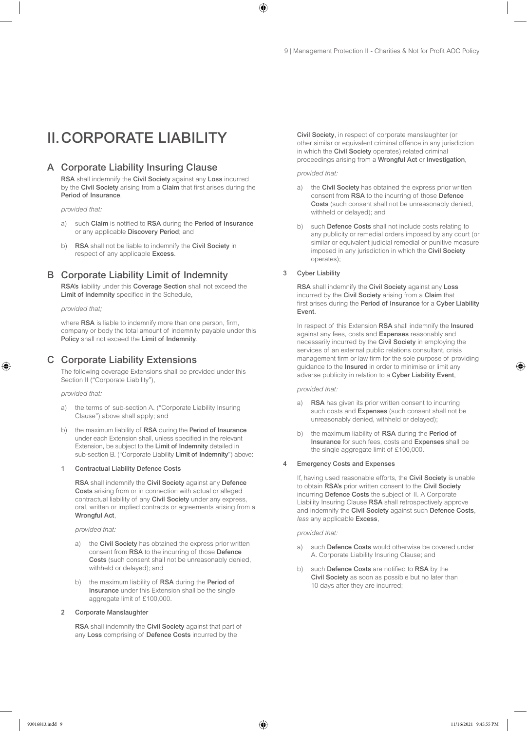# II. CORPORATE LIABILITY

## A Corporate Liability Insuring Clause

**RSA** shall indemnify the **Civil Society** against any **Loss** incurred by the **Civil Society** arising from a **Claim** that first arises during the **Period of Insurance**,

*provided that:*

a) such **Claim** is notified to **RSA** during the **Period of Insurance** or any applicable **Discovery Period**; and

b) **RSA** shall not be liable to indemnify the **Civil Society** in respect of any applicable **Excess**.

## B Corporate Liability Limit of Indemnity

**RSA's** liability under this **Coverage Section** shall not exceed the **Limit of Indemnity** specified in the Schedule,

*provided that;*

where **RSA** is liable to indemnify more than one person, firm, company or body the total amount of indemnity payable under this **Policy** shall not exceed the **Limit of Indemnity**.

## C Corporate Liability Extensions

The following coverage Extensions shall be provided under this Section II ("Corporate Liability"),

*provided that:*

a) the terms of sub-section A. ("Corporate Liability Insuring Clause") above shall apply; and

b) the maximum liability of **RSA** during the **Period of Insurance** under each Extension shall, unless specified in the relevant Extension, be subject to the **Limit of Indemnity** detailed in sub-section B. ("Corporate Liability **Limit of Indemnity**") above:

### 1 Contractual Liability Defence Costs

**RSA** shall indemnify the **Civil Society** against any **Defence Costs** arising from or in connection with actual or alleged contractual liability of any **Civil Society** under any express, oral, written or implied contracts or agreements arising from a **Wrongful Act**,

*provided that:*

a) the **Civil Society** has obtained the express prior written consent from **RSA** to the incurring of those **Defence Costs** (such consent shall not be unreasonably denied, withheld or delayed); and

b) the maximum liability of **RSA** during the **Period of Insurance** under this Extension shall be the single aggregate limit of £100,000.

### 2 Corporate Manslaughter

**RSA** shall indemnify the **Civil Society** against that part of any **Loss** comprising of **Defence Costs** incurred by the **Civil Society**, in respect of corporate manslaughter (or other similar or equivalent criminal offence in any jurisdiction in which the **Civil Society** operates) related criminal proceedings arising from a **Wrongful Act** or **Investigation**,

*provided that:*

a) the **Civil Society** has obtained the express prior written consent from **RSA** to the incurring of those **Defence Costs** (such consent shall not be unreasonably denied, withheld or delayed); and

b) such **Defence Costs** shall not include costs relating to any publicity or remedial orders imposed by any court (or similar or equivalent judicial remedial or punitive measure imposed in any jurisdiction in which the **Civil Society** operates);

### 3 Cyber Liability

**RSA** shall indemnify the **Civil Society** against any **Loss** incurred by the **Civil Society** arising from a **Claim** that first arises during the **Period of Insurance** for a **Cyber Liability Event.**

In respect of this Extension **RSA** shall indemnify the **Insured** against any fees, costs and **Expenses** reasonably and necessarily incurred by the **Civil Society** in employing the services of an external public relations consultant, crisis management firm or law firm for the sole purpose of providing guidance to the **Insured** in order to minimise or limit any adverse publicity in relation to a **Cyber Liability Event**,

*provided that:*

a) **RSA** has given its prior written consent to incurring such costs and **Expenses** (such consent shall not be unreasonably denied, withheld or delayed);

b) the maximum liability of **RSA** during the **Period of Insurance** for such fees, costs and **Expenses** shall be the single aggregate limit of £100,000.

### 4 Emergency Costs and Expenses

If, having used reasonable efforts, the **Civil Society** is unable to obtain **RSA's** prior written consent to the **Civil Society** incurring **Defence Costs** the subject of II. A Corporate Liability Insuring Clause **RSA** shall retrospectively approve and indemnify the **Civil Society** against such **Defence Costs**, *less* any applicable **Excess**,

*provided that:*

a) such **Defence Costs** would otherwise be covered under A. Corporate Liability Insuring Clause; and

b) such **Defence Costs** are notified to **RSA** by the **Civil Society** as soon as possible but no later than 10 days after they are incurred;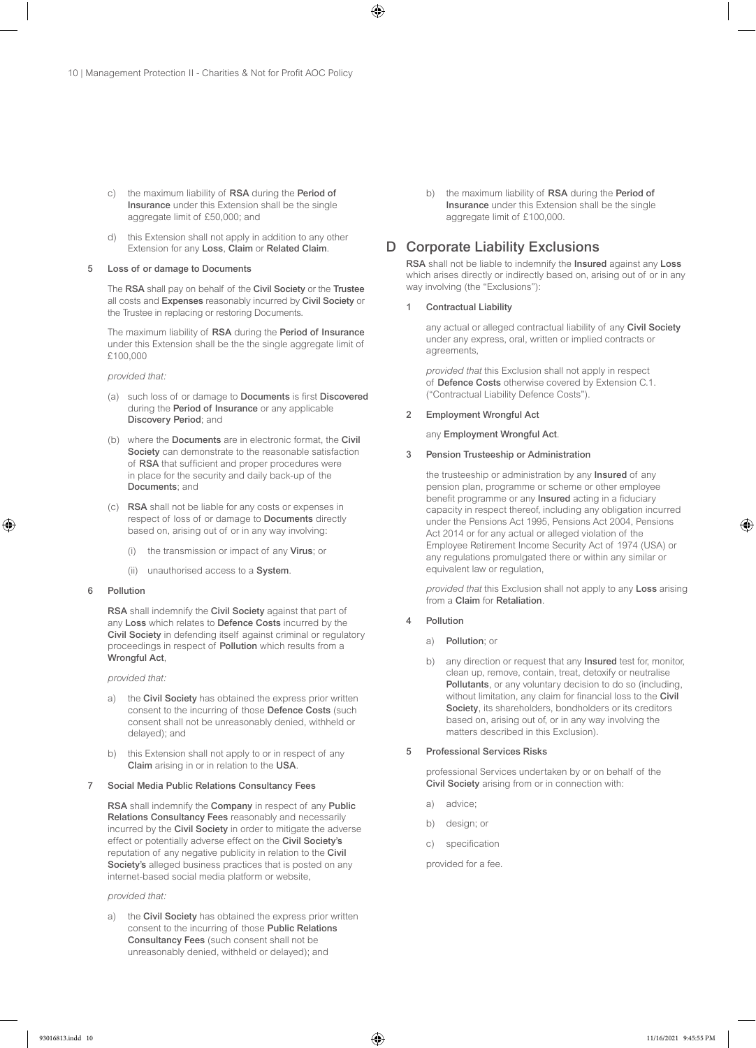c) the maximum liability of **RSA** during the **Period of Insurance** under this Extension shall be the single aggregate limit of £50,000; and

d) this Extension shall not apply in addition to any other Extension for any **Loss**, **Claim** or **Related Claim**.

#### 5 Loss of or damage to Documents

The **RSA** shall pay on behalf of the **Civil Society** or the **Trustee** all costs and **Expenses** reasonably incurred by **Civil Society** or the Trustee in replacing or restoring Documents.

The maximum liability of **RSA** during the **Period of Insurance** under this Extension shall be the the single aggregate limit of £100,000

*provided that:*

(a) such loss of or damage to **Documents** is first **Discovered** during the **Period of Insurance** or any applicable **Discovery Period**; and

(b) where the **Documents** are in electronic format, the **Civil Society** can demonstrate to the reasonable satisfaction of **RSA** that sufficient and proper procedures were in place for the security and daily back-up of the **Documents**; and

(c) **RSA** shall not be liable for any costs or expenses in respect of loss of or damage to **Documents** directly based on, arising out of or in any way involving:

  (i) the transmission or impact of any **Virus**; or

  (ii) unauthorised access to a **System**.

#### 6 Pollution

**RSA** shall indemnify the **Civil Society** against that part of any **Loss** which relates to **Defence Costs** incurred by the **Civil Society** in defending itself against criminal or regulatory proceedings in respect of **Pollution** which results from a **Wrongful Act**,

*provided that:*

a) the **Civil Society** has obtained the express prior written consent to the incurring of those **Defence Costs** (such consent shall not be unreasonably denied, withheld or delayed); and

b) this Extension shall not apply to or in respect of any **Claim** arising in or in relation to the **USA**.

#### 7 Social Media Public Relations Consultancy Fees

**RSA** shall indemnify the **Company** in respect of any **Public Relations Consultancy Fees** reasonably and necessarily incurred by the **Civil Society** in order to mitigate the adverse effect or potentially adverse effect on the **Civil Society's** reputation of any negative publicity in relation to the **Civil Society's** alleged business practices that is posted on any internet-based social media platform or website,

*provided that:*

a) the **Civil Society** has obtained the express prior written consent to the incurring of those **Public Relations Consultancy Fees** (such consent shall not be unreasonably denied, withheld or delayed); and

b) the maximum liability of **RSA** during the **Period of Insurance** under this Extension shall be the single aggregate limit of £100,000.

## D Corporate Liability Exclusions

**RSA** shall not be liable to indemnify the **Insured** against any **Loss** which arises directly or indirectly based on, arising out of or in any way involving (the "Exclusions"):

#### 1 Contractual Liability

any actual or alleged contractual liability of any **Civil Society** under any express, oral, written or implied contracts or agreements,

*provided that* this Exclusion shall not apply in respect of **Defence Costs** otherwise covered by Extension C.1. ("Contractual Liability Defence Costs").

#### 2 Employment Wrongful Act

any **Employment Wrongful Act**.

#### 3 Pension Trusteeship or Administration

the trusteeship or administration by any **Insured** of any pension plan, programme or scheme or other employee benefit programme or any **Insured** acting in a fiduciary capacity in respect thereof, including any obligation incurred under the Pensions Act 1995, Pensions Act 2004, Pensions Act 2014 or for any actual or alleged violation of the Employee Retirement Income Security Act of 1974 (USA) or any regulations promulgated there or within any similar or based on law or regulation,

*provided that* this Exclusion shall not apply to any **Loss** arising from a **Claim** for **Retaliation**.

#### 4 Pollution

a) **Pollution**; or

b) any direction or request that any **Insured** test for, monitor, clean up, remove, contain, treat, detoxify or neutralise **Pollutants**, or any voluntary decision to do so (including, without limitation, any claim for financial loss to the **Civil Society**, its shareholders, bondholders or its creditors based on, arising out of, or in any way involving the matters described in this Exclusion).

#### 5 Professional Services Risks

professional Services undertaken by or on behalf of the **Civil Society** arising from or in connection with:

a) advice;

b) design; or

c) specification

provided for a fee.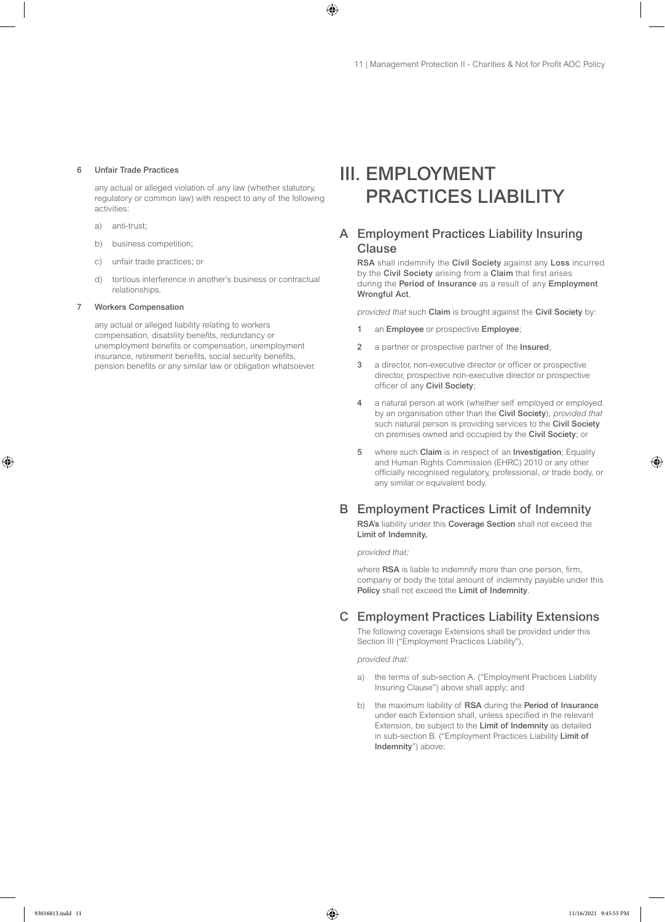**6 Unfair Trade Practices**

any actual or alleged violation of any law (whether statutory, regulatory or common law) with respect to any of the following activities:

a) anti-trust;

b) business competition;

c) unfair trade practices; or

d) tortious interference in another's business or contractual relationships.

**7 Workers Compensation**

any actual or alleged liability relating to workers compensation, disability benefits, redundancy or unemployment benefits or compensation, unemployment insurance, retirement benefits, social security benefits, pension benefits or any similar law or obligation whatsoever.

# III. EMPLOYMENT PRACTICES LIABILITY

## A Employment Practices Liability Insuring Clause

**RSA** shall indemnify the **Civil Society** against any **Loss** incurred by the **Civil Society** arising from a **Claim** that first arises during the **Period of Insurance** as a result of any **Employment Wrongful Act**,

*provided that* such **Claim** is brought against the **Civil Society** by:

1 an **Employee** or prospective **Employee**;

2 a partner or prospective partner of the **Insured**;

3 a director, non-executive director or officer or prospective director, prospective non-executive director or prospective officer of any **Civil Society**;

4 a natural person at work (whether self employed or employed by an organisation other than the **Civil Society**), *provided that* such natural person is providing services to the **Civil Society** on premises owned and occupied by the **Civil Society**; or

5 where such **Claim** is in respect of an **Investigation**; Equality and Human Rights Commission (EHRC) 2010 or any other officially recognised regulatory, professional, or trade body, or any similar or equivalent body.

## B Employment Practices Limit of Indemnity

**RSA's** liability under this **Coverage Section** shall not exceed the **Limit of Indemnity,**

*provided that;*

where **RSA** is liable to indemnify more than one person, firm, company or body the total amount of indemnity payable under this **Policy** shall not exceed the **Limit of Indemnity**.

## C Employment Practices Liability Extensions

The following coverage Extensions shall be provided under this Section III ("Employment Practices Liability"),

*provided that:*

a) the terms of sub-section A. ("Employment Practices Liability Insuring Clause") above shall apply; and

b) the maximum liability of **RSA** during the **Period of Insurance** under each Extension shall, unless specified in the relevant Extension, be subject to the **Limit of Indemnity** as detailed in sub-section B. ("Employment Practices Liability **Limit of Indemnity**") above: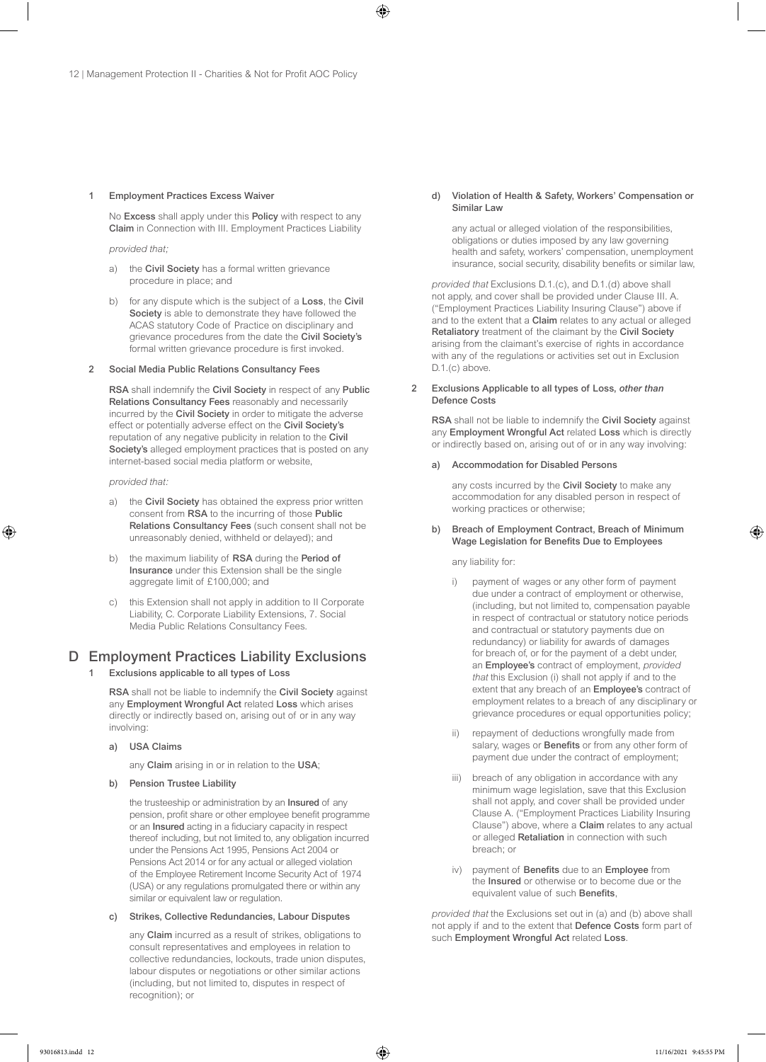### 1 Employment Practices Excess Waiver

No **Excess** shall apply under this **Policy** with respect to any **Claim** in Connection with III. Employment Practices Liability

*provided that;*

a) the **Civil Society** has a formal written grievance procedure in place; and

b) for any dispute which is the subject of a **Loss**, the **Civil Society** is able to demonstrate they have followed the ACAS statutory Code of Practice on disciplinary and grievance procedures from the date the **Civil Society's** formal written grievance procedure is first invoked.

### 2 Social Media Public Relations Consultancy Fees

**RSA** shall indemnify the **Civil Society** in respect of any **Public Relations Consultancy Fees** reasonably and necessarily incurred by the **Civil Society** in order to mitigate the adverse effect or potentially adverse effect on the **Civil Society's** reputation of any negative publicity in relation to the **Civil Society's** alleged employment practices that is posted on any internet-based social media platform or website,

*provided that:*

a) the **Civil Society** has obtained the express prior written consent from **RSA** to the incurring of those **Public Relations Consultancy Fees** (such consent shall not be unreasonably denied, withheld or delayed); and

b) the maximum liability of **RSA** during the **Period of Insurance** under this Extension shall be the single aggregate limit of £100,000; and

c) this Extension shall not apply in addition to II Corporate Liability, C. Corporate Liability Extensions, 7. Social Media Public Relations Consultancy Fees.

## D Employment Practices Liability Exclusions

### 1 Exclusions applicable to all types of Loss

**RSA** shall not be liable to indemnify the **Civil Society** against any **Employment Wrongful Act** related **Loss** which arises directly or indirectly based on, arising out of or in any way involving:

**a) USA Claims**

any **Claim** arising in or in relation to the **USA**;

**b) Pension Trustee Liability**

the trusteeship or administration by an **Insured** of any pension, profit share or other employee benefit programme or an **Insured** acting in a fiduciary capacity in respect thereof including, but not limited to, any obligation incurred under the Pensions Act 1995, Pensions Act 2004 or Pensions Act 2014 or for any actual or alleged violation of the Employee Retirement Income Security Act of 1974 (USA) or any regulations promulgated there or within any similar or equivalent law or regulation.

**c) Strikes, Collective Redundancies, Labour Disputes**

any **Claim** incurred as a result of strikes, obligations to consult representatives and employees in relation to collective redundancies, lockouts, trade union disputes, labour disputes or negotiations or other similar actions (including, but not limited to, disputes in respect of recognition); or

**d) Violation of Health & Safety, Workers' Compensation or Similar Law**

any actual or alleged violation of the responsibilities, obligations or duties imposed by any law governing health and safety, workers' compensation, unemployment insurance, social security, disability benefits or similar law,

*provided that* Exclusions D.1.(c), and D.1.(d) above shall not apply, and cover shall be provided under Clause III. A. ("Employment Practices Liability Insuring Clause") above if and to the extent that a **Claim** relates to any actual or alleged **Retaliatory** treatment of the claimant by the **Civil Society** arising from the claimant's exercise of rights in accordance with any of the regulations or activities set out in Exclusion D.1.(c) above.

### 2 Exclusions Applicable to all types of Loss, *other than* Defence Costs

**RSA** shall not be liable to indemnify the **Civil Society** against any **Employment Wrongful Act** related **Loss** which is directly or indirectly based on, arising out of or in any way involving:

**a) Accommodation for Disabled Persons**

any costs incurred by the **Civil Society** to make any accommodation for any disabled person in respect of working practices or otherwise;

**b) Breach of Employment Contract, Breach of Minimum Wage Legislation for Benefits Due to Employees**

any liability for:

i) payment of wages or any other form of payment due under a contract of employment or otherwise, (including, but not limited to, compensation payable in respect of contractual or statutory notice periods and contractual or statutory payments due on redundancy) or liability for awards of damages for breach of, or for the payment of a debt under, an **Employee's** contract of employment, *provided that* this Exclusion (i) shall not apply if and to the extent that any breach of an **Employee's** contract of employment relates to a breach of any disciplinary or grievance procedures or equal opportunities policy;

ii) repayment of deductions wrongfully made from salary, wages or **Benefits** or from any other form of payment due under the contract of employment;

iii) breach of any obligation in accordance with any minimum wage legislation, save that this Exclusion shall not apply, and cover shall be provided under Clause A. ("Employment Practices Liability Insuring Clause") above, where a **Claim** relates to any actual or alleged **Retaliation** in connection with such breach; or

iv) payment of **Benefits** due to an **Employee** from the **Insured** or otherwise or to become due or the equivalent value of such **Benefits**,

*provided that* the Exclusions set out in (a) and (b) above shall not apply if and to the extent that **Defence Costs** form part of such **Employment Wrongful Act** related **Loss**.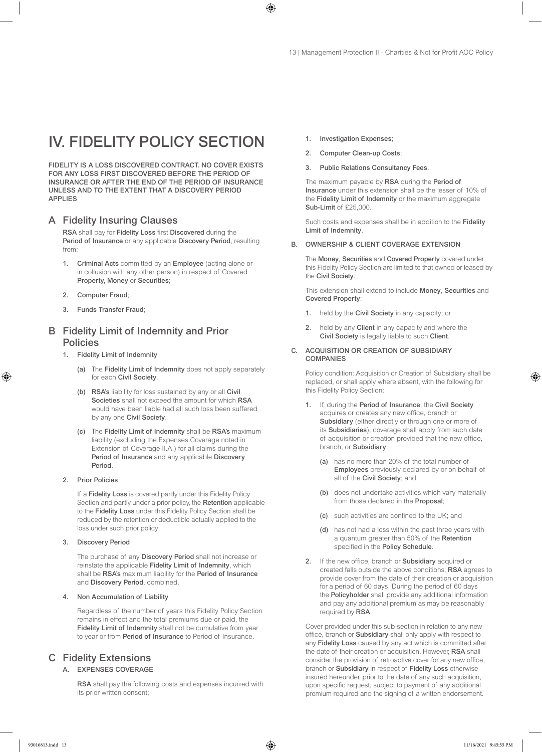# IV. FIDELITY POLICY SECTION

**FIDELITY IS A LOSS DISCOVERED CONTRACT. NO COVER EXISTS FOR ANY LOSS FIRST DISCOVERED BEFORE THE PERIOD OF INSURANCE OR AFTER THE END OF THE PERIOD OF INSURANCE UNLESS AND TO THE EXTENT THAT A DISCOVERY PERIOD APPLIES**

## A Fidelity Insuring Clauses

**RSA** shall pay for **Fidelity Loss** first **Discovered** during the **Period of Insurance** or any applicable **Discovery Period**, resulting from:

1. **Criminal Acts** committed by an **Employee** (acting alone or in collusion with any other person) in respect of Covered **Property, Money** or **Securities**;
2. **Computer Fraud**;
3. **Funds Transfer Fraud**;

## B Fidelity Limit of Indemnity and Prior Policies

1. **Fidelity Limit of Indemnity**
   - (a) The **Fidelity Limit of Indemnity** does not apply separately for each **Civil Society**.
   - (b) **RSA's** liability for loss sustained by any or all **Civil Societies** shall not exceed the amount for which **RSA** would have been liable had all such loss been suffered by any one **Civil Society**.
   - (c) The **Fidelity Limit of Indemnity** shall be **RSA's** maximum liability (excluding the Expenses Coverage noted in Extension of Coverage II.A.) for all claims during the **Period of Insurance** and any applicable **Discovery Period**.
2. **Prior Policies**

   If a **Fidelity Loss** is covered partly under this Fidelity Policy Section and partly under a prior policy, the **Retention** applicable to the **Fidelity Loss** under this Fidelity Policy Section shall be reduced by the retention or deductible actually applied to the loss under such prior policy;
3. **Discovery Period**

   The purchase of any **Discovery Period** shall not increase or reinstate the applicable **Fidelity Limit of Indemnity**, which shall be **RSA's** maximum liability for the **Period of Insurance** and **Discovery Period**, combined.
4. **Non Accumulation of Liability**

   Regardless of the number of years this Fidelity Policy Section remains in effect and the total premiums due or paid, the **Fidelity Limit of Indemnity** shall not be cumulative from year to year or from **Period of Insurance** to Period of Insurance.

## C Fidelity Extensions

### A. EXPENSES COVERAGE

**RSA** shall pay the following costs and expenses incurred with its prior written consent;

1. **Investigation Expenses**;
2. **Computer Clean-up Costs**;
3. **Public Relations Consultancy Fees**.

The maximum payable by **RSA** during the **Period of Insurance** under this extension shall be the lesser of 10% of the **Fidelity Limit of Indemnity** or the maximum aggregate **Sub-Limit** of £25,000.

Such costs and expenses shall be in addition to the **Fidelity Limit of Indemnity**.

### B. OWNERSHIP & CLIENT COVERAGE EXTENSION

The **Money**, **Securities** and **Covered Property** covered under this Fidelity Policy Section are limited to that owned or leased by the **Civil Society**.

This extension shall extend to include **Money**, **Securities** and **Covered Property**:

1. held by the **Civil Society** in any capacity; or
2. held by any **Client** in any capacity and where the **Civil Society** is legally liable to such **Client**.

### C. ACQUISITION OR CREATION OF SUBSIDIARY COMPANIES

Policy condition: Acquisition or Creation of Subsidiary shall be replaced, or shall apply where absent, with the following for this Fidelity Policy Section;

1. If, during the **Period of Insurance**, the **Civil Society** acquires or creates any new office, branch or **Subsidiary** (either directly or through one or more of its **Subsidiaries**), coverage shall apply from such date of acquisition or creation provided that the new office, branch, or **Subsidiary**:
   - (a) has no more than 20% of the total number of **Employees** previously declared by or on behalf of all of the **Civil Society**; and
   - (b) does not undertake activities which vary materially from those declared in the **Proposal**;
   - (c) such activities are confined to the UK; and
   - (d) has not had a loss within the past three years with a quantum greater than 50% of the **Retention** specified in the **Policy Schedule**.
2. If the new office, branch or **Subsidiary** acquired or created falls outside the above conditions, **RSA** agrees to provide cover from the date of their creation or acquisition for a period of 60 days. During the period of 60 days the **Policyholder** shall provide any additional information and pay any additional premium as may be reasonably required by **RSA**.

Cover provided under this sub-section in relation to any new office, branch or **Subsidiary** shall only apply with respect to any **Fidelity Loss** caused by any act which is committed after the date of their creation or acquisition. However, **RSA** shall consider the provision of retroactive cover for any new office, branch or **Subsidiary** in respect of **Fidelity Loss** otherwise insured hereunder, prior to the date of any such acquisition, upon specific request, subject to payment of any additional premium required and the signing of a written endorsement.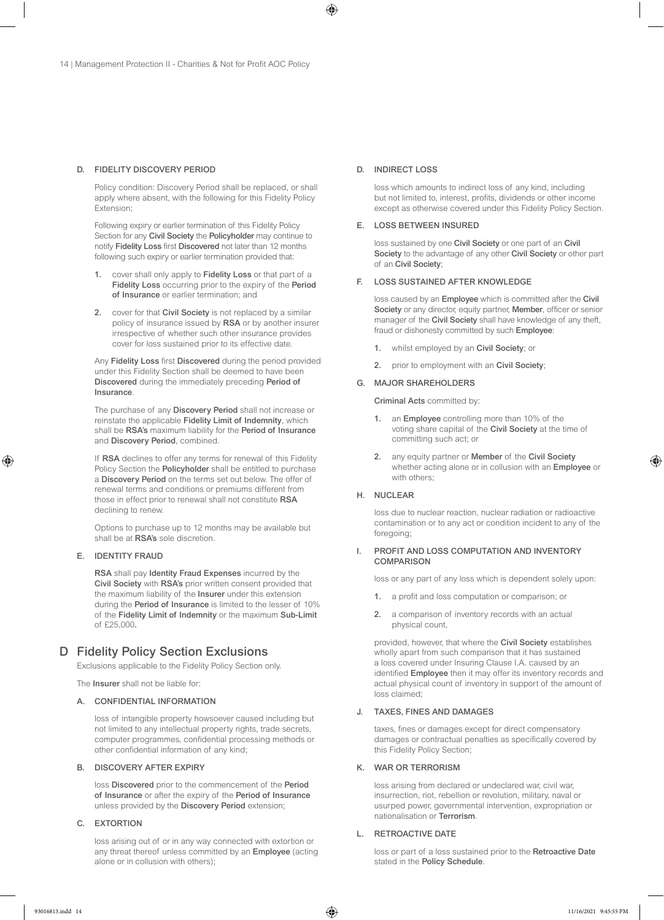### D. FIDELITY DISCOVERY PERIOD

Policy condition: Discovery Period shall be replaced, or shall apply where absent, with the following for this Fidelity Policy Extension;

Following expiry or earlier termination of this Fidelity Policy Section for any **Civil Society** the **Policyholder** may continue to notify **Fidelity Loss** first **Discovered** not later than 12 months following such expiry or earlier termination provided that:

1. cover shall only apply to **Fidelity Loss** or that part of a **Fidelity Loss** occurring prior to the expiry of the **Period of Insurance** or earlier termination; and
2. cover for that **Civil Society** is not replaced by a similar policy of insurance issued by **RSA** or by another insurer irrespective of whether such other insurance provides cover for loss sustained prior to its effective date.

Any **Fidelity Loss** first **Discovered** during the period provided under this Fidelity Section shall be deemed to have been **Discovered** during the immediately preceding **Period of Insurance**.

The purchase of any **Discovery Period** shall not increase or reinstate the applicable **Fidelity Limit of Indemnity**, which shall be **RSA's** maximum liability for the **Period of Insurance** and **Discovery Period**, combined.

If **RSA** declines to offer any terms for renewal of this Fidelity Policy Section the **Policyholder** shall be entitled to purchase a **Discovery Period** on the terms set out below. The offer of renewal terms and conditions or premiums different from those in effect prior to renewal shall not constitute **RSA** declining to renew.

Options to purchase up to 12 months may be available but shall be at **RSA's** sole discretion.

### E. IDENTITY FRAUD

**RSA** shall pay **Identity Fraud Expenses** incurred by the **Civil Society** with **RSA's** prior written consent provided that the maximum liability of the **Insurer** under this extension during the **Period of Insurance** is limited to the lesser of 10% of the **Fidelity Limit of Indemnity** or the maximum **Sub-Limit** of £25,000.

## D Fidelity Policy Section Exclusions

Exclusions applicable to the Fidelity Policy Section only.

The **Insurer** shall not be liable for:

### A. CONFIDENTIAL INFORMATION

loss of intangible property howsoever caused including but not limited to any intellectual property rights, trade secrets, computer programmes, confidential processing methods or other confidential information of any kind;

### B. DISCOVERY AFTER EXPIRY

loss **Discovered** prior to the commencement of the **Period of Insurance** or after the expiry of the **Period of Insurance** unless provided by the **Discovery Period** extension;

### C. EXTORTION

loss arising out of or in any way connected with extortion or any threat thereof unless committed by an **Employee** (acting alone or in collusion with others);

### D. INDIRECT LOSS

loss which amounts to indirect loss of any kind, including but not limited to, interest, profits, dividends or other income except as otherwise covered under this Fidelity Policy Section.

### E. LOSS BETWEEN INSURED

loss sustained by one **Civil Society** or one part of an **Civil Society** to the advantage of any other **Civil Society** or other part of an **Civil Society**;

### F. LOSS SUSTAINED AFTER KNOWLEDGE

loss caused by an **Employee** which is committed after the **Civil Society** or any director, equity partner, **Member**, officer or senior manager of the **Civil Society** shall have knowledge of any theft, fraud or dishonesty committed by such **Employee**:

1. whilst employed by an **Civil Society**; or
2. prior to employment with an **Civil Society**;

### G. MAJOR SHAREHOLDERS

**Criminal Acts** committed by:

1. an **Employee** controlling more than 10% of the voting share capital of the **Civil Society** at the time of committing such act; or
2. any equity partner or **Member** of the **Civil Society** whether acting alone or in collusion with an **Employee** or with others;

### H. NUCLEAR

loss due to nuclear reaction, nuclear radiation or radioactive contamination or to any act or condition incident to any of the foregoing;

### I. PROFIT AND LOSS COMPUTATION AND INVENTORY COMPARISON

loss or any part of any loss which is dependent solely upon:

1. a profit and loss computation or comparison; or
2. a comparison of inventory records with an actual physical count,

provided, however, that where the **Civil Society** establishes wholly apart from such comparison that it has sustained a loss covered under Insuring Clause I.A. caused by an identified **Employee** then it may offer its inventory records and actual physical count of inventory in support of the amount of loss claimed;

### J. TAXES, FINES AND DAMAGES

taxes, fines or damages except for direct compensatory damages or contractual penalties as specifically covered by this Fidelity Policy Section;

### K. WAR OR TERRORISM

loss arising from declared or undeclared war, civil war, insurrection, riot, rebellion or revolution, military, naval or usurped power, governmental intervention, expropriation or nationalisation or **Terrorism**.

### L. RETROACTIVE DATE

loss or part of a loss sustained prior to the **Retroactive Date** stated in the **Policy Schedule**.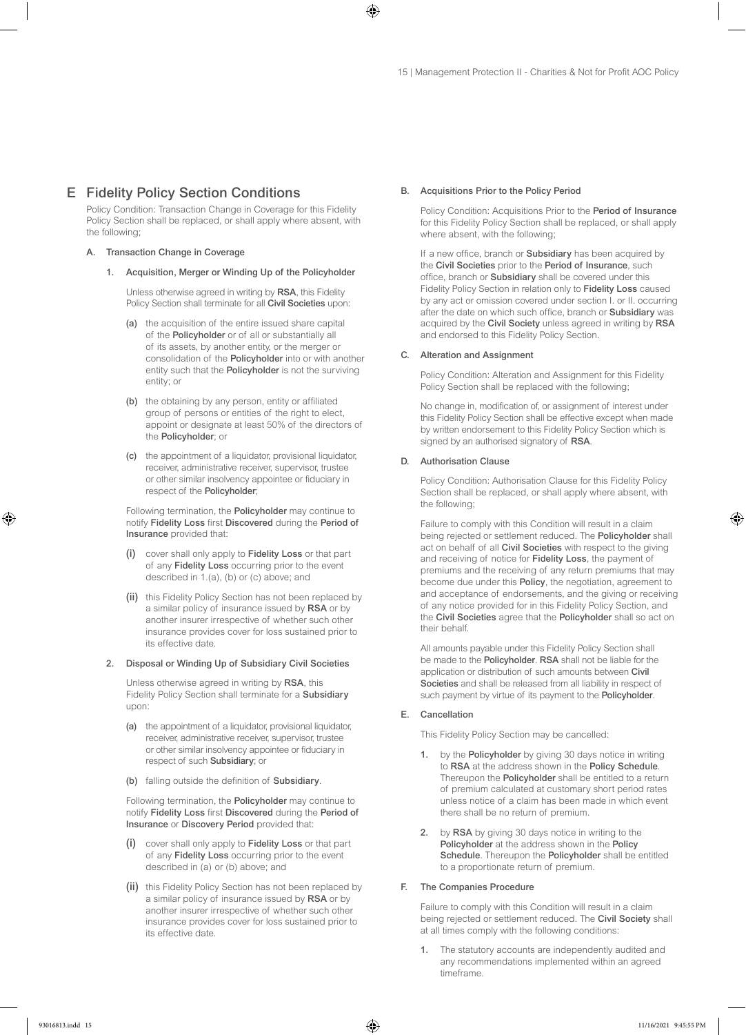# E Fidelity Policy Section Conditions

Policy Condition: Transaction Change in Coverage for this Fidelity Policy Section shall be replaced, or shall apply where absent, with the following;

### A. Transaction Change in Coverage

#### 1. Acquisition, Merger or Winding Up of the Policyholder

Unless otherwise agreed in writing by **RSA**, this Fidelity Policy Section shall terminate for all **Civil Societies** upon:

(a) the acquisition of the entire issued share capital of the **Policyholder** or of all or substantially all of its assets, by another entity, or the merger or consolidation of the **Policyholder** into or with another entity such that the **Policyholder** is not the surviving entity; or

(b) the obtaining by any person, entity or affiliated group of persons or entities of the right to elect, appoint or designate at least 50% of the directors of the **Policyholder**; or

(c) the appointment of a liquidator, provisional liquidator, receiver, administrative receiver, supervisor, trustee or other similar insolvency appointee or fiduciary in respect of the **Policyholder**;

Following termination, the **Policyholder** may continue to notify **Fidelity Loss** first **Discovered** during the **Period of Insurance** provided that:

(i) cover shall only apply to **Fidelity Loss** or that part of any **Fidelity Loss** occurring prior to the event described in 1.(a), (b) or (c) above; and

(ii) this Fidelity Policy Section has not been replaced by a similar policy of insurance issued by **RSA** or by another insurer irrespective of whether such other insurance provides cover for loss sustained prior to its effective date.

#### 2. Disposal or Winding Up of Subsidiary Civil Societies

Unless otherwise agreed in writing by **RSA**, this Fidelity Policy Section shall terminate for a **Subsidiary** upon:

(a) the appointment of a liquidator, provisional liquidator, receiver, administrative receiver, supervisor, trustee or other similar insolvency appointee or fiduciary in respect of such **Subsidiary**; or

(b) falling outside the definition of **Subsidiary**.

Following termination, the **Policyholder** may continue to notify **Fidelity Loss** first **Discovered** during the **Period of Insurance** or **Discovery Period** provided that:

(i) cover shall only apply to **Fidelity Loss** or that part of any **Fidelity Loss** occurring prior to the event described in (a) or (b) above; and

(ii) this Fidelity Policy Section has not been replaced by a similar policy of insurance issued by **RSA** or by another insurer irrespective of whether such other insurance provides cover for loss sustained prior to its effective date.

### B. Acquisitions Prior to the Policy Period

Policy Condition: Acquisitions Prior to the **Period of Insurance** for this Fidelity Policy Section shall be replaced, or shall apply where absent, with the following;

If a new office, branch or **Subsidiary** has been acquired by the **Civil Societies** prior to the **Period of Insurance**, such office, branch or **Subsidiary** shall be covered under this Fidelity Policy Section in relation only to **Fidelity Loss** caused by any act or omission covered under section I. or II. occurring after the date on which such office, branch or **Subsidiary** was acquired by the **Civil Society** unless agreed in writing by **RSA** and endorsed to this Fidelity Policy Section.

### C. Alteration and Assignment

Policy Condition: Alteration and Assignment for this Fidelity Policy Section shall be replaced with the following;

No change in, modification of, or assignment of interest under this Fidelity Policy Section shall be effective except when made by written endorsement to this Fidelity Policy Section which is signed by an authorised signatory of **RSA**.

### D. Authorisation Clause

Policy Condition: Authorisation Clause for this Fidelity Policy Section shall be replaced, or shall apply where absent, with the following;

Failure to comply with this Condition will result in a claim being rejected or settlement reduced. The **Policyholder** shall act on behalf of all **Civil Societies** with respect to the giving and receiving of notice for **Fidelity Loss**, the payment of premiums and the receiving of any return premiums that may become due under this **Policy**, the negotiation, agreement to and acceptance of endorsements, and the giving or receiving of any notice provided for in this Fidelity Policy Section, and the **Civil Societies** agree that the **Policyholder** shall so act on their behalf.

All amounts payable under this Fidelity Policy Section shall be made to the **Policyholder**. **RSA** shall not be liable for the application or distribution of such amounts between **Civil Societies** and shall be released from all liability in respect of such payment by virtue of its payment to the **Policyholder**.

### E. Cancellation

This Fidelity Policy Section may be cancelled:

1. by the **Policyholder** by giving 30 days notice in writing to **RSA** at the address shown in the **Policy Schedule**. Thereupon the **Policyholder** shall be entitled to a return of premium calculated at customary short period rates unless notice of a claim has been made in which event there shall be no return of premium.

2. by **RSA** by giving 30 days notice in writing to the **Policyholder** at the address shown in the **Policy Schedule**. Thereupon the **Policyholder** shall be entitled to a proportionate return of premium.

### F. The Companies Procedure

Failure to comply with this Condition will result in a claim being rejected or settlement reduced. The **Civil Society** shall at all times comply with the following conditions:

1. The statutory accounts are independently audited and any recommendations implemented within an agreed timeframe.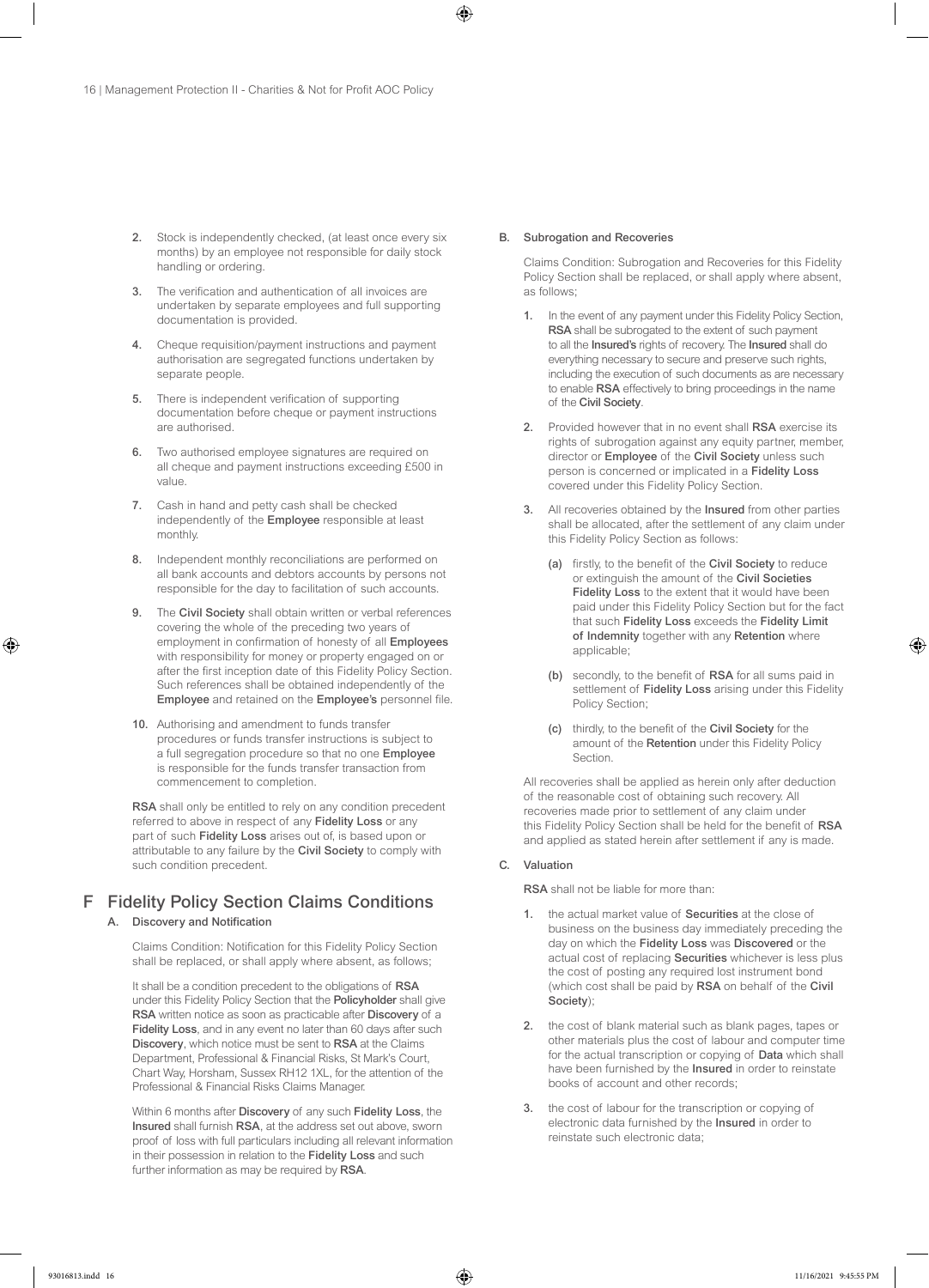2. Stock is independently checked, (at least once every six months) by an employee not responsible for daily stock handling or ordering.

3. The verification and authentication of all invoices are undertaken by separate employees and full supporting documentation is provided.

4. Cheque requisition/payment instructions and payment authorisation are segregated functions undertaken by separate people.

5. There is independent verification of supporting documentation before cheque or payment instructions are authorised.

6. Two authorised employee signatures are required on all cheque and payment instructions exceeding £500 in value.

7. Cash in hand and petty cash shall be checked independently of the **Employee** responsible at least monthly.

8. Independent monthly reconciliations are performed on all bank accounts and debtors accounts by persons not responsible for the day to facilitation of such accounts.

9. The **Civil Society** shall obtain written or verbal references covering the whole of the preceding two years of employment in confirmation of honesty of all **Employees** with responsibility for money or property engaged on or after the first inception date of this Fidelity Policy Section. Such references shall be obtained independently of the **Employee** and retained on the **Employee's** personnel file.

10. Authorising and amendment to funds transfer procedures or funds transfer instructions is subject to a full segregation procedure so that no one **Employee** is responsible for the funds transfer transaction from commencement to completion.

**RSA** shall only be entitled to rely on any condition precedent referred to above in respect of any **Fidelity Loss** or any part of such **Fidelity Loss** arises out of, is based upon or attributable to any failure by the **Civil Society** to comply with such condition precedent.

## F Fidelity Policy Section Claims Conditions

### A. Discovery and Notification

Claims Condition: Notification for this Fidelity Policy Section shall be replaced, or shall apply where absent, as follows;

It shall be a condition precedent to the obligations of **RSA** under this Fidelity Policy Section that the **Policyholder** shall give **RSA** written notice as soon as practicable after **Discovery** of a **Fidelity Loss**, and in any event no later than 60 days after such **Discovery**, which notice must be sent to **RSA** at the Claims Department, Professional & Financial Risks, St Mark's Court, Chart Way, Horsham, Sussex RH12 1XL, for the attention of the Professional & Financial Risks Claims Manager.

Within 6 months after **Discovery** of any such **Fidelity Loss**, the **Insured** shall furnish **RSA**, at the address set out above, sworn proof of loss with full particulars including all relevant information in their possession in relation to the **Fidelity Loss** and such further information as may be required by **RSA**.

### B. Subrogation and Recoveries

Claims Condition: Subrogation and Recoveries for this Fidelity Policy Section shall be replaced, or shall apply where absent, as follows;

1. In the event of any payment under this Fidelity Policy Section, **RSA** shall be subrogated to the extent of such payment to all the **Insured's** rights of recovery. The **Insured** shall do everything necessary to secure and preserve such rights, including the execution of such documents as are necessary to enable **RSA** effectively to bring proceedings in the name of the **Civil Society**.

2. Provided however that in no event shall **RSA** exercise its rights of subrogation against any equity partner, member, director or **Employee** of the **Civil Society** unless such person is concerned or implicated in a **Fidelity Loss** covered under this Fidelity Policy Section.

3. All recoveries obtained by the **Insured** from other parties shall be allocated, after the settlement of any claim under this Fidelity Policy Section as follows:

   (a) firstly, to the benefit of the **Civil Society** to reduce or extinguish the amount of the **Civil Societies Fidelity Loss** to the extent that it would have been paid under this Fidelity Policy Section but for the fact that such **Fidelity Loss** exceeds the **Fidelity Limit of Indemnity** together with any **Retention** where applicable;

   (b) secondly, to the benefit of **RSA** for all sums paid in settlement of **Fidelity Loss** arising under this Fidelity Policy Section;

   (c) thirdly, to the benefit of the **Civil Society** for the amount of the **Retention** under this Fidelity Policy Section.

All recoveries shall be applied as herein only after deduction of the reasonable cost of obtaining such recovery. All recoveries made prior to settlement of any claim under this Fidelity Policy Section shall be held for the benefit of **RSA** and applied as stated herein after settlement if any is made.

### C. Valuation

**RSA** shall not be liable for more than:

1. the actual market value of **Securities** at the close of business on the business day immediately preceding the day on which the **Fidelity Loss** was **Discovered** or the actual cost of replacing **Securities** whichever is less plus the cost of posting any required lost instrument bond (which cost shall be paid by **RSA** on behalf of the **Civil Society**);

2. the cost of blank material such as blank pages, tapes or other materials plus the cost of labour and computer time for the actual transcription or copying of **Data** which shall have been furnished by the **Insured** in order to reinstate books of account and other records;

3. the cost of labour for the transcription or copying of electronic data furnished by the **Insured** in order to reinstate such electronic data;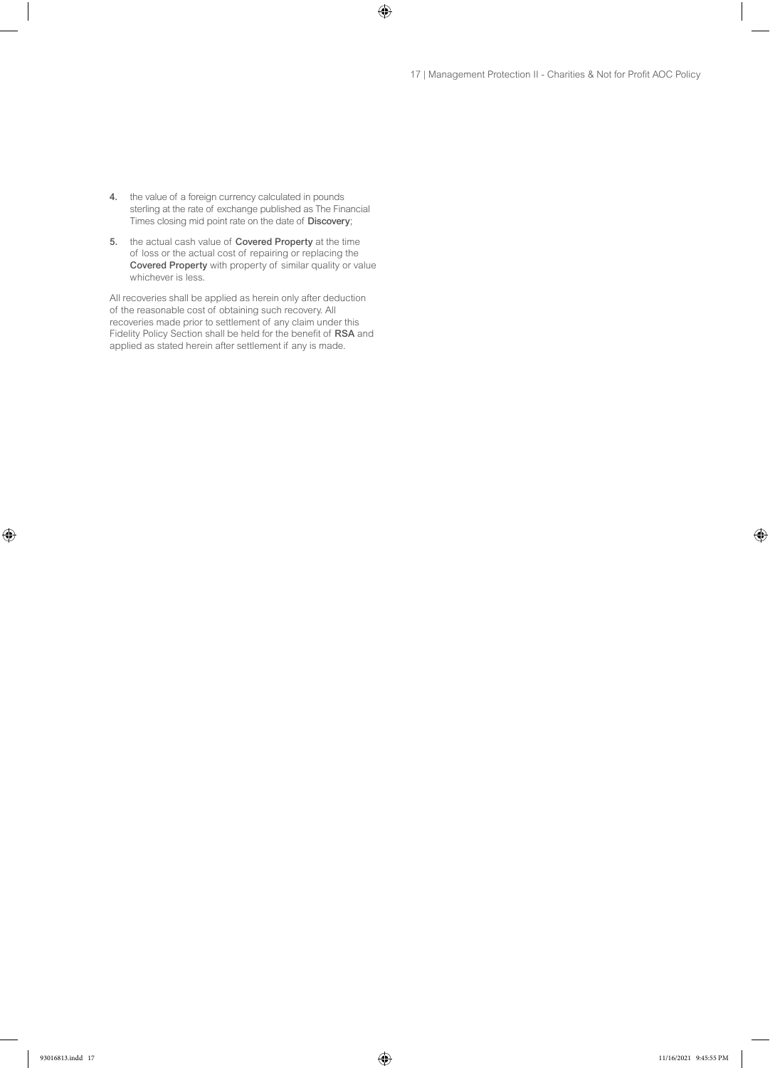4. the value of a foreign currency calculated in pounds sterling at the rate of exchange published as The Financial Times closing mid point rate on the date of **Discovery**;

5. the actual cash value of **Covered Property** at the time of loss or the actual cost of repairing or replacing the **Covered Property** with property of similar quality or value whichever is less.

All recoveries shall be applied as herein only after deduction of the reasonable cost of obtaining such recovery. All recoveries made prior to settlement of any claim under this Fidelity Policy Section shall be held for the benefit of **RSA** and applied as stated herein after settlement if any is made.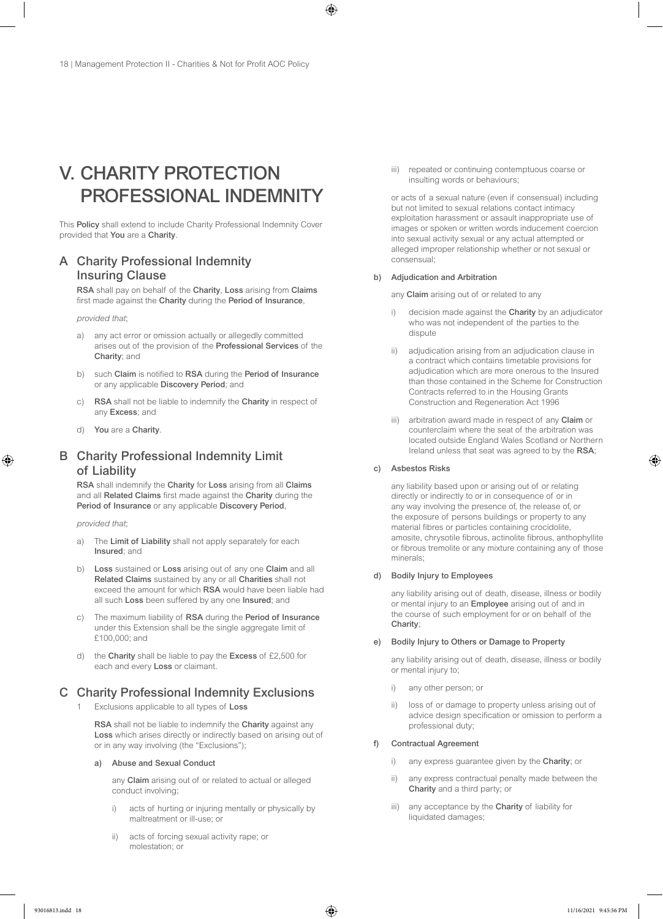# V. CHARITY PROTECTION PROFESSIONAL INDEMNITY

This **Policy** shall extend to include Charity Professional Indemnity Cover provided that **You** are a **Charity**.

## A Charity Professional Indemnity Insuring Clause

**RSA** shall pay on behalf of the **Charity**, **Loss** arising from **Claims** first made against the **Charity** during the **Period of Insurance**,

*provided that*;

a) any act error or omission actually or allegedly committed arises out of the provision of the **Professional Services** of the **Charity**; and

b) such **Claim** is notified to **RSA** during the **Period of Insurance** or any applicable **Discovery Period**; and

c) **RSA** shall not be liable to indemnify the **Charity** in respect of any **Excess**; and

d) **You** are a **Charity**.

## B Charity Professional Indemnity Limit of Liability

**RSA** shall indemnify the **Charity** for **Loss** arising from all **Claims** and all **Related Claims** first made against the **Charity** during the **Period of Insurance** or any applicable **Discovery Period**,

*provided that*;

a) The **Limit of Liability** shall not apply separately for each **Insured**; and

b) **Loss** sustained or **Loss** arising out of any one **Claim** and all **Related Claims** sustained by any or all **Charities** shall not exceed the amount for which **RSA** would have been liable had all such **Loss** been suffered by any one **Insured**; and

c) The maximum liability of **RSA** during the **Period of Insurance** under this Extension shall be the single aggregate limit of £100,000; and

d) the **Charity** shall be liable to pay the **Excess** of £2,500 for each and every **Loss** or claimant.

## C Charity Professional Indemnity Exclusions

1 Exclusions applicable to all types of **Loss**

**RSA** shall not be liable to indemnify the **Charity** against any **Loss** which arises directly or indirectly based on arising out of or in any way involving (the "Exclusions");

**a) Abuse and Sexual Conduct**

any **Claim** arising out of or related to actual or alleged conduct involving;

i) acts of hurting or injuring mentally or physically by maltreatment or ill-use; or

ii) acts of forcing sexual activity rape; or molestation; or

iii) repeated or continuing contemptuous coarse or insulting words or behaviours;

or acts of a sexual nature (even if consensual) including but not limited to sexual relations contact intimacy exploitation harassment or assault inappropriate use of images or spoken or written words inducement coercion into sexual activity sexual or any actual attempted or alleged improper relationship whether or not sexual or consensual;

**b) Adjudication and Arbitration**

any **Claim** arising out of or related to any

i) decision made against the **Charity** by an adjudicator who was not independent of the parties to the dispute

ii) adjudication arising from an adjudication clause in a contract which contains timetable provisions for adjudication which are more onerous to the Insured than those contained in the Scheme for Construction Contracts referred to in the Housing Grants Construction and Regeneration Act 1996

iii) arbitration award made in respect of any **Claim** or counterclaim where the seat of the arbitration was located outside England Wales Scotland or Northern Ireland unless that seat was agreed to by the **RSA**;

**c) Asbestos Risks**

any liability based upon or arising out of or relating directly or indirectly to or in consequence of or in any way involving the presence of, the release of, or the exposure of persons buildings or property to any material fibres or particles containing crocidolite, amosite, chrysotile fibrous, actinolite fibrous, anthophyllite or fibrous tremolite or any mixture containing any of those minerals;

**d) Bodily Injury to Employees**

any liability arising out of death, disease, illness or bodily or mental injury to an **Employee** arising out of and in the course of such employment for or on behalf of the **Charity**;

**e) Bodily Injury to Others or Damage to Property**

any liability arising out of death, disease, illness or bodily or mental injury to;

i) any other person; or

ii) loss of or damage to property unless arising out of advice design specification or omission to perform a professional duty;

**f) Contractual Agreement**

i) any express guarantee given by the **Charity**; or

ii) any express contractual penalty made between the **Charity** and a third party; or

iii) any acceptance by the **Charity** of liability for liquidated damages;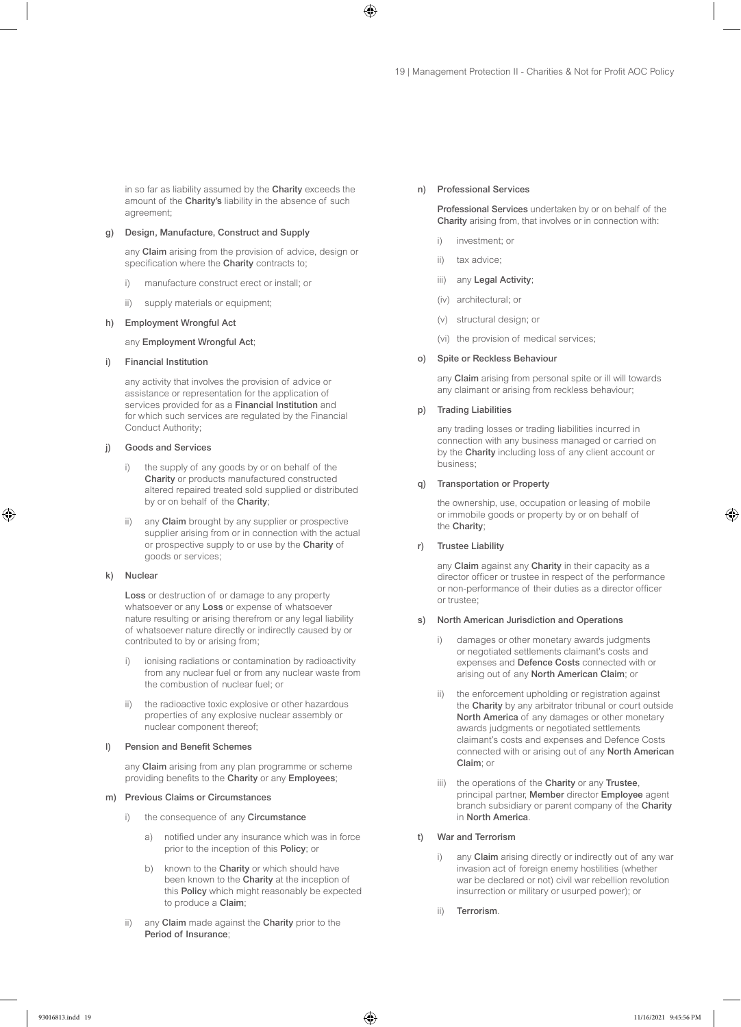in so far as liability assumed by the **Charity** exceeds the amount of the **Charity's** liability in the absence of such agreement;

g) **Design, Manufacture, Construct and Supply**

any **Claim** arising from the provision of advice, design or specification where the **Charity** contracts to;

i) manufacture construct erect or install; or

ii) supply materials or equipment;

h) **Employment Wrongful Act**

any **Employment Wrongful Act**;

i) **Financial Institution**

any activity that involves the provision of advice or assistance or representation for the application of services provided for as a **Financial Institution** and for which such services are regulated by the Financial Conduct Authority;

j) **Goods and Services**

i) the supply of any goods by or on behalf of the **Charity** or products manufactured constructed altered repaired treated sold supplied or distributed by or on behalf of the **Charity**;

ii) any **Claim** brought by any supplier or prospective supplier arising from or in connection with the actual or prospective supply to or use by the **Charity** of goods or services;

k) **Nuclear**

**Loss** or destruction of or damage to any property whatsoever or any **Loss** or expense of whatsoever nature resulting or arising therefrom or any legal liability of whatsoever nature directly or indirectly caused by or contributed to by or arising from;

i) ionising radiations or contamination by radioactivity from any nuclear fuel or from any nuclear waste from the combustion of nuclear fuel; or

ii) the radioactive toxic explosive or other hazardous properties of any explosive nuclear assembly or nuclear component thereof;

l) **Pension and Benefit Schemes**

any **Claim** arising from any plan programme or scheme providing benefits to the **Charity** or any **Employees**;

m) **Previous Claims or Circumstances**

i) the consequence of any **Circumstance**

a) notified under any insurance which was in force prior to the inception of this **Policy**; or

b) known to the **Charity** or which should have been known to the **Charity** at the inception of this **Policy** which might reasonably be expected to produce a **Claim**;

ii) any **Claim** made against the **Charity** prior to the **Period of Insurance**;

n) **Professional Services**

**Professional Services** undertaken by or on behalf of the **Charity** arising from, that involves or in connection with:

i) investment; or

ii) tax advice;

iii) any **Legal Activity**;

(iv) architectural; or

(v) structural design; or

(vi) the provision of medical services;

o) **Spite or Reckless Behaviour**

any **Claim** arising from personal spite or ill will towards any claimant or arising from reckless behaviour;

p) **Trading Liabilities**

any trading losses or trading liabilities incurred in connection with any business managed or carried on by the **Charity** including loss of any client account or business;

q) **Transportation or Property**

the ownership, use, occupation or leasing of mobile or immobile goods or property by or on behalf of the **Charity**;

r) **Trustee Liability**

any **Claim** against any **Charity** in their capacity as a director officer or trustee in respect of the performance or non-performance of their duties as a director officer or trustee;

s) **North American Jurisdiction and Operations**

i) damages or other monetary awards judgments or negotiated settlements claimant's costs and expenses and **Defence Costs** connected with or arising out of any **North American Claim**; or

ii) the enforcement upholding or registration against the **Charity** by any arbitrator tribunal or court outside **North America** of any damages or other monetary awards judgments or negotiated settlements claimant's costs and expenses and Defence Costs connected with or arising out of any **North American Claim**; or

iii) the operations of the **Charity** or any **Trustee**, principal partner, **Member** director **Employee** agent branch subsidiary or parent company of the **Charity** in **North America**.

t) **War and Terrorism**

i) any **Claim** arising directly or indirectly out of any war invasion act of foreign enemy hostilities (whether war be declared or not) civil war rebellion revolution insurrection or military or usurped power); or

ii) **Terrorism**.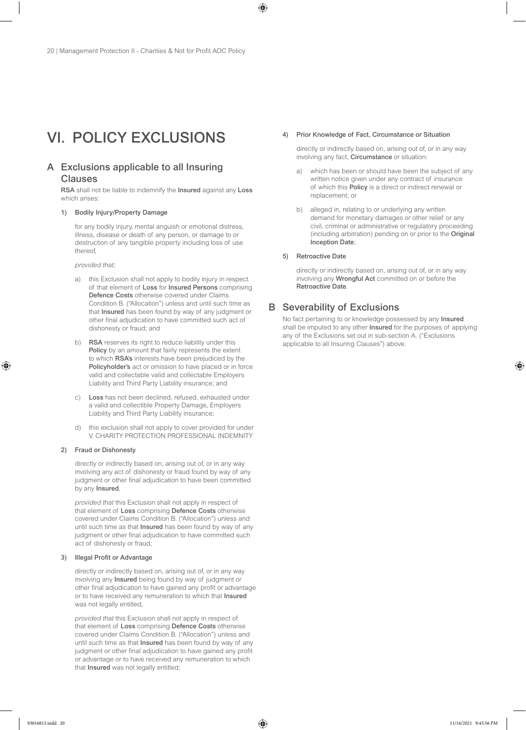# VI. POLICY EXCLUSIONS

## A Exclusions applicable to all Insuring Clauses

**RSA** shall not be liable to indemnify the **Insured** against any **Loss** which arises:

### 1) Bodily Injury/Property Damage

for any bodily injury, mental anguish or emotional distress, illness, disease or death of any person, or damage to or destruction of any tangible property including loss of use thereof,

*provided that;*

a) this Exclusion shall not apply to bodily injury in respect of that element of **Loss** for **Insured Persons** comprising **Defence Costs** otherwise covered under Claims Condition B. ("Allocation") unless and until such time as that **Insured** has been found by way of any judgment or other final adjudication to have committed such act of dishonesty or fraud; and

b) **RSA** reserves its right to reduce liability under this **Policy** by an amount that fairly represents the extent to which **RSA's** interests have been prejudiced by the **Policyholder's** act or omission to have placed or in force valid and collectable valid and collectable Employers Liability and Third Party Liability insurance; and

c) **Loss** has not been declined, refused, exhausted under a valid and collectible Property Damage, Employers Liability and Third Party Liability insurance;

d) this exclusion shall not apply to cover provided for under V. CHARITY PROTECTION PROFESSIONAL INDEMNITY

### 2) Fraud or Dishonesty

directly or indirectly based on, arising out of, or in any way involving any act of dishonesty or fraud found by way of any judgment or other final adjudication to have been committed by any **Insured**,

*provided that* this Exclusion shall not apply in respect of that element of **Loss** comprising **Defence Costs** otherwise covered under Claims Condition B. ("Allocation") unless and until such time as that **Insured** has been found by way of any judgment or other final adjudication to have committed such act of dishonesty or fraud;

### 3) Illegal Profit or Advantage

directly or indirectly based on, arising out of, or in any way involving any **Insured** being found by way of judgment or other final adjudication to have gained any profit or advantage or to have received any remuneration to which that **Insured** was not legally entitled,

*provided that* this Exclusion shall not apply in respect of that element of **Loss** comprising **Defence Costs** otherwise covered under Claims Condition B. ("Allocation") unless and until such time as that **Insured** has been found by way of any judgment or other final adjudication to have gained any profit or advantage or to have received any remuneration to which that **Insured** was not legally entitled;

### 4) Prior Knowledge of Fact, Circumstance or Situation

directly or indirectly based on, arising out of, or in any way involving any fact, **Circumstance** or situation:

a) which has been or should have been the subject of any written notice given under any contract of insurance of which this **Policy** is a direct or indirect renewal or replacement; or

b) alleged in, relating to or underlying any written demand for monetary damages or other relief or any civil, criminal or administrative or regulatory proceeding (including arbitration) pending on or prior to the **Original Inception Date**;

### 5) Retroactive Date

directly or indirectly based on, arising out of, or in any way involving any **Wrongful Act** committed on or before the **Retroactive Date**.

## B Severability of Exclusions

No fact pertaining to or knowledge possessed by any **Insured** shall be imputed to any other **Insured** for the purposes of applying any of the Exclusions set out in sub-section A. ("Exclusions applicable to all Insuring Clauses") above.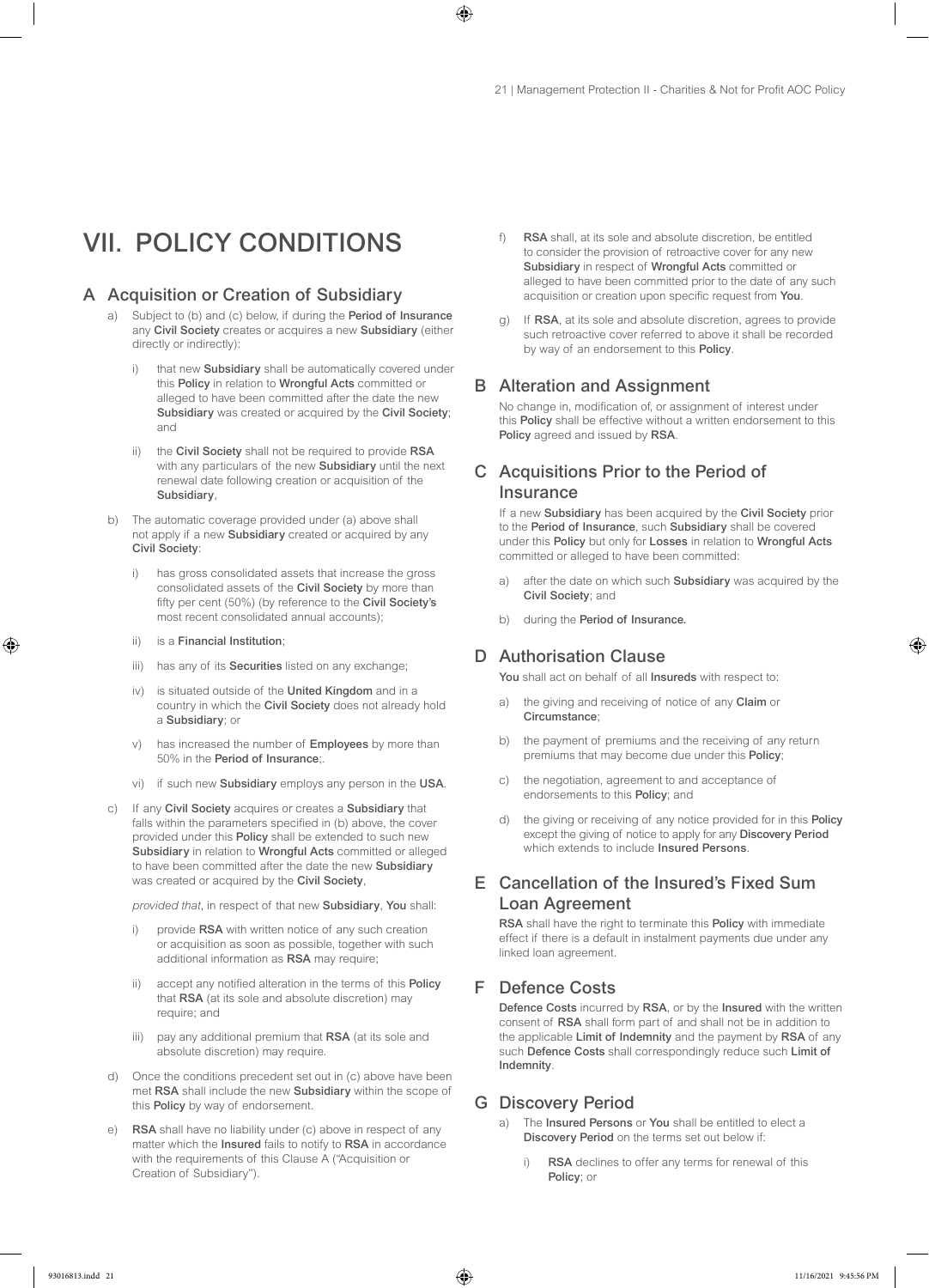# VII. POLICY CONDITIONS

## A Acquisition or Creation of Subsidiary

a) Subject to (b) and (c) below, if during the **Period of Insurance** any **Civil Society** creates or acquires a new **Subsidiary** (either directly or indirectly):

   i) that new **Subsidiary** shall be automatically covered under this **Policy** in relation to **Wrongful Acts** committed or alleged to have been committed after the date the new **Subsidiary** was created or acquired by the **Civil Society**; and

   ii) the **Civil Society** shall not be required to provide **RSA** with any particulars of the new **Subsidiary** until the next renewal date following creation or acquisition of the **Subsidiary**,

b) The automatic coverage provided under (a) above shall not apply if a new **Subsidiary** created or acquired by any **Civil Society**:

   i) has gross consolidated assets that increase the gross consolidated assets of the **Civil Society** by more than fifty per cent (50%) (by reference to the **Civil Society's** most recent consolidated annual accounts);

   ii) is a **Financial Institution**;

   iii) has any of its **Securities** listed on any exchange;

   iv) is situated outside of the **United Kingdom** and in a country in which the **Civil Society** does not already hold a **Subsidiary**; or

   v) has increased the number of **Employees** by more than 50% in the **Period of Insurance**;.

   vi) if such new **Subsidiary** employs any person in the **USA**.

c) If any **Civil Society** acquires or creates a **Subsidiary** that falls within the parameters specified in (b) above, the cover provided under this **Policy** shall be extended to such new **Subsidiary** in relation to **Wrongful Acts** committed or alleged to have been committed after the date the new **Subsidiary** was created or acquired by the **Civil Society**,

   *provided that*, in respect of that new **Subsidiary**, **You** shall:

   i) provide **RSA** with written notice of any such creation or acquisition as soon as possible, together with such additional information as **RSA** may require;

   ii) accept any notified alteration in the terms of this **Policy** that **RSA** (at its sole and absolute discretion) may require; and

   iii) pay any additional premium that **RSA** (at its sole and absolute discretion) may require.

d) Once the conditions precedent set out in (c) above have been met **RSA** shall include the new **Subsidiary** within the scope of this **Policy** by way of endorsement.

e) **RSA** shall have no liability under (c) above in respect of any matter which the **Insured** fails to notify to **RSA** in accordance with the requirements of this Clause A ("Acquisition or Creation of Subsidiary").

f) **RSA** shall, at its sole and absolute discretion, be entitled to consider the provision of retroactive cover for any new **Subsidiary** in respect of **Wrongful Acts** committed or alleged to have been committed prior to the date of any such acquisition or creation upon specific request from **You**.

g) If **RSA**, at its sole and absolute discretion, agrees to provide such retroactive cover referred to above it shall be recorded by way of an endorsement to this **Policy**.

## B Alteration and Assignment

No change in, modification of, or assignment of interest under this **Policy** shall be effective without a written endorsement to this **Policy** agreed and issued by **RSA**.

## C Acquisitions Prior to the Period of Insurance

If a new **Subsidiary** has been acquired by the **Civil Society** prior to the **Period of Insurance**, such **Subsidiary** shall be covered under this **Policy** but only for **Losses** in relation to **Wrongful Acts** committed or alleged to have been committed:

a) after the date on which such **Subsidiary** was acquired by the **Civil Society**; and

b) during the **Period of Insurance.**

## D Authorisation Clause

**You** shall act on behalf of all **Insureds** with respect to:

a) the giving and receiving of notice of any **Claim** or **Circumstance**;

b) the payment of premiums and the receiving of any return premiums that may become due under this **Policy**;

c) the negotiation, agreement to and acceptance of endorsements to this **Policy**; and

d) the giving or receiving of any notice provided for in this **Policy** except the giving of notice to apply for any **Discovery Period** which extends to include **Insured Persons**.

## E Cancellation of the Insured's Fixed Sum Loan Agreement

**RSA** shall have the right to terminate this **Policy** with immediate effect if there is a default in instalment payments due under any linked loan agreement.

## F Defence Costs

**Defence Costs** incurred by **RSA**, or by the **Insured** with the written consent of **RSA** shall form part of and shall not be in addition to the applicable **Limit of Indemnity** and the payment by **RSA** of any such **Defence Costs** shall correspondingly reduce such **Limit of Indemnity**.

## G Discovery Period

a) The **Insured Persons** or **You** shall be entitled to elect a **Discovery Period** on the terms set out below if:

   i) **RSA** declines to offer any terms for renewal of this **Policy**; or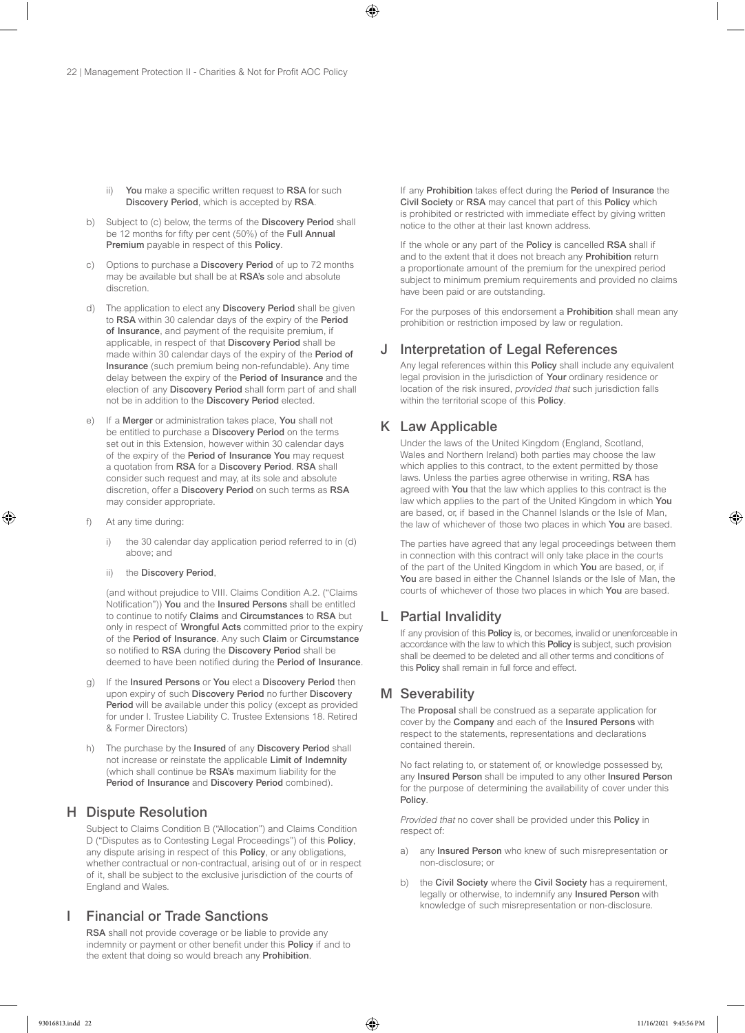ii) **You** make a specific written request to **RSA** for such **Discovery Period**, which is accepted by **RSA**.

b) Subject to (c) below, the terms of the **Discovery Period** shall be 12 months for fifty per cent (50%) of the **Full Annual Premium** payable in respect of this **Policy**.

c) Options to purchase a **Discovery Period** of up to 72 months may be available but shall be at **RSA's** sole and absolute discretion.

d) The application to elect any **Discovery Period** shall be given to **RSA** within 30 calendar days of the expiry of the **Period of Insurance**, and payment of the requisite premium, if applicable, in respect of that **Discovery Period** shall be made within 30 calendar days of the expiry of the **Period of Insurance** (such premium being non-refundable). Any time delay between the expiry of the **Period of Insurance** and the election of any **Discovery Period** shall form part of and shall not be in addition to the **Discovery Period** elected.

e) If a **Merger** or administration takes place, **You** shall not be entitled to purchase a **Discovery Period** on the terms set out in this Extension, however within 30 calendar days of the expiry of the **Period of Insurance You** may request a quotation from **RSA** for a **Discovery Period**. **RSA** shall consider such request and may, at its sole and absolute discretion, offer a **Discovery Period** on such terms as **RSA** may consider appropriate.

f) At any time during:

i) the 30 calendar day application period referred to in (d) above; and

ii) the **Discovery Period**,

(and without prejudice to VIII. Claims Condition A.2. ("Claims Notification")) **You** and the **Insured Persons** shall be entitled to continue to notify **Claims** and **Circumstances** to **RSA** but only in respect of **Wrongful Acts** committed prior to the expiry of the **Period of Insurance**. Any such **Claim** or **Circumstance** so notified to **RSA** during the **Discovery Period** shall be deemed to have been notified during the **Period of Insurance**.

g) If the **Insured Persons** or **You** elect a **Discovery Period** then upon expiry of such **Discovery Period** no further **Discovery Period** will be available under this policy (except as provided for under I. Trustee Liability C. Trustee Extensions 18. Retired & Former Directors)

h) The purchase by the **Insured** of any **Discovery Period** shall not increase or reinstate the applicable **Limit of Indemnity** (which shall continue be **RSA's** maximum liability for the **Period of Insurance** and **Discovery Period** combined).

## H Dispute Resolution

Subject to Claims Condition B ("Allocation") and Claims Condition D ("Disputes as to Contesting Legal Proceedings") of this **Policy**, any dispute arising in respect of this **Policy**, or any obligations, whether contractual or non-contractual, arising out of or in respect of it, shall be subject to the exclusive jurisdiction of the courts of England and Wales.

## I Financial or Trade Sanctions

**RSA** shall not provide coverage or be liable to provide any indemnity or payment or other benefit under this **Policy** if and to the extent that doing so would breach any **Prohibition**.

If any **Prohibition** takes effect during the **Period of Insurance** the **Civil Society** or **RSA** may cancel that part of this **Policy** which is prohibited or restricted with immediate effect by giving written notice to the other at their last known address.

If the whole or any part of the **Policy** is cancelled **RSA** shall if and to the extent that it does not breach any **Prohibition** return a proportionate amount of the premium for the unexpired period subject to minimum premium requirements and provided no claims have been paid or are outstanding.

For the purposes of this endorsement a **Prohibition** shall mean any prohibition or restriction imposed by law or regulation.

## J Interpretation of Legal References

Any legal references within this **Policy** shall include any equivalent legal provision in the jurisdiction of **Your** ordinary residence or location of the risk insured, *provided that* such jurisdiction falls within the territorial scope of this **Policy**.

## K Law Applicable

Under the laws of the United Kingdom (England, Scotland, Wales and Northern Ireland) both parties may choose the law which applies to this contract, to the extent permitted by those laws. Unless the parties agree otherwise in writing, **RSA** has agreed with **You** that the law which applies to this contract is the law which applies to the part of the United Kingdom in which **You** are based, or, if based in the Channel Islands or the Isle of Man, the law of whichever of those two places in which **You** are based.

The parties have agreed that any legal proceedings between them in connection with this contract will only take place in the courts of the part of the United Kingdom in which **You** are based, or, if **You** are based in either the Channel Islands or the Isle of Man, the courts of whichever of those two places in which **You** are based.

## L Partial Invalidity

If any provision of this **Policy** is, or becomes, invalid or unenforceable in accordance with the law to which this **Policy** is subject, such provision shall be deemed to be deleted and all other terms and conditions of this **Policy** shall remain in full force and effect.

## M Severability

The **Proposal** shall be construed as a separate application for cover by the **Company** and each of the **Insured Persons** with respect to the statements, representations and declarations contained therein.

No fact relating to, or statement of, or knowledge possessed by, any **Insured Person** shall be imputed to any other **Insured Person** for the purpose of determining the availability of cover under this **Policy**.

*Provided that* no cover shall be provided under this **Policy** in respect of:

a) any **Insured Person** who knew of such misrepresentation or non-disclosure; or

b) the **Civil Society** where the **Civil Society** has a requirement, legally or otherwise, to indemnify any **Insured Person** with knowledge of such misrepresentation or non-disclosure.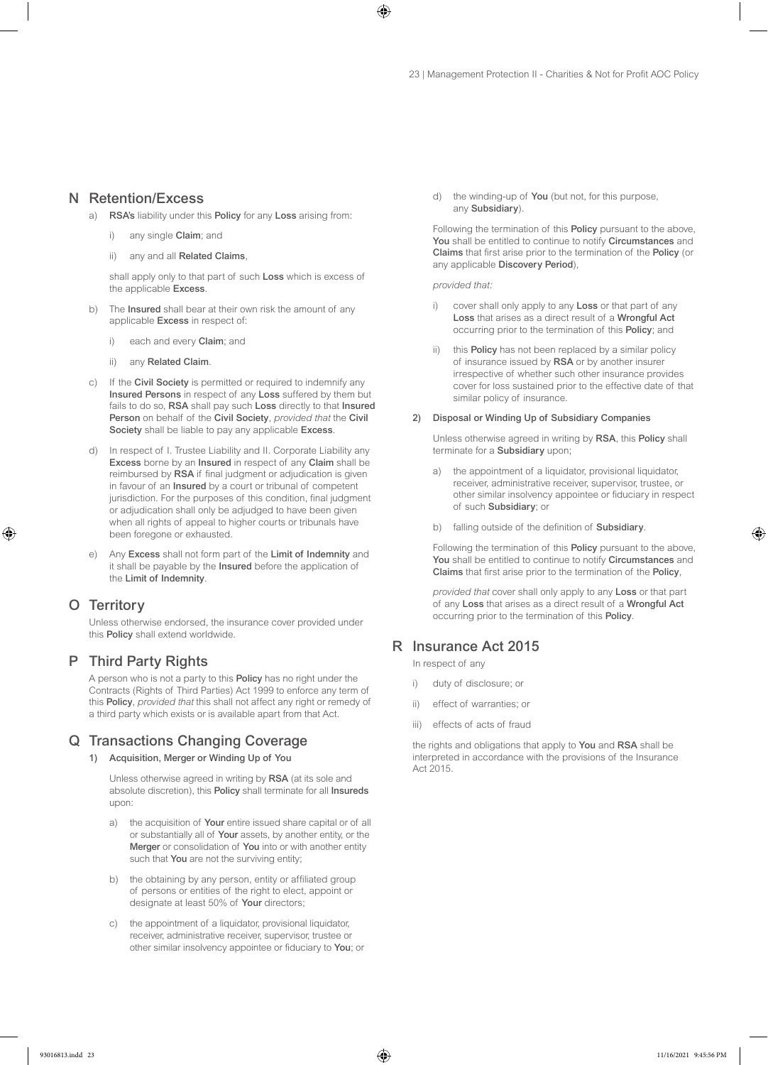## N Retention/Excess

a) **RSA's** liability under this **Policy** for any **Loss** arising from:

   i) any single **Claim**; and

   ii) any and all **Related Claims**,

   shall apply only to that part of such **Loss** which is excess of the applicable **Excess**.

b) The **Insured** shall bear at their own risk the amount of any applicable **Excess** in respect of:

   i) each and every **Claim**; and

   ii) any **Related Claim**.

c) If the **Civil Society** is permitted or required to indemnify any **Insured Persons** in respect of any **Loss** suffered by them but fails to do so, **RSA** shall pay such **Loss** directly to that **Insured Person** on behalf of the **Civil Society**, *provided that* the **Civil Society** shall be liable to pay any applicable **Excess**.

d) In respect of I. Trustee Liability and II. Corporate Liability any **Excess** borne by an **Insured** in respect of any **Claim** shall be reimbursed by **RSA** if final judgment or adjudication is given in favour of an **Insured** by a court or tribunal of competent jurisdiction. For the purposes of this condition, final judgment or adjudication shall only be adjudged to have been given when all rights of appeal to higher courts or tribunals have been foregone or exhausted.

e) Any **Excess** shall not form part of the **Limit of Indemnity** and it shall be payable by the **Insured** before the application of the **Limit of Indemnity**.

## O Territory

Unless otherwise endorsed, the insurance cover provided under this **Policy** shall extend worldwide.

## P Third Party Rights

A person who is not a party to this **Policy** has no right under the Contracts (Rights of Third Parties) Act 1999 to enforce any term of this **Policy**, *provided that* this shall not affect any right or remedy of a third party which exists or is available apart from that Act.

## Q Transactions Changing Coverage

### 1) Acquisition, Merger or Winding Up of You

Unless otherwise agreed in writing by **RSA** (at its sole and absolute discretion), this **Policy** shall terminate for all **Insureds** upon:

a) the acquisition of **Your** entire issued share capital or of all or substantially all of **Your** assets, by another entity, or the **Merger** or consolidation of **You** into or with another entity such that **You** are not the surviving entity;

b) the obtaining by any person, entity or affiliated group of persons or entities of the right to elect, appoint or designate at least 50% of **Your** directors;

c) the appointment of a liquidator, provisional liquidator, receiver, administrative receiver, supervisor, trustee or other similar insolvency appointee or fiduciary to **You**; or

d) the winding-up of **You** (but not, for this purpose, any **Subsidiary**).

Following the termination of this **Policy** pursuant to the above, **You** shall be entitled to continue to notify **Circumstances** and **Claims** that first arise prior to the termination of the **Policy** (or any applicable **Discovery Period**),

*provided that:*

i) cover shall only apply to any **Loss** or that part of any **Loss** that arises as a direct result of a **Wrongful Act** occurring prior to the termination of this **Policy**; and

ii) this **Policy** has not been replaced by a similar policy of insurance issued by **RSA** or by another insurer irrespective of whether such other insurance provides cover for loss sustained prior to the effective date of that similar policy of insurance.

### 2) Disposal or Winding Up of Subsidiary Companies

Unless otherwise agreed in writing by **RSA**, this **Policy** shall terminate for a **Subsidiary** upon;

a) the appointment of a liquidator, provisional liquidator, receiver, administrative receiver, supervisor, trustee, or other similar insolvency appointee or fiduciary in respect of such **Subsidiary**; or

b) falling outside of the definition of **Subsidiary**.

Following the termination of this **Policy** pursuant to the above, **You** shall be entitled to continue to notify **Circumstances** and **Claims** that first arise prior to the termination of the **Policy**,

*provided that* cover shall only apply to any **Loss** or that part of any **Loss** that arises as a direct result of a **Wrongful Act** occurring prior to the termination of this **Policy**.

## R Insurance Act 2015

In respect of any

i) duty of disclosure; or

ii) effect of warranties; or

iii) effects of acts of fraud

the rights and obligations that apply to **You** and **RSA** shall be interpreted in accordance with the provisions of the Insurance Act 2015.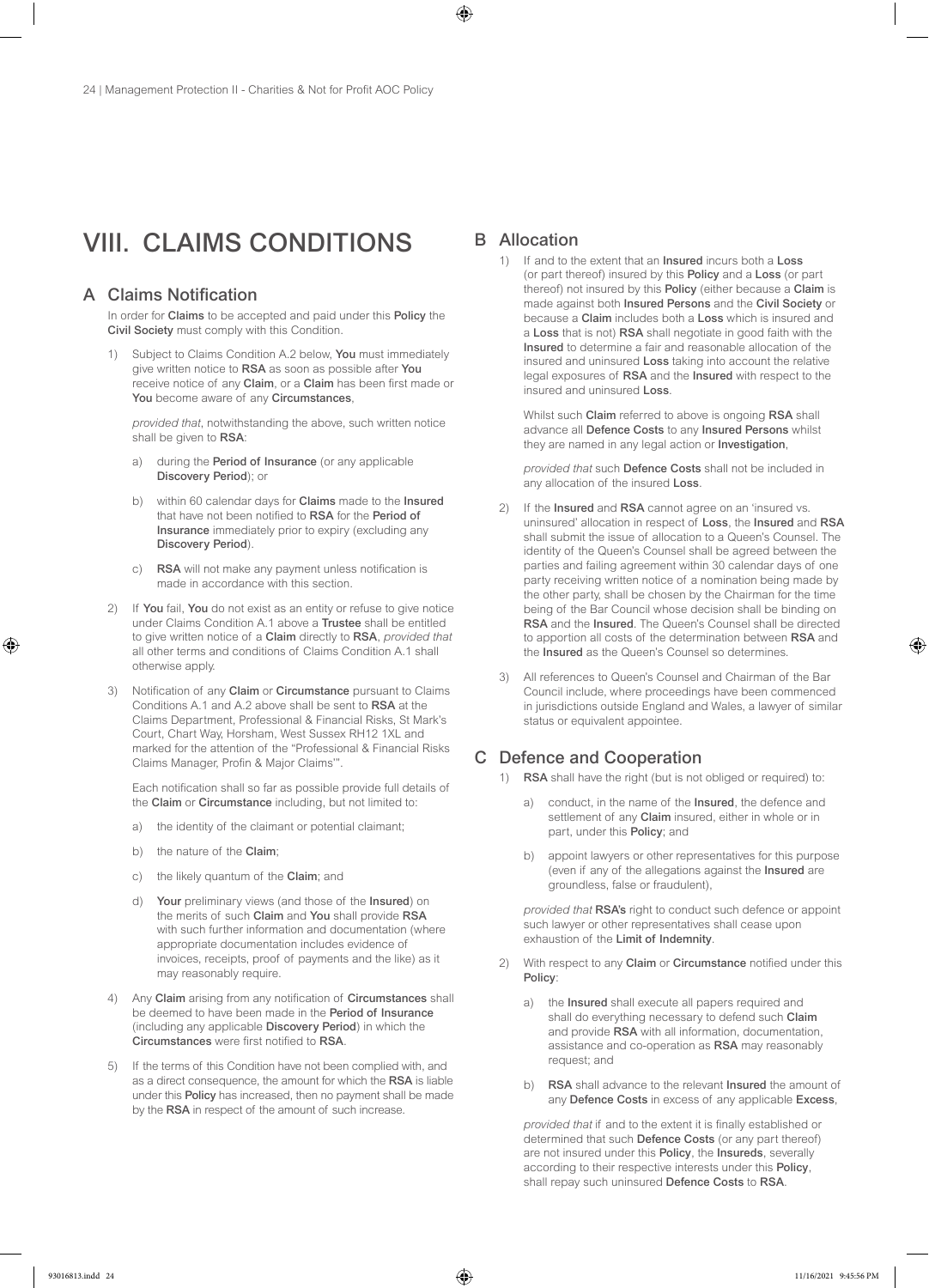# VIII. CLAIMS CONDITIONS

## A Claims Notification

In order for **Claims** to be accepted and paid under this **Policy** the **Civil Society** must comply with this Condition.

1) Subject to Claims Condition A.2 below, **You** must immediately give written notice to **RSA** as soon as possible after **You** receive notice of any **Claim**, or a **Claim** has been first made or **You** become aware of any **Circumstances**,

   *provided that*, notwithstanding the above, such written notice shall be given to **RSA**:

   a) during the **Period of Insurance** (or any applicable **Discovery Period**); or

   b) within 60 calendar days for **Claims** made to the **Insured** that have not been notified to **RSA** for the **Period of Insurance** immediately prior to expiry (excluding any **Discovery Period**).

   c) **RSA** will not make any payment unless notification is made in accordance with this section.

2) If **You** fail, **You** do not exist as an entity or refuse to give notice under Claims Condition A.1 above a **Trustee** shall be entitled to give written notice of a **Claim** directly to **RSA**, *provided that* all other terms and conditions of Claims Condition A.1 shall otherwise apply.

3) Notification of any **Claim** or **Circumstance** pursuant to Claims Conditions A.1 and A.2 above shall be sent to **RSA** at the Claims Department, Professional & Financial Risks, St Mark's Court, Chart Way, Horsham, West Sussex RH12 1XL and marked for the attention of the "Professional & Financial Risks Claims Manager, Profin & Major Claims'".

   Each notification shall so far as possible provide full details of the **Claim** or **Circumstance** including, but not limited to:

   a) the identity of the claimant or potential claimant;

   b) the nature of the **Claim**;

   c) the likely quantum of the **Claim**; and

   d) **Your** preliminary views (and those of the **Insured**) on the merits of such **Claim** and **You** shall provide **RSA** with such further information and documentation (where appropriate documentation includes evidence of invoices, receipts, proof of payments and the like) as it may reasonably require.

4) Any **Claim** arising from any notification of **Circumstances** shall be deemed to have been made in the **Period of Insurance** (including any applicable **Discovery Period**) in which the **Circumstances** were first notified to **RSA**.

5) If the terms of this Condition have not been complied with, and as a direct consequence, the amount for which the **RSA** is liable under this **Policy** has increased, then no payment shall be made by the **RSA** in respect of the amount of such increase.

## B Allocation

1) If and to the extent that an **Insured** incurs both a **Loss** (or part thereof) insured by this **Policy** and a **Loss** (or part thereof) not insured by this **Policy** (either because a **Claim** is made against both **Insured Persons** and the **Civil Society** or because a **Claim** includes both a **Loss** which is insured and a **Loss** that is not) **RSA** shall negotiate in good faith with the **Insured** to determine a fair and reasonable allocation of the insured and uninsured **Loss** taking into account the relative legal exposures of **RSA** and the **Insured** with respect to the insured and uninsured **Loss**.

   Whilst such **Claim** referred to above is ongoing **RSA** shall advance all **Defence Costs** to any **Insured Persons** whilst they are named in any legal action or **Investigation**,

   *provided that* such **Defence Costs** shall not be included in any allocation of the insured **Loss**.

2) If the **Insured** and **RSA** cannot agree on an 'insured vs. uninsured' allocation in respect of **Loss**, the **Insured** and **RSA** shall submit the issue of allocation to a Queen's Counsel. The identity of the Queen's Counsel shall be agreed between the parties and failing agreement within 30 calendar days of one party receiving written notice of a nomination being made by the other party, shall be chosen by the Chairman for the time being of the Bar Council whose decision shall be binding on **RSA** and the **Insured**. The Queen's Counsel shall be directed to apportion all costs of the determination between **RSA** and the **Insured** as the Queen's Counsel so determines.

3) All references to Queen's Counsel and Chairman of the Bar Council include, where proceedings have been commenced in jurisdictions outside England and Wales, a lawyer of similar status or equivalent appointee.

## C Defence and Cooperation

1) **RSA** shall have the right (but is not obliged or required) to:

   a) conduct, in the name of the **Insured**, the defence and settlement of any **Claim** insured, either in whole or in part, under this **Policy**; and

   b) appoint lawyers or other representatives for this purpose (even if any of the allegations against the **Insured** are groundless, false or fraudulent),

   *provided that* **RSA's** right to conduct such defence or appoint such lawyer or other representatives shall cease upon exhaustion of the **Limit of Indemnity**.

2) With respect to any **Claim** or **Circumstance** notified under this **Policy**:

   a) the **Insured** shall execute all papers required and shall do everything necessary to defend such **Claim** and provide **RSA** with all information, documentation, assistance and co-operation as **RSA** may reasonably request; and

   b) **RSA** shall advance to the relevant **Insured** the amount of any **Defence Costs** in excess of any applicable **Excess**,

   *provided that* if and to the extent it is finally established or determined that such **Defence Costs** (or any part thereof) are not insured under this **Policy**, the **Insureds**, severally according to their respective interests under this **Policy**, shall repay such uninsured **Defence Costs** to **RSA**.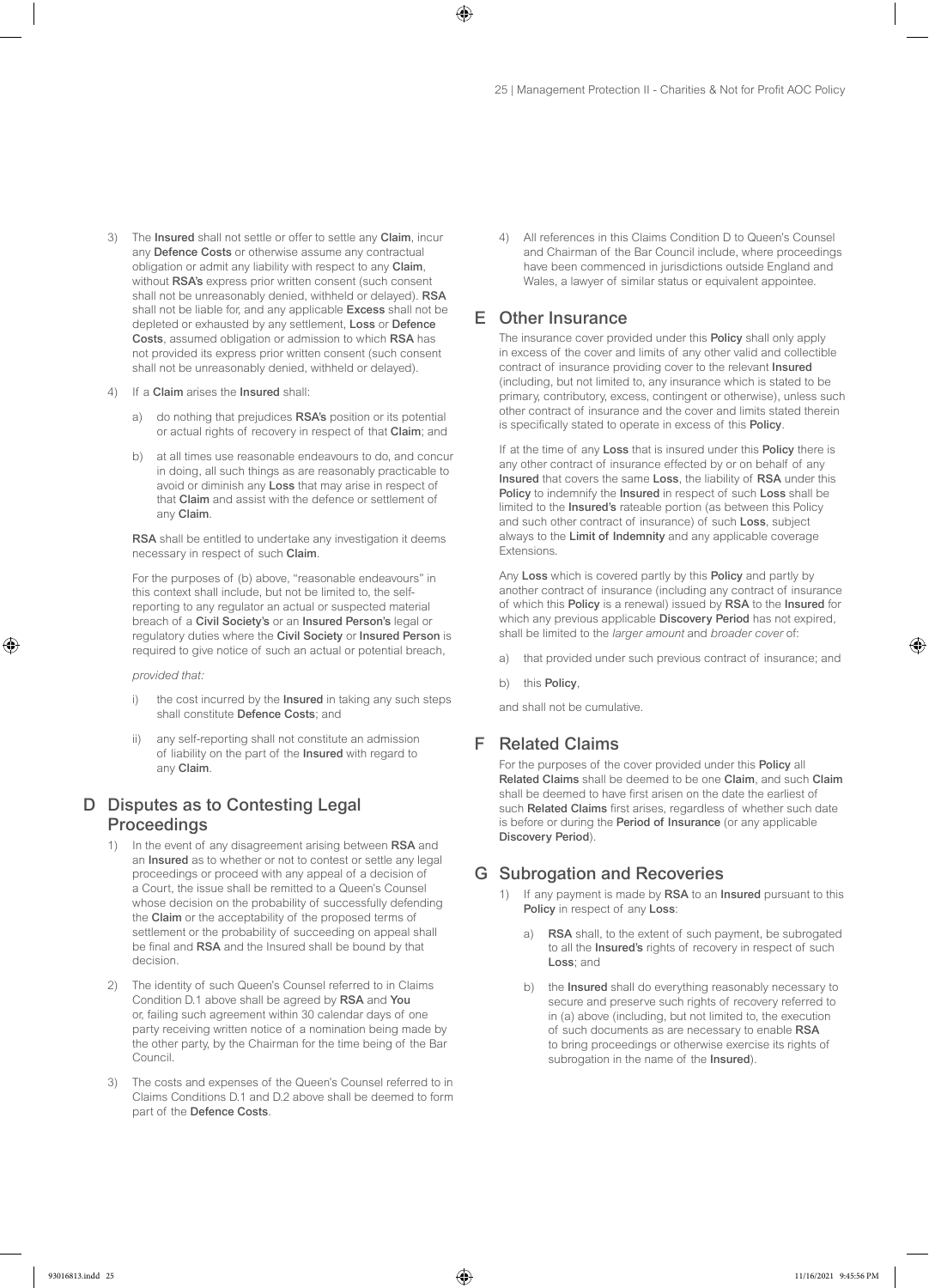3) The **Insured** shall not settle or offer to settle any **Claim**, incur any **Defence Costs** or otherwise assume any contractual obligation or admit any liability with respect to any **Claim**, without **RSA's** express prior written consent (such consent shall not be unreasonably denied, withheld or delayed). **RSA** shall not be liable for, and any applicable **Excess** shall not be depleted or exhausted by any settlement, **Loss** or **Defence Costs**, assumed obligation or admission to which **RSA** has not provided its express prior written consent (such consent shall not be unreasonably denied, withheld or delayed).

4) If a **Claim** arises the **Insured** shall:

   a) do nothing that prejudices **RSA's** position or its potential or actual rights of recovery in respect of that **Claim**; and

   b) at all times use reasonable endeavours to do, and concur in doing, all such things as are reasonably practicable to avoid or diminish any **Loss** that may arise in respect of that **Claim** and assist with the defence or settlement of any **Claim**.

   **RSA** shall be entitled to undertake any investigation it deems necessary in respect of such **Claim**.

   For the purposes of (b) above, "reasonable endeavours" in this context shall include, but not be limited to, the self-reporting to any regulator an actual or suspected material breach of a **Civil Society's** or an **Insured Person's** legal or regulatory duties where the **Civil Society** or **Insured Person** is required to give notice of such an actual or potential breach,

   *provided that:*

   i) the cost incurred by the **Insured** in taking any such steps shall constitute **Defence Costs**; and

   ii) any self-reporting shall not constitute an admission of liability on the part of the **Insured** with regard to any **Claim**.

## D Disputes as to Contesting Legal Proceedings

1) In the event of any disagreement arising between **RSA** and an **Insured** as to whether or not to contest or settle any legal proceedings or proceed with any appeal of a decision of a Court, the issue shall be remitted to a Queen's Counsel whose decision on the probability of successfully defending the **Claim** or the acceptability of the proposed terms of settlement or the probability of succeeding on appeal shall be final and **RSA** and the Insured shall be bound by that decision.

2) The identity of such Queen's Counsel referred to in Claims Condition D.1 above shall be agreed by **RSA** and **You** or, failing such agreement within 30 calendar days of one party receiving written notice of a nomination being made by the other party, by the Chairman for the time being of the Bar Council.

3) The costs and expenses of the Queen's Counsel referred to in Claims Conditions D.1 and D.2 above shall be deemed to form part of the **Defence Costs**.

4) All references in this Claims Condition D to Queen's Counsel and Chairman of the Bar Council include, where proceedings have been commenced in jurisdictions outside England and Wales, a lawyer of similar status or equivalent appointee.

## E Other Insurance

The insurance cover provided under this **Policy** shall only apply in excess of the cover and limits of any other valid and collectible contract of insurance providing cover to the relevant **Insured** (including, but not limited to, any insurance which is stated to be primary, contributory, excess, contingent or otherwise), unless such other contract of insurance and the cover and limits stated therein is specifically stated to operate in excess of this **Policy**.

If at the time of any **Loss** that is insured under this **Policy** there is any other contract of insurance effected by or on behalf of any **Insured** that covers the same **Loss**, the liability of **RSA** under this **Policy** to indemnify the **Insured** in respect of such **Loss** shall be limited to the **Insured's** rateable portion (as between this Policy and such other contract of insurance) of such **Loss**, subject always to the **Limit of Indemnity** and any applicable coverage Extensions.

Any **Loss** which is covered partly by this **Policy** and partly by another contract of insurance (including any contract of insurance of which this **Policy** is a renewal) issued by **RSA** to the **Insured** for which any previous applicable **Discovery Period** has not expired, shall be limited to the *larger amount* and *broader cover* of:

a) that provided under such previous contract of insurance; and

b) this **Policy**,

and shall not be cumulative.

## F Related Claims

For the purposes of the cover provided under this **Policy** all **Related Claims** shall be deemed to be one **Claim**, and such **Claim** shall be deemed to have first arisen on the date the earliest of such **Related Claims** first arises, regardless of whether such date is before or during the **Period of Insurance** (or any applicable **Discovery Period**).

## G Subrogation and Recoveries

1) If any payment is made by **RSA** to an **Insured** pursuant to this **Policy** in respect of any **Loss**:

   a) **RSA** shall, to the extent of such payment, be subrogated to all the **Insured's** rights of recovery in respect of such **Loss**; and

   b) the **Insured** shall do everything reasonably necessary to secure and preserve such rights of recovery referred to in (a) above (including, but not limited to, the execution of such documents as are necessary to enable **RSA** to bring proceedings or otherwise exercise its rights of subrogation in the name of the **Insured**).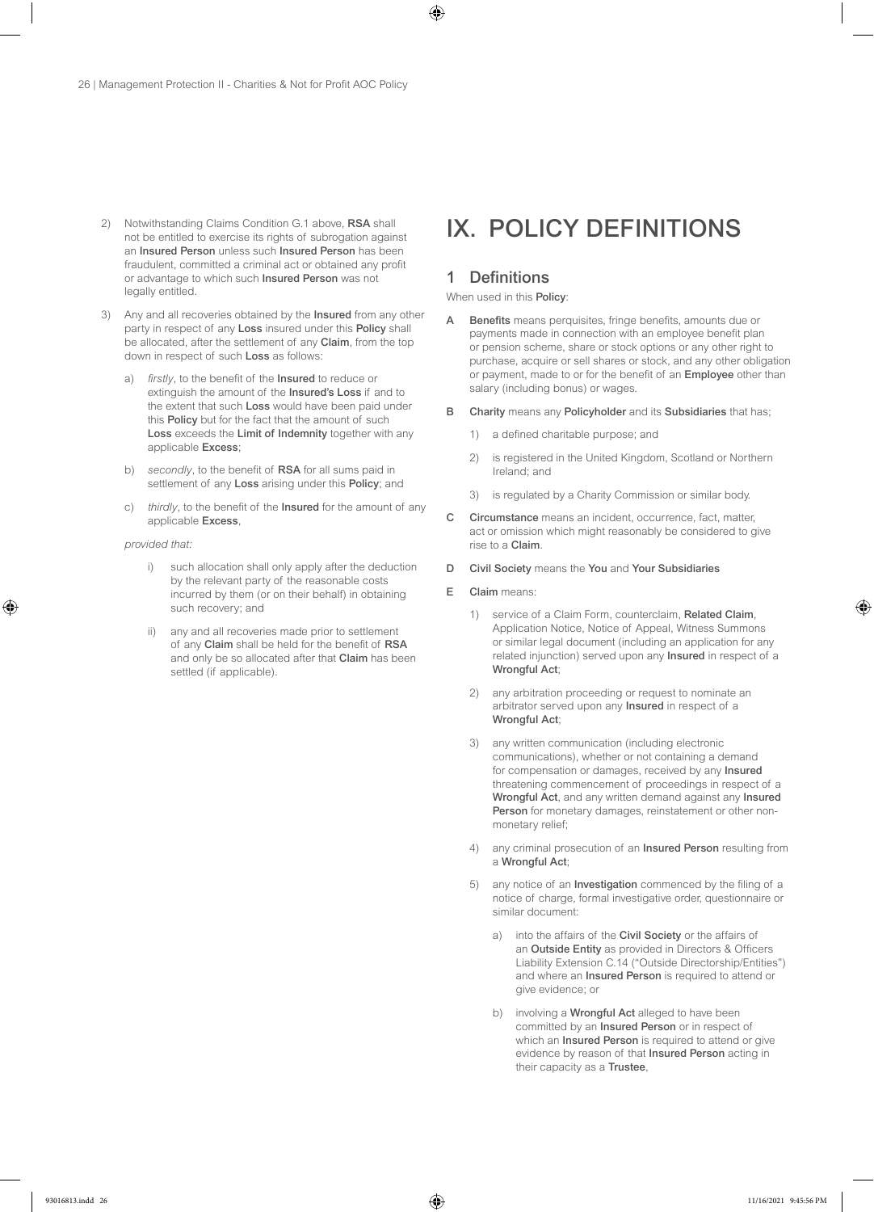2) Notwithstanding Claims Condition G.1 above, **RSA** shall not be entitled to exercise its rights of subrogation against an **Insured Person** unless such **Insured Person** has been fraudulent, committed a criminal act or obtained any profit or advantage to which such **Insured Person** was not legally entitled.

3) Any and all recoveries obtained by the **Insured** from any other party in respect of any **Loss** insured under this **Policy** shall be allocated, after the settlement of any **Claim**, from the top down in respect of such **Loss** as follows:

   a) *firstly*, to the benefit of the **Insured** to reduce or extinguish the amount of the **Insured's Loss** if and to the extent that such **Loss** would have been paid under this **Policy** but for the fact that the amount of such **Loss** exceeds the **Limit of Indemnity** together with any applicable **Excess**;

   b) *secondly*, to the benefit of **RSA** for all sums paid in settlement of any **Loss** arising under this **Policy**; and

   c) *thirdly*, to the benefit of the **Insured** for the amount of any applicable **Excess**,

   *provided that:*

   i) such allocation shall only apply after the deduction by the relevant party of the reasonable costs incurred by them (or on their behalf) in obtaining such recovery; and

   ii) any and all recoveries made prior to settlement of any **Claim** shall be held for the benefit of **RSA** and only be so allocated after that **Claim** has been settled (if applicable).

# IX. POLICY DEFINITIONS

## 1 Definitions

When used in this **Policy**:

A **Benefits** means perquisites, fringe benefits, amounts due or payments made in connection with an employee benefit plan or pension scheme, share or stock options or any other right to purchase, acquire or sell shares or stock, and any other obligation or payment, made to or for the benefit of an **Employee** other than salary (including bonus) or wages.

B **Charity** means any **Policyholder** and its **Subsidiaries** that has;

   1) a defined charitable purpose; and

   2) is registered in the United Kingdom, Scotland or Northern Ireland; and

   3) is regulated by a Charity Commission or similar body.

C **Circumstance** means an incident, occurrence, fact, matter, act or omission which might reasonably be considered to give rise to a **Claim**.

D **Civil Society** means the **You** and **Your Subsidiaries**

E **Claim** means:

   1) service of a Claim Form, counterclaim, **Related Claim**, Application Notice, Notice of Appeal, Witness Summons or similar legal document (including an application for any related injunction) served upon any **Insured** in respect of a **Wrongful Act**;

   2) any arbitration proceeding or request to nominate an arbitrator served upon any **Insured** in respect of a **Wrongful Act**;

   3) any written communication (including electronic communications), whether or not containing a demand for compensation or damages, received by any **Insured** threatening commencement of proceedings in respect of a **Wrongful Act**, and any written demand against any **Insured Person** for monetary damages, reinstatement or other non-monetary relief;

   4) any criminal prosecution of an **Insured Person** resulting from a **Wrongful Act**;

   5) any notice of an **Investigation** commenced by the filing of a notice of charge, formal investigative order, questionnaire or similar document:

      a) into the affairs of the **Civil Society** or the affairs of an **Outside Entity** as provided in Directors & Officers Liability Extension C.14 ("Outside Directorship/Entities") and where an **Insured Person** is required to attend or give evidence; or

      b) involving a **Wrongful Act** alleged to have been committed by an **Insured Person** or in respect of which an **Insured Person** is required to attend or give evidence by reason of that **Insured Person** acting in their capacity as a **Trustee**,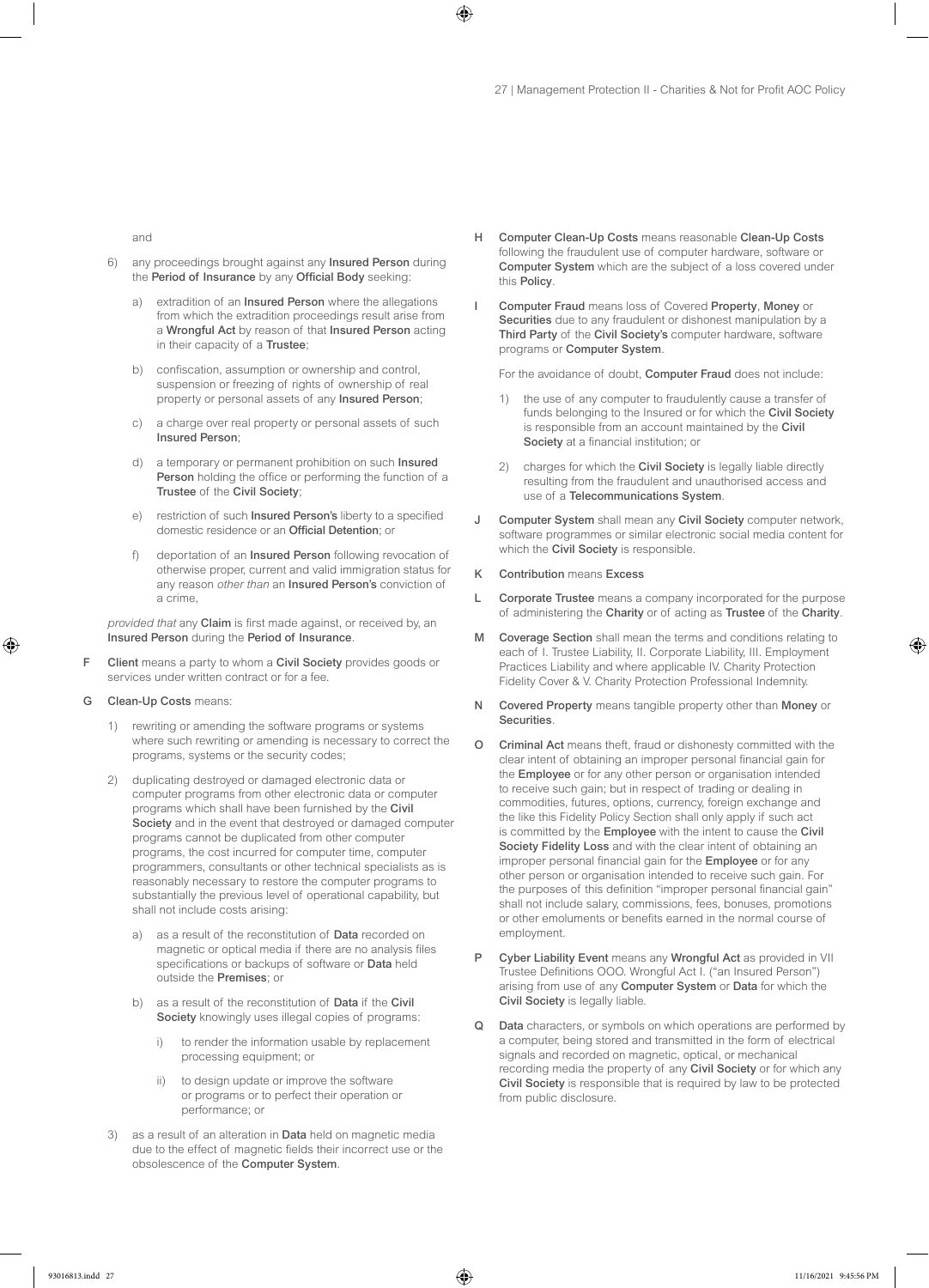and

6) any proceedings brought against any **Insured Person** during the **Period of Insurance** by any **Official Body** seeking:

   a) extradition of an **Insured Person** where the allegations from which the extradition proceedings result arise from a **Wrongful Act** by reason of that **Insured Person** acting in their capacity of a **Trustee**;

   b) confiscation, assumption or ownership and control, suspension or freezing of rights of ownership of real property or personal assets of any **Insured Person**;

   c) a charge over real property or personal assets of such **Insured Person**;

   d) a temporary or permanent prohibition on such **Insured Person** holding the office or performing the function of a **Trustee** of the **Civil Society**;

   e) restriction of such **Insured Person's** liberty to a specified domestic residence or an **Official Detention**; or

   f) deportation of an **Insured Person** following revocation of otherwise proper, current and valid immigration status for any reason *other than* an **Insured Person's** conviction of a crime,

*provided that* any **Claim** is first made against, or received by, an **Insured Person** during the **Period of Insurance**.

F **Client** means a party to whom a **Civil Society** provides goods or services under written contract or for a fee.

G **Clean-Up Costs** means:

1) rewriting or amending the software programs or systems where such rewriting or amending is necessary to correct the programs, systems or the security codes;

2) duplicating destroyed or damaged electronic data or computer programs from other electronic data or computer programs which shall have been furnished by the **Civil Society** and in the event that destroyed or damaged computer programs cannot be duplicated from other computer programs, the cost incurred for computer time, computer programmers, consultants or other technical specialists as is reasonably necessary to restore the computer programs to substantially the previous level of operational capability, but shall not include costs arising:

   a) as a result of the reconstitution of **Data** recorded on magnetic or optical media if there are no analysis files specifications or backups of software or **Data** held outside the **Premises**; or

   b) as a result of the reconstitution of **Data** if the **Civil Society** knowingly uses illegal copies of programs:

      i) to render the information usable by replacement processing equipment; or

      ii) to design update or improve the software or programs or to perfect their operation or performance; or

3) as a result of an alteration in **Data** held on magnetic media due to the effect of magnetic fields their incorrect use or the obsolescence of the **Computer System**.

H **Computer Clean-Up Costs** means reasonable **Clean-Up Costs** following the fraudulent use of computer hardware, software or **Computer System** which are the subject of a loss covered under this **Policy**.

I **Computer Fraud** means loss of Covered **Property**, **Money** or **Securities** due to any fraudulent or dishonest manipulation by a **Third Party** of the **Civil Society's** computer hardware, software programs or **Computer System**.

For the avoidance of doubt, **Computer Fraud** does not include:

1) the use of any computer to fraudulently cause a transfer of funds belonging to the Insured or for which the **Civil Society** is responsible from an account maintained by the **Civil Society** at a financial institution; or

2) charges for which the **Civil Society** is legally liable directly resulting from the fraudulent and unauthorised access and use of a **Telecommunications System**.

J **Computer System** shall mean any **Civil Society** computer network, software programmes or similar electronic social media content for which the **Civil Society** is responsible.

K **Contribution** means **Excess**

L **Corporate Trustee** means a company incorporated for the purpose of administering the **Charity** or of acting as **Trustee** of the **Charity**.

M **Coverage Section** shall mean the terms and conditions relating to each of I. Trustee Liability, II. Corporate Liability, III. Employment Practices Liability and where applicable IV. Charity Protection Fidelity Cover & V. Charity Protection Professional Indemnity.

N **Covered Property** means tangible property other than **Money** or **Securities**.

O **Criminal Act** means theft, fraud or dishonesty committed with the clear intent of obtaining an improper personal financial gain for the **Employee** or for any other person or organisation intended to receive such gain; but in respect of trading or dealing in commodities, futures, options, currency, foreign exchange and the like this Fidelity Policy Section shall only apply if such act is committed by the **Employee** with the intent to cause the **Civil Society Fidelity Loss** and with the clear intent of obtaining an improper personal financial gain for the **Employee** or for any other person or organisation intended to receive such gain. For the purposes of this definition "improper personal financial gain" shall not include salary, commissions, fees, bonuses, promotions or other emoluments or benefits earned in the normal course of employment.

P **Cyber Liability Event** means any **Wrongful Act** as provided in VII Trustee Definitions OOO. Wrongful Act I. ("an Insured Person") arising from use of any **Computer System** or **Data** for which the **Civil Society** is legally liable.

Q **Data** characters, or symbols on which operations are performed by a computer, being stored and transmitted in the form of electrical signals and recorded on magnetic, optical, or mechanical recording media the property of any **Civil Society** or for which any **Civil Society** is responsible that is required by law to be protected from public disclosure.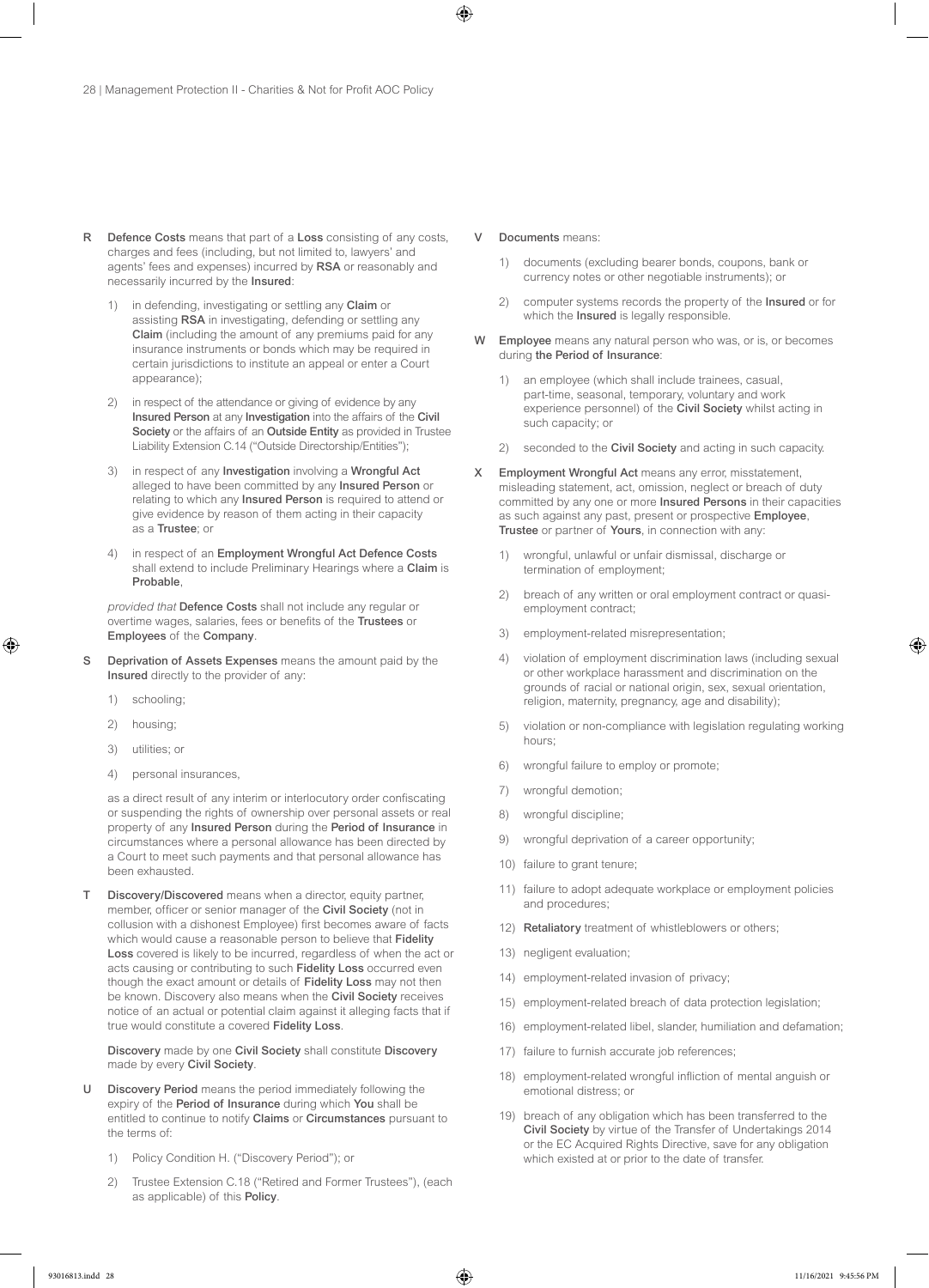R **Defence Costs** means that part of a **Loss** consisting of any costs, charges and fees (including, but not limited to, lawyers' and agents' fees and expenses) incurred by **RSA** or reasonably and necessarily incurred by the **Insured**:

1) in defending, investigating or settling any **Claim** or assisting **RSA** in investigating, defending or settling any **Claim** (including the amount of any premiums paid for any insurance instruments or bonds which may be required in certain jurisdictions to institute an appeal or enter a Court appearance);

2) in respect of the attendance or giving of evidence by any **Insured Person** at any **Investigation** into the affairs of the **Civil Society** or the affairs of an **Outside Entity** as provided in Trustee Liability Extension C.14 ("Outside Directorship/Entities");

3) in respect of any **Investigation** involving a **Wrongful Act** alleged to have been committed by any **Insured Person** or relating to which any **Insured Person** is required to attend or give evidence by reason of them acting in their capacity as a **Trustee**; or

4) in respect of an **Employment Wrongful Act Defence Costs** shall extend to include Preliminary Hearings where a **Claim** is **Probable**,

*provided that* **Defence Costs** shall not include any regular or overtime wages, salaries, fees or benefits of the **Trustees** or **Employees** of the **Company**.

S **Deprivation of Assets Expenses** means the amount paid by the **Insured** directly to the provider of any:

1) schooling;
2) housing;
3) utilities; or
4) personal insurances,

as a direct result of any interim or interlocutory order confiscating or suspending the rights of ownership over personal assets or real property of any **Insured Person** during the **Period of Insurance** in circumstances where a personal allowance has been directed by a Court to meet such payments and that personal allowance has been exhausted.

T **Discovery/Discovered** means when a director, equity partner, member, officer or senior manager of the **Civil Society** (not in collusion with a dishonest Employee) first becomes aware of facts which would cause a reasonable person to believe that **Fidelity Loss** covered is likely to be incurred, regardless of when the act or acts causing or contributing to such **Fidelity Loss** occurred even though the exact amount or details of **Fidelity Loss** may not then be known. Discovery also means when the **Civil Society** receives notice of an actual or potential claim against it alleging facts that if true would constitute a covered **Fidelity Loss**.

**Discovery** made by one **Civil Society** shall constitute **Discovery** made by every **Civil Society**.

U **Discovery Period** means the period immediately following the expiry of the **Period of Insurance** during which **You** shall be entitled to continue to notify **Claims** or **Circumstances** pursuant to the terms of:

1) Policy Condition H. ("Discovery Period"); or

2) Trustee Extension C.18 ("Retired and Former Trustees"), (each as applicable) of this **Policy**.

V **Documents** means:

1) documents (excluding bearer bonds, coupons, bank or currency notes or other negotiable instruments); or

2) computer systems records the property of the **Insured** or for which the **Insured** is legally responsible.

W **Employee** means any natural person who was, or is, or becomes during **the Period of Insurance**:

1) an employee (which shall include trainees, casual, part-time, seasonal, temporary, voluntary and work experience personnel) of the **Civil Society** whilst acting in such capacity; or

2) seconded to the **Civil Society** and acting in such capacity.

X **Employment Wrongful Act** means any error, misstatement, misleading statement, act, omission, neglect or breach of duty committed by any one or more **Insured Persons** in their capacities as such against any past, present or prospective **Employee**, **Trustee** or partner of **Yours**, in connection with any:

1) wrongful, unlawful or unfair dismissal, discharge or termination of employment;
2) breach of any written or oral employment contract or quasi-employment contract;
3) employment-related misrepresentation;
4) violation of employment discrimination laws (including sexual or other workplace harassment and discrimination on the grounds of racial or national origin, sex, sexual orientation, religion, maternity, pregnancy, age and disability);
5) violation or non-compliance with legislation regulating working hours;
6) wrongful failure to employ or promote;
7) wrongful demotion;
8) wrongful discipline;
9) wrongful deprivation of a career opportunity;
10) failure to grant tenure;
11) failure to adopt adequate workplace or employment policies and procedures;
12) **Retaliatory** treatment of whistleblowers or others;
13) negligent evaluation;
14) employment-related invasion of privacy;
15) employment-related breach of data protection legislation;
16) employment-related libel, slander, humiliation and defamation;
17) failure to furnish accurate job references;
18) employment-related wrongful infliction of mental anguish or emotional distress; or
19) breach of any obligation which has been transferred to the **Civil Society** by virtue of the Transfer of Undertakings 2014 or the EC Acquired Rights Directive, save for any obligation which existed at or prior to the date of transfer.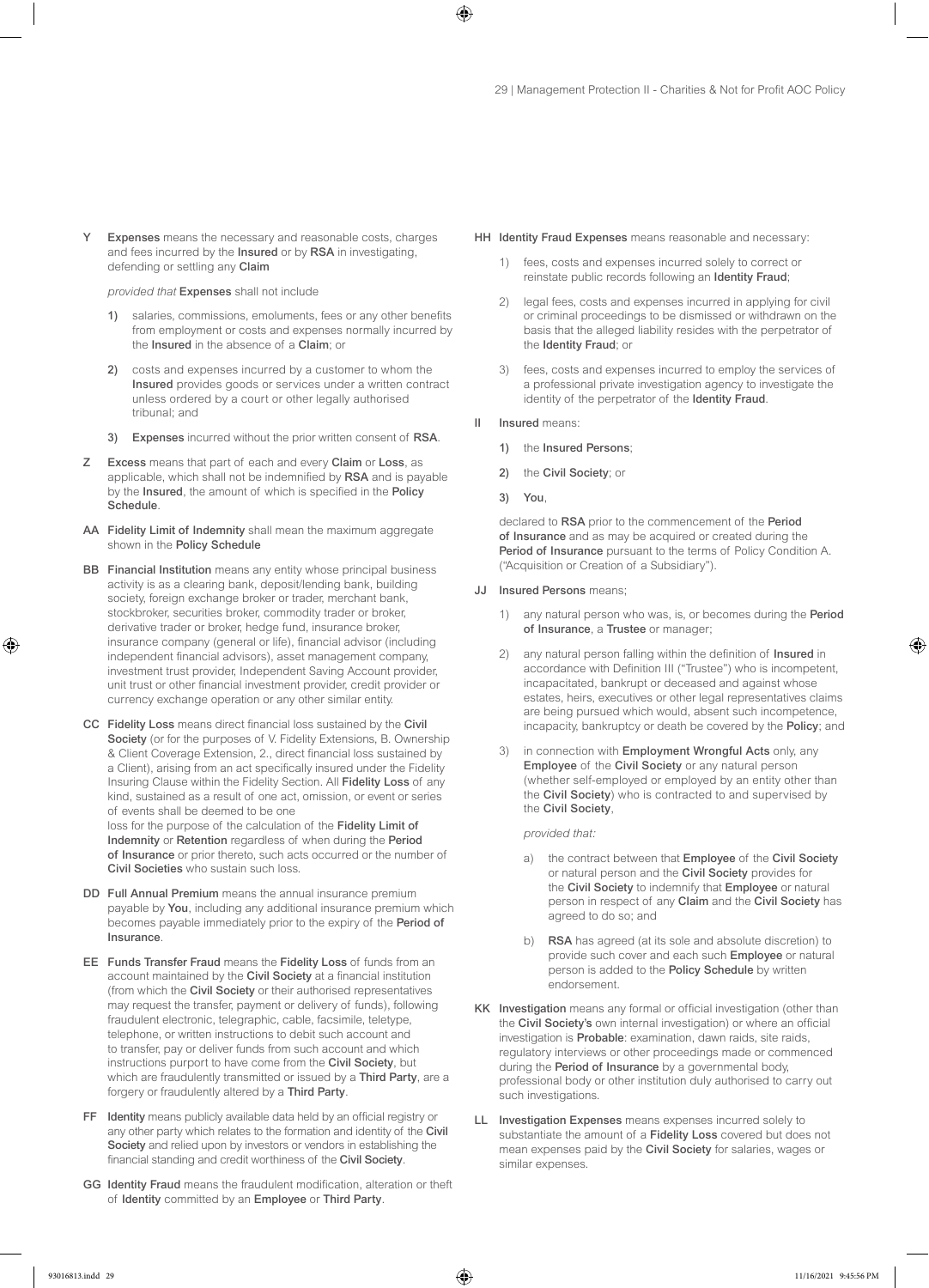**Y** **Expenses** means the necessary and reasonable costs, charges and fees incurred by the **Insured** or by **RSA** in investigating, defending or settling any **Claim**

*provided that* **Expenses** shall not include

1) salaries, commissions, emoluments, fees or any other benefits from employment or costs and expenses normally incurred by the **Insured** in the absence of a **Claim**; or

2) costs and expenses incurred by a customer to whom the **Insured** provides goods or services under a written contract unless ordered by a court or other legally authorised tribunal; and

3) **Expenses** incurred without the prior written consent of **RSA**.

**Z** **Excess** means that part of each and every **Claim** or **Loss**, as applicable, which shall not be indemnified by **RSA** and is payable by the **Insured**, the amount of which is specified in the **Policy Schedule**.

**AA** **Fidelity Limit of Indemnity** shall mean the maximum aggregate shown in the **Policy Schedule**

**BB** **Financial Institution** means any entity whose principal business activity is as a clearing bank, deposit/lending bank, building society, foreign exchange broker or trader, merchant bank, stockbroker, securities broker, commodity trader or broker, derivative trader or broker, hedge fund, insurance broker, insurance company (general or life), financial advisor (including independent financial advisors), asset management company, investment trust provider, Independent Saving Account provider, unit trust or other financial investment provider, credit provider or currency exchange operation or any other similar entity.

**CC** **Fidelity Loss** means direct financial loss sustained by the **Civil Society** (or for the purposes of V. Fidelity Extensions, B. Ownership & Client Coverage Extension, 2., direct financial loss sustained by a Client), arising from an act specifically insured under the Fidelity Insuring Clause within the Fidelity Section. All **Fidelity Loss** of any kind, sustained as a result of one act, omission, or event or series of events shall be deemed to be one loss for the purpose of the calculation of the **Fidelity Limit of Indemnity** or **Retention** regardless of when during the **Period of Insurance** or prior thereto, such acts occurred or the number of **Civil Societies** who sustain such loss.

**DD** **Full Annual Premium** means the annual insurance premium payable by **You**, including any additional insurance premium which becomes payable immediately prior to the expiry of the **Period of Insurance**.

**EE** **Funds Transfer Fraud** means the **Fidelity Loss** of funds from an account maintained by the **Civil Society** at a financial institution (from which the **Civil Society** or their authorised representatives may request the transfer, payment or delivery of funds), following fraudulent electronic, telegraphic, cable, facsimile, teletype, telephone, or written instructions to debit such account and to transfer, pay or deliver funds from such account and which instructions purport to have come from the **Civil Society**, but which are fraudulently transmitted or issued by a **Third Party**, are a forgery or fraudulently altered by a **Third Party**.

**FF** **Identity** means publicly available data held by an official registry or any other party which relates to the formation and identity of the **Civil Society** and relied upon by investors or vendors in establishing the financial standing and credit worthiness of the **Civil Society**.

**GG** **Identity Fraud** means the fraudulent modification, alteration or theft of **Identity** committed by an **Employee** or **Third Party**.

**HH** **Identity Fraud Expenses** means reasonable and necessary:

1) fees, costs and expenses incurred solely to correct or reinstate public records following an **Identity Fraud**;

2) legal fees, costs and expenses incurred in applying for civil or criminal proceedings to be dismissed or withdrawn on the basis that the alleged liability resides with the perpetrator of the **Identity Fraud**; or

3) fees, costs and expenses incurred to employ the services of a professional private investigation agency to investigate the identity of the perpetrator of the **Identity Fraud**.

**II** **Insured** means:

1) the **Insured Persons**;

2) the **Civil Society**; or

3) **You**,

declared to **RSA** prior to the commencement of the **Period of Insurance** and as may be acquired or created during the **Period of Insurance** pursuant to the terms of Policy Condition A. ("Acquisition or Creation of a Subsidiary").

**JJ** **Insured Persons** means;

1) any natural person who was, is, or becomes during the **Period of Insurance**, a **Trustee** or manager;

2) any natural person falling within the definition of **Insured** in accordance with Definition III ("Trustee") who is incompetent, incapacitated, bankrupt or deceased and against whose estates, heirs, executives or other legal representatives claims are being pursued which would, absent such incompetence, incapacity, bankruptcy or death be covered by the **Policy**; and

3) in connection with **Employment Wrongful Acts** only, any **Employee** of the **Civil Society** or any natural person (whether self-employed or employed by an entity other than the **Civil Society**) who is contracted to and supervised by the **Civil Society**,

*provided that:*

a) the contract between that **Employee** of the **Civil Society** or natural person and the **Civil Society** provides for the **Civil Society** to indemnify that **Employee** or natural person in respect of any **Claim** and the **Civil Society** has agreed to do so; and

b) **RSA** has agreed (at its sole and absolute discretion) to provide such cover and each such **Employee** or natural person is added to the **Policy Schedule** by written endorsement.

**KK** **Investigation** means any formal or official investigation (other than the **Civil Society's** own internal investigation) or where an official investigation is **Probable**: examination, dawn raids, site raids, regulatory interviews or other proceedings made or commenced during the **Period of Insurance** by a governmental body, professional body or other institution duly authorised to carry out such investigations.

**LL** **Investigation Expenses** means expenses incurred solely to substantiate the amount of a **Fidelity Loss** covered but does not mean expenses paid by the **Civil Society** for salaries, wages or similar expenses.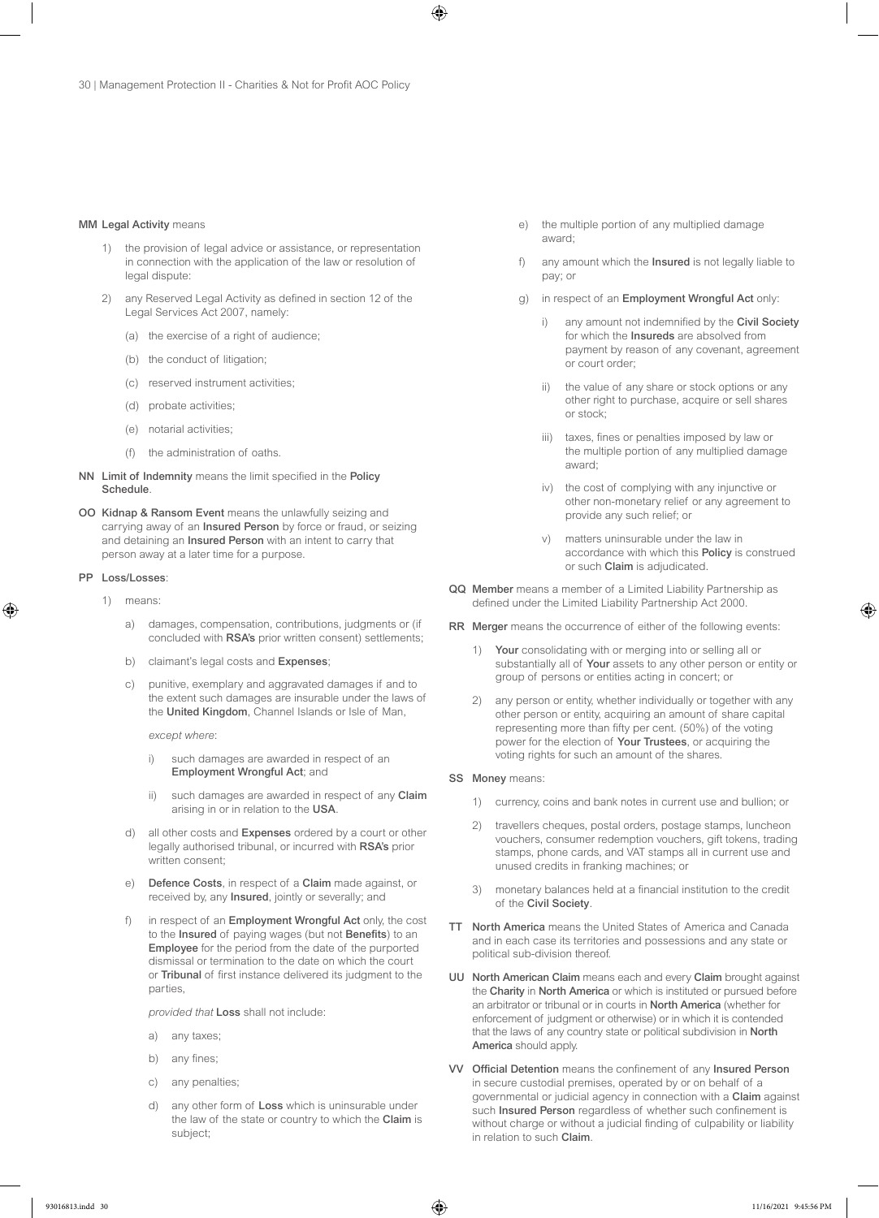**MM Legal Activity** means

1) the provision of legal advice or assistance, or representation in connection with the application of the law or resolution of legal dispute:

2) any Reserved Legal Activity as defined in section 12 of the Legal Services Act 2007, namely:

   (a) the exercise of a right of audience;

   (b) the conduct of litigation;

   (c) reserved instrument activities;

   (d) probate activities;

   (e) notarial activities;

   (f) the administration of oaths.

**NN Limit of Indemnity** means the limit specified in the **Policy Schedule**.

**OO Kidnap & Ransom Event** means the unlawfully seizing and carrying away of an **Insured Person** by force or fraud, or seizing and detaining an **Insured Person** with an intent to carry that person away at a later time for a purpose.

**PP Loss/Losses**:

1) means:

   a) damages, compensation, contributions, judgments or (if concluded with **RSA's** prior written consent) settlements;

   b) claimant's legal costs and **Expenses**;

   c) punitive, exemplary and aggravated damages if and to the extent such damages are insurable under the laws of the **United Kingdom**, Channel Islands or Isle of Man,

   *except where*:

      i) such damages are awarded in respect of an **Employment Wrongful Act**; and

      ii) such damages are awarded in respect of any **Claim** arising in or in relation to the **USA**.

   d) all other costs and **Expenses** ordered by a court or other legally authorised tribunal, or incurred with **RSA's** prior written consent;

   e) **Defence Costs**, in respect of a **Claim** made against, or received by, any **Insured**, jointly or severally; and

   f) in respect of an **Employment Wrongful Act** only, the cost to the **Insured** of paying wages (but not **Benefits**) to an **Employee** for the period from the date of the purported dismissal or termination to the date on which the court or **Tribunal** of first instance delivered its judgment to the parties,

   *provided that* **Loss** shall not include:

   a) any taxes;

   b) any fines;

   c) any penalties;

   d) any other form of **Loss** which is uninsurable under the law of the state or country to which the **Claim** is subject;

   e) the multiple portion of any multiplied damage award;

   f) any amount which the **Insured** is not legally liable to pay; or

   g) in respect of an **Employment Wrongful Act** only:

      i) any amount not indemnified by the **Civil Society** for which the **Insureds** are absolved from payment by reason of any covenant, agreement or court order;

      ii) the value of any share or stock options or any other right to purchase, acquire or sell shares or stock;

      iii) taxes, fines or penalties imposed by law or the multiple portion of any multiplied damage award;

      iv) the cost of complying with any injunctive or other non-monetary relief or any agreement to provide any such relief; or

      v) matters uninsurable under the law in accordance with which this **Policy** is construed or such **Claim** is adjudicated.

**QQ Member** means a member of a Limited Liability Partnership as defined under the Limited Liability Partnership Act 2000.

**RR Merger** means the occurrence of either of the following events:

1) **Your** consolidating with or merging into or selling all or substantially all of **Your** assets to any other person or entity or group of persons or entities acting in concert; or

2) any person or entity, whether individually or together with any other person or entity, acquiring an amount of share capital representing more than fifty per cent. (50%) of the voting power for the election of **Your Trustees**, or acquiring the voting rights for such an amount of the shares.

**SS Money** means:

1) currency, coins and bank notes in current use and bullion; or

2) travellers cheques, postal orders, postage stamps, luncheon vouchers, consumer redemption vouchers, gift tokens, trading stamps, phone cards, and VAT stamps all in current use and unused credits in franking machines; or

3) monetary balances held at a financial institution to the credit of the **Civil Society**.

**TT North America** means the United States of America and Canada and in each case its territories and possessions and any state or political sub-division thereof.

**UU North American Claim** means each and every **Claim** brought against the **Charity** in **North America** or which is instituted or pursued before an arbitrator or tribunal or in courts in **North America** (whether for enforcement of judgment or otherwise) or in which it is contended that the laws of any country state or political subdivision in **North America** should apply.

**VV Official Detention** means the confinement of any **Insured Person** in secure custodial premises, operated by or on behalf of a governmental or judicial agency in connection with a **Claim** against such **Insured Person** regardless of whether such confinement is without charge or without a judicial finding of culpability or liability in relation to such **Claim**.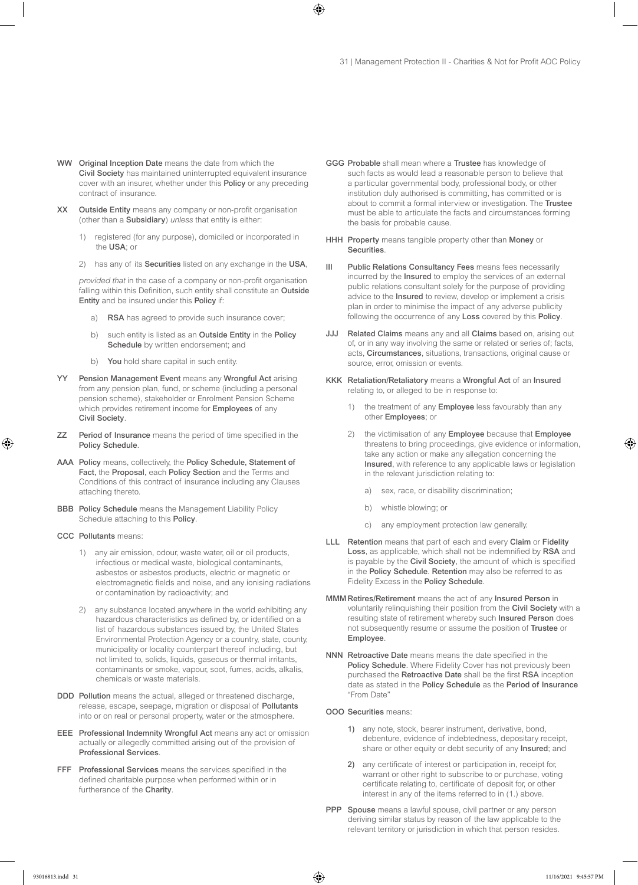**WW** **Original Inception Date** means the date from which the **Civil Society** has maintained uninterrupted equivalent insurance cover with an insurer, whether under this **Policy** or any preceding contract of insurance.

**XX** **Outside Entity** means any company or non-profit organisation (other than a **Subsidiary**) *unless* that entity is either:

1) registered (for any purpose), domiciled or incorporated in the **USA**; or

2) has any of its **Securities** listed on any exchange in the **USA**,

*provided that* in the case of a company or non-profit organisation falling within this Definition, such entity shall constitute an **Outside Entity** and be insured under this **Policy** if:

a) **RSA** has agreed to provide such insurance cover;

b) such entity is listed as an **Outside Entity** in the **Policy Schedule** by written endorsement; and

b) **You** hold share capital in such entity.

**YY** **Pension Management Event** means any **Wrongful Act** arising from any pension plan, fund, or scheme (including a personal pension scheme), stakeholder or Enrolment Pension Scheme which provides retirement income for **Employees** of any **Civil Society**.

**ZZ** **Period of Insurance** means the period of time specified in the **Policy Schedule**.

**AAA** **Policy** means, collectively, the **Policy Schedule, Statement of Fact,** the **Proposal,** each **Policy Section** and the Terms and Conditions of this contract of insurance including any Clauses attaching thereto.

**BBB** **Policy Schedule** means the Management Liability Policy Schedule attaching to this **Policy**.

**CCC** **Pollutants** means:

1) any air emission, odour, waste water, oil or oil products, infectious or medical waste, biological contaminants, asbestos or asbestos products, electric or magnetic or electromagnetic fields and noise, and any ionising radiations or contamination by radioactivity; and

2) any substance located anywhere in the world exhibiting any hazardous characteristics as defined by, or identified on a list of hazardous substances issued by, the United States Environmental Protection Agency or a country, state, county, municipality or locality counterpart thereof including, but not limited to, solids, liquids, gaseous or thermal irritants, contaminants or smoke, vapour, soot, fumes, acids, alkalis, chemicals or waste materials.

**DDD** **Pollution** means the actual, alleged or threatened discharge, release, escape, seepage, migration or disposal of **Pollutants** into or on real or personal property, water or the atmosphere.

**EEE** **Professional Indemnity Wrongful Act** means any act or omission actually or allegedly committed arising out of the provision of **Professional Services**.

**FFF** **Professional Services** means the services specified in the defined charitable purpose when performed within or in furtherance of the **Charity**.

**GGG** **Probable** shall mean where a **Trustee** has knowledge of such facts as would lead a reasonable person to believe that a particular governmental body, professional body, or other institution duly authorised is committing, has committed or is about to commit a formal interview or investigation. The **Trustee** must be able to articulate the facts and circumstances forming the basis for probable cause.

**HHH** **Property** means tangible property other than **Money** or **Securities**.

**III** **Public Relations Consultancy Fees** means fees necessarily incurred by the **Insured** to employ the services of an external public relations consultant solely for the purpose of providing advice to the **Insured** to review, develop or implement a crisis plan in order to minimise the impact of any adverse publicity following the occurrence of any **Loss** covered by this **Policy**.

**JJJ** **Related Claims** means any and all **Claims** based on, arising out of, or in any way involving the same or related or series of; facts, acts, **Circumstances**, situations, transactions, original cause or source, error, omission or events.

**KKK** **Retaliation/Retaliatory** means a **Wrongful Act** of an **Insured** relating to, or alleged to be in response to:

1) the treatment of any **Employee** less favourably than any other **Employees**; or

2) the victimisation of any **Employee** because that **Employee** threatens to bring proceedings, give evidence or information, take any action or make any allegation concerning the **Insured**, with reference to any applicable laws or legislation in the relevant jurisdiction relating to:

a) sex, race, or disability discrimination;

b) whistle blowing; or

c) any employment protection law generally.

**LLL** **Retention** means that part of each and every **Claim** or **Fidelity Loss**, as applicable, which shall not be indemnified by **RSA** and is payable by the **Civil Society**, the amount of which is specified in the **Policy Schedule**. **Retention** may also be referred to as Fidelity Excess in the **Policy Schedule**.

**MMM** **Retires/Retirement** means the act of any **Insured Person** in voluntarily relinquishing their position from the **Civil Society** with a resulting state of retirement whereby such **Insured Person** does not subsequently resume or assume the position of **Trustee** or **Employee**.

**NNN** **Retroactive Date** means means the date specified in the **Policy Schedule**. Where Fidelity Cover has not previously been purchased the **Retroactive Date** shall be the first **RSA** inception date as stated in the **Policy Schedule** as the **Period of Insurance** "From Date"

**OOO** **Securities** means:

1) any note, stock, bearer instrument, derivative, bond, debenture, evidence of indebtedness, depositary receipt, share or other equity or debt security of any **Insured**; and

2) any certificate of interest or participation in, receipt for, warrant or other right to subscribe to or purchase, voting certificate relating to, certificate of deposit for, or other interest in any of the items referred to in (1.) above.

**PPP** **Spouse** means a lawful spouse, civil partner or any person deriving similar status by reason of the law applicable to the relevant territory or jurisdiction in which that person resides.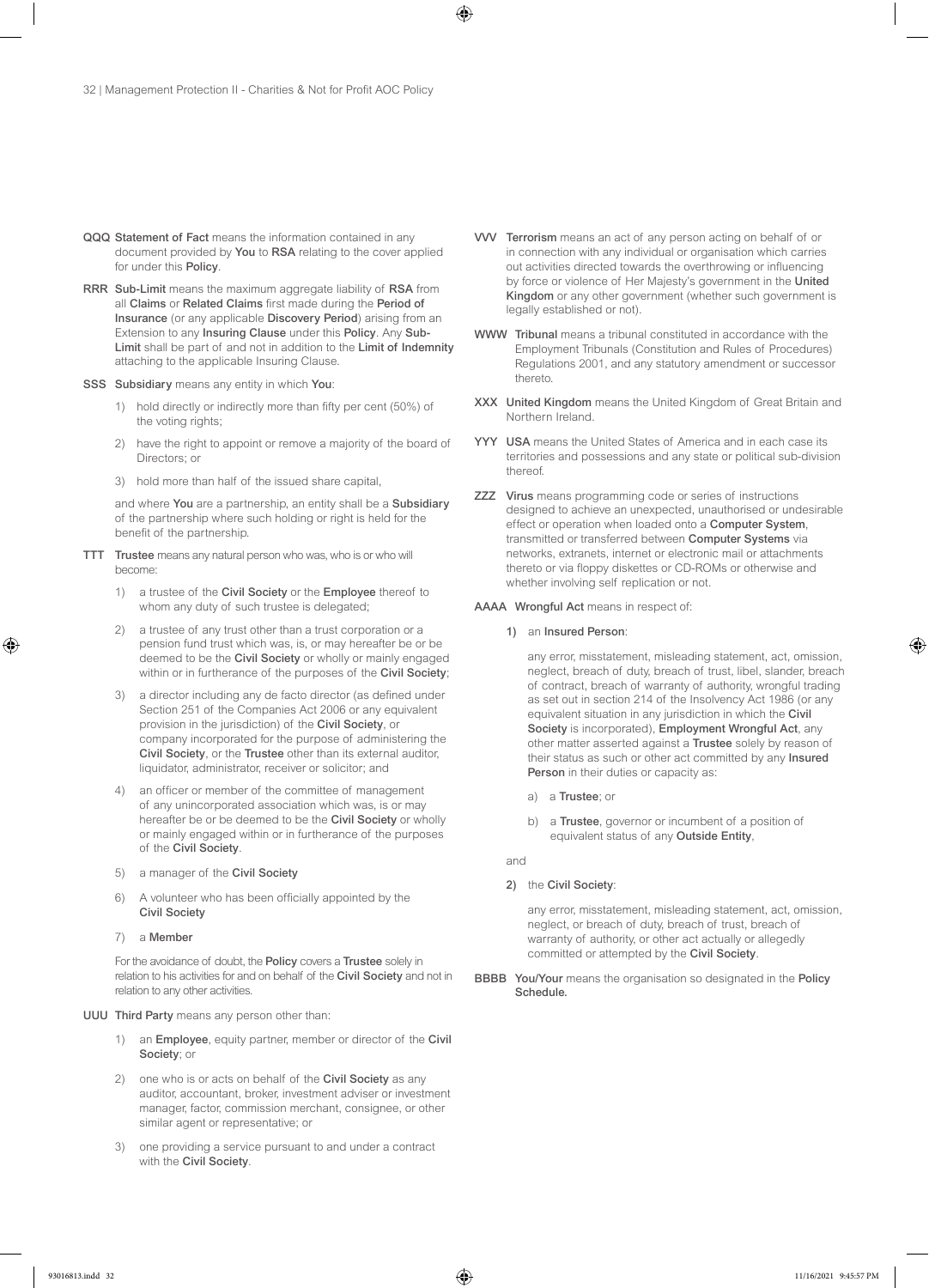**QQQ Statement of Fact** means the information contained in any document provided by **You** to **RSA** relating to the cover applied for under this **Policy**.

**RRR Sub-Limit** means the maximum aggregate liability of **RSA** from all **Claims** or **Related Claims** first made during the **Period of Insurance** (or any applicable **Discovery Period**) arising from an Extension to any **Insuring Clause** under this **Policy**. Any **Sub-Limit** shall be part of and not in addition to the **Limit of Indemnity** attaching to the applicable Insuring Clause.

**SSS Subsidiary** means any entity in which **You**:

1) hold directly or indirectly more than fifty per cent (50%) of the voting rights;
2) have the right to appoint or remove a majority of the board of Directors; or
3) hold more than half of the issued share capital,

and where **You** are a partnership, an entity shall be a **Subsidiary** of the partnership where such holding or right is held for the benefit of the partnership.

**TTT Trustee** means any natural person who was, who is or who will become:

1) a trustee of the **Civil Society** or the **Employee** thereof to whom any duty of such trustee is delegated;
2) a trustee of any trust other than a trust corporation or a pension fund trust which was, is, or may hereafter be or be deemed to be the **Civil Society** or wholly or mainly engaged within or in furtherance of the purposes of the **Civil Society**;
3) a director including any de facto director (as defined under Section 251 of the Companies Act 2006 or any equivalent provision in the jurisdiction) of the **Civil Society**, or company incorporated for the purpose of administering the **Civil Society**, or the **Trustee** other than its external auditor, liquidator, administrator, receiver or solicitor; and
4) an officer or member of the committee of management of any unincorporated association which was, is or may hereafter be or be deemed to be the **Civil Society** or wholly or mainly engaged within or in furtherance of the purposes of the **Civil Society**.
5) a manager of the **Civil Society**
6) A volunteer who has been officially appointed by the **Civil Society**
7) a **Member**

For the avoidance of doubt, the **Policy** covers a **Trustee** solely in relation to his activities for and on behalf of the **Civil Society** and not in relation to any other activities.

**UUU Third Party** means any person other than:

1) an **Employee**, equity partner, member or director of the **Civil Society**; or
2) one who is or acts on behalf of the **Civil Society** as any auditor, accountant, broker, investment adviser or investment manager, factor, commission merchant, consignee, or other similar agent or representative; or
3) one providing a service pursuant to and under a contract with the **Civil Society**.

**VVV Terrorism** means an act of any person acting on behalf of or in connection with any individual or organisation which carries out activities directed towards the overthrowing or influencing by force or violence of Her Majesty's government in the **United Kingdom** or any other government (whether such government is legally established or not).

**WWW Tribunal** means a tribunal constituted in accordance with the Employment Tribunals (Constitution and Rules of Procedures) Regulations 2001, and any statutory amendment or successor thereto.

**XXX United Kingdom** means the United Kingdom of Great Britain and Northern Ireland.

**YYY USA** means the United States of America and in each case its territories and possessions and any state or political sub-division thereof.

**ZZZ Virus** means programming code or series of instructions designed to achieve an unexpected, unauthorised or undesirable effect or operation when loaded onto a **Computer System**, transmitted or transferred between **Computer Systems** via networks, extranets, internet or electronic mail or attachments thereto or via floppy diskettes or CD-ROMs or otherwise and whether involving self replication or not.

**AAAA Wrongful Act** means in respect of:

**1)** an **Insured Person**:

any error, misstatement, misleading statement, act, omission, neglect, breach of duty, breach of trust, libel, slander, breach of contract, breach of warranty of authority, wrongful trading as set out in section 214 of the Insolvency Act 1986 (or any equivalent situation in any jurisdiction in which the **Civil Society** is incorporated), **Employment Wrongful Act**, any other matter asserted against a **Trustee** solely by reason of their status as such or other act committed by any **Insured Person** in their duties or capacity as:

a) a **Trustee**; or
b) a **Trustee**, governor or incumbent of a position of equivalent status of any **Outside Entity**,

and

**2)** the **Civil Society**:

any error, misstatement, misleading statement, act, omission, neglect, or breach of duty, breach of trust, breach of warranty of authority, or other act actually or allegedly committed or attempted by the **Civil Society**.

**BBBB You/Your** means the organisation so designated in the **Policy Schedule.**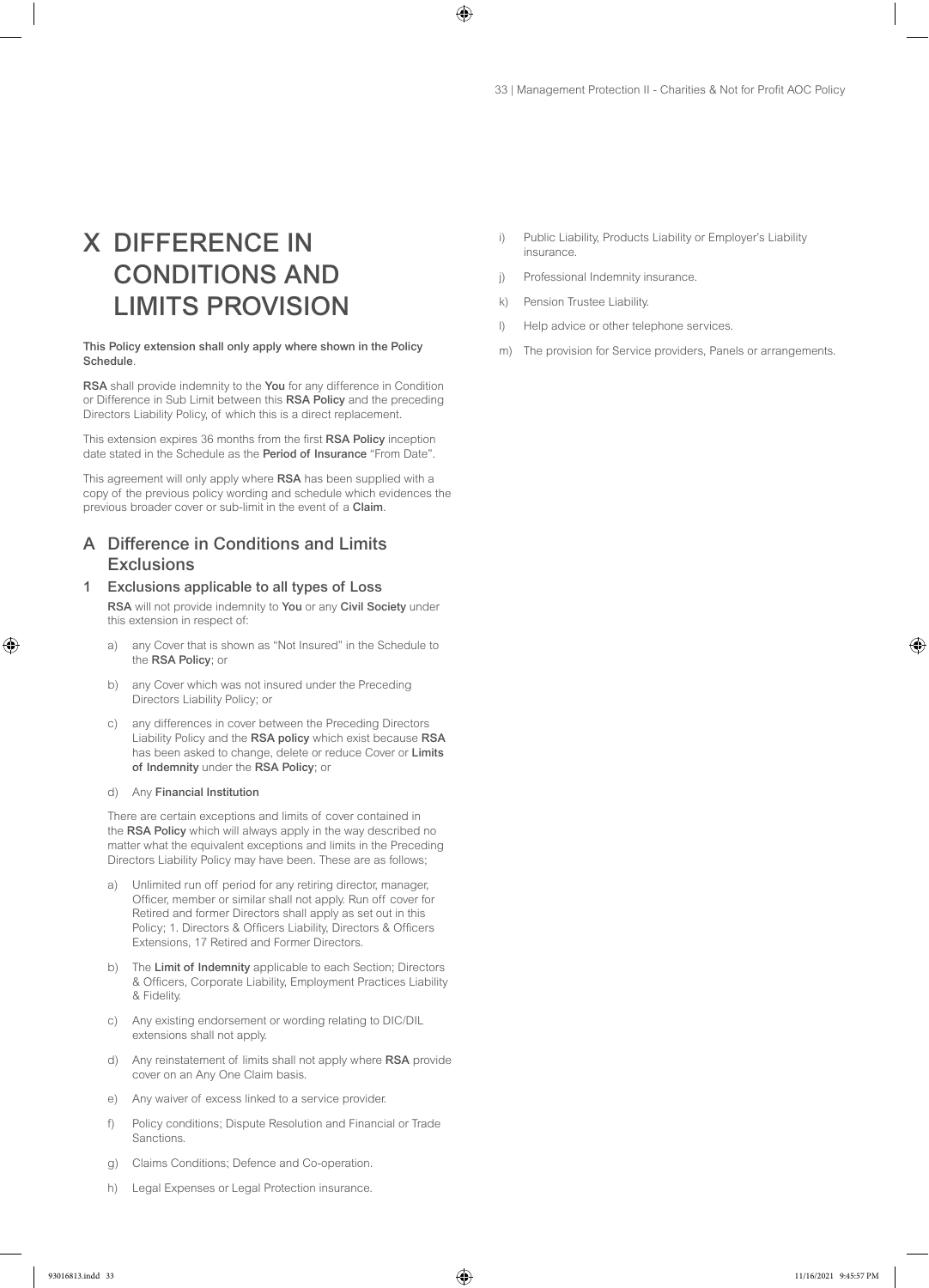# X DIFFERENCE IN CONDITIONS AND LIMITS PROVISION

**This Policy extension shall only apply where shown in the Policy Schedule.**

**RSA** shall provide indemnity to the **You** for any difference in Condition or Difference in Sub Limit between this **RSA Policy** and the preceding Directors Liability Policy, of which this is a direct replacement.

This extension expires 36 months from the first **RSA Policy** inception date stated in the Schedule as the **Period of Insurance** "From Date".

This agreement will only apply where **RSA** has been supplied with a copy of the previous policy wording and schedule which evidences the previous broader cover or sub-limit in the event of a **Claim**.

## A Difference in Conditions and Limits Exclusions

### 1 Exclusions applicable to all types of Loss

**RSA** will not provide indemnity to **You** or any **Civil Society** under this extension in respect of:

a) any Cover that is shown as "Not Insured" in the Schedule to the **RSA Policy**; or

b) any Cover which was not insured under the Preceding Directors Liability Policy; or

c) any differences in cover between the Preceding Directors Liability Policy and the **RSA policy** which exist because **RSA** has been asked to change, delete or reduce Cover or **Limits of Indemnity** under the **RSA Policy**; or

d) Any **Financial Institution**

There are certain exceptions and limits of cover contained in the **RSA Policy** which will always apply in the way described no matter what the equivalent exceptions and limits in the Preceding Directors Liability Policy may have been. These are as follows;

a) Unlimited run off period for any retiring director, manager, Officer, member or similar shall not apply. Run off cover for Retired and former Directors shall apply as set out in this Policy; 1. Directors & Officers Liability, Directors & Officers Extensions, 17 Retired and Former Directors.

b) The **Limit of Indemnity** applicable to each Section; Directors & Officers, Corporate Liability, Employment Practices Liability & Fidelity.

c) Any existing endorsement or wording relating to DIC/DIL extensions shall not apply.

d) Any reinstatement of limits shall not apply where **RSA** provide cover on an Any One Claim basis.

e) Any waiver of excess linked to a service provider.

f) Policy conditions; Dispute Resolution and Financial or Trade Sanctions.

g) Claims Conditions; Defence and Co-operation.

h) Legal Expenses or Legal Protection insurance.

i) Public Liability, Products Liability or Employer's Liability insurance.

j) Professional Indemnity insurance.

k) Pension Trustee Liability.

l) Help advice or other telephone services.

m) The provision for Service providers, Panels or arrangements.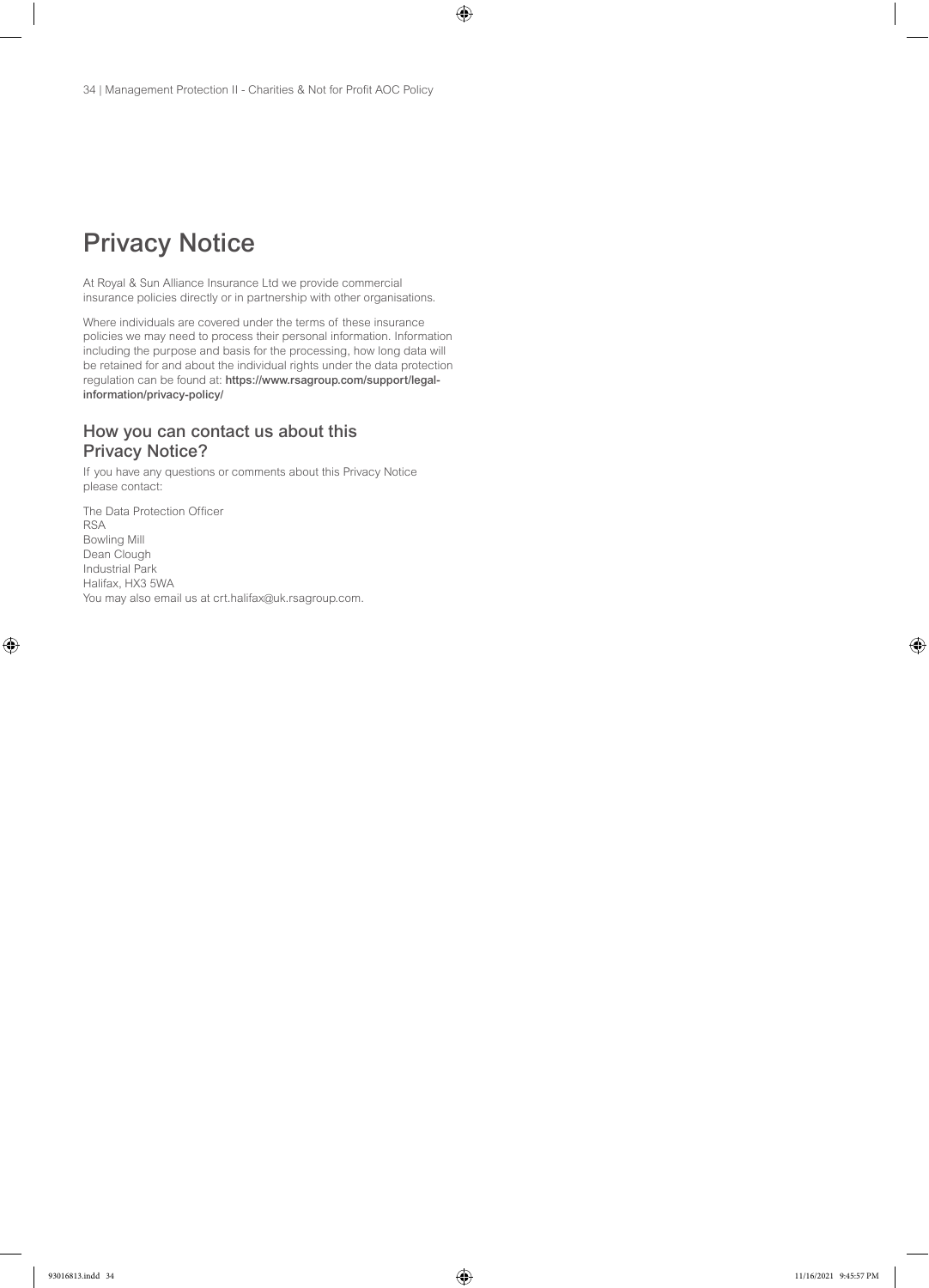# Privacy Notice

At Royal & Sun Alliance Insurance Ltd we provide commercial insurance policies directly or in partnership with other organisations.

Where individuals are covered under the terms of these insurance policies we may need to process their personal information. Information including the purpose and basis for the processing, how long data will be retained for and about the individual rights under the data protection regulation can be found at: **https://www.rsagroup.com/support/legal-information/privacy-policy/**

## How you can contact us about this Privacy Notice?

If you have any questions or comments about this Privacy Notice please contact:

The Data Protection Officer
RSA
Bowling Mill
Dean Clough
Industrial Park
Halifax, HX3 5WA
You may also email us at crt.halifax@uk.rsagroup.com.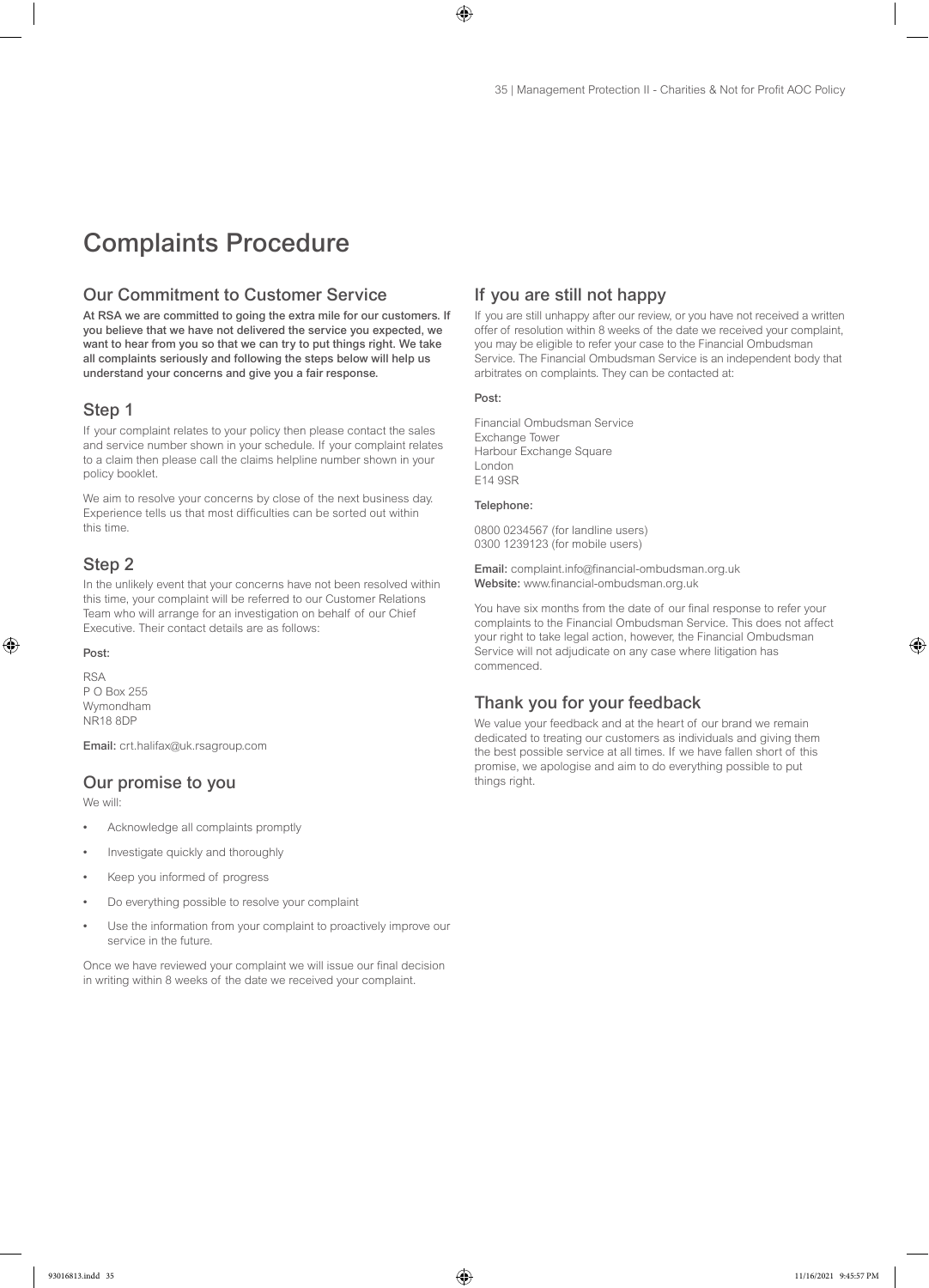# Complaints Procedure

## Our Commitment to Customer Service

**At RSA we are committed to going the extra mile for our customers. If you believe that we have not delivered the service you expected, we want to hear from you so that we can try to put things right. We take all complaints seriously and following the steps below will help us understand your concerns and give you a fair response.**

## Step 1

If your complaint relates to your policy then please contact the sales and service number shown in your schedule. If your complaint relates to a claim then please call the claims helpline number shown in your policy booklet.

We aim to resolve your concerns by close of the next business day. Experience tells us that most difficulties can be sorted out within this time.

## Step 2

In the unlikely event that your concerns have not been resolved within this time, your complaint will be referred to our Customer Relations Team who will arrange for an investigation on behalf of our Chief Executive. Their contact details are as follows:

**Post:**

RSA
P O Box 255
Wymondham
NR18 8DP

**Email:** crt.halifax@uk.rsagroup.com

## Our promise to you

We will:

- Acknowledge all complaints promptly
- Investigate quickly and thoroughly
- Keep you informed of progress
- Do everything possible to resolve your complaint
- Use the information from your complaint to proactively improve our service in the future.

Once we have reviewed your complaint we will issue our final decision in writing within 8 weeks of the date we received your complaint.

## If you are still not happy

If you are still unhappy after our review, or you have not received a written offer of resolution within 8 weeks of the date we received your complaint, you may be eligible to refer your case to the Financial Ombudsman Service. The Financial Ombudsman Service is an independent body that arbitrates on complaints. They can be contacted at:

**Post:**

Financial Ombudsman Service
Exchange Tower
Harbour Exchange Square
London
E14 9SR

**Telephone:**

0800 0234567 (for landline users)
0300 1239123 (for mobile users)

**Email:** complaint.info@financial-ombudsman.org.uk
**Website:** www.financial-ombudsman.org.uk

You have six months from the date of our final response to refer your complaints to the Financial Ombudsman Service. This does not affect your right to take legal action, however, the Financial Ombudsman Service will not adjudicate on any case where litigation has commenced.

## Thank you for your feedback

We value your feedback and at the heart of our brand we remain dedicated to treating our customers as individuals and giving them the best possible service at all times. If we have fallen short of this promise, we apologise and aim to do everything possible to put things right.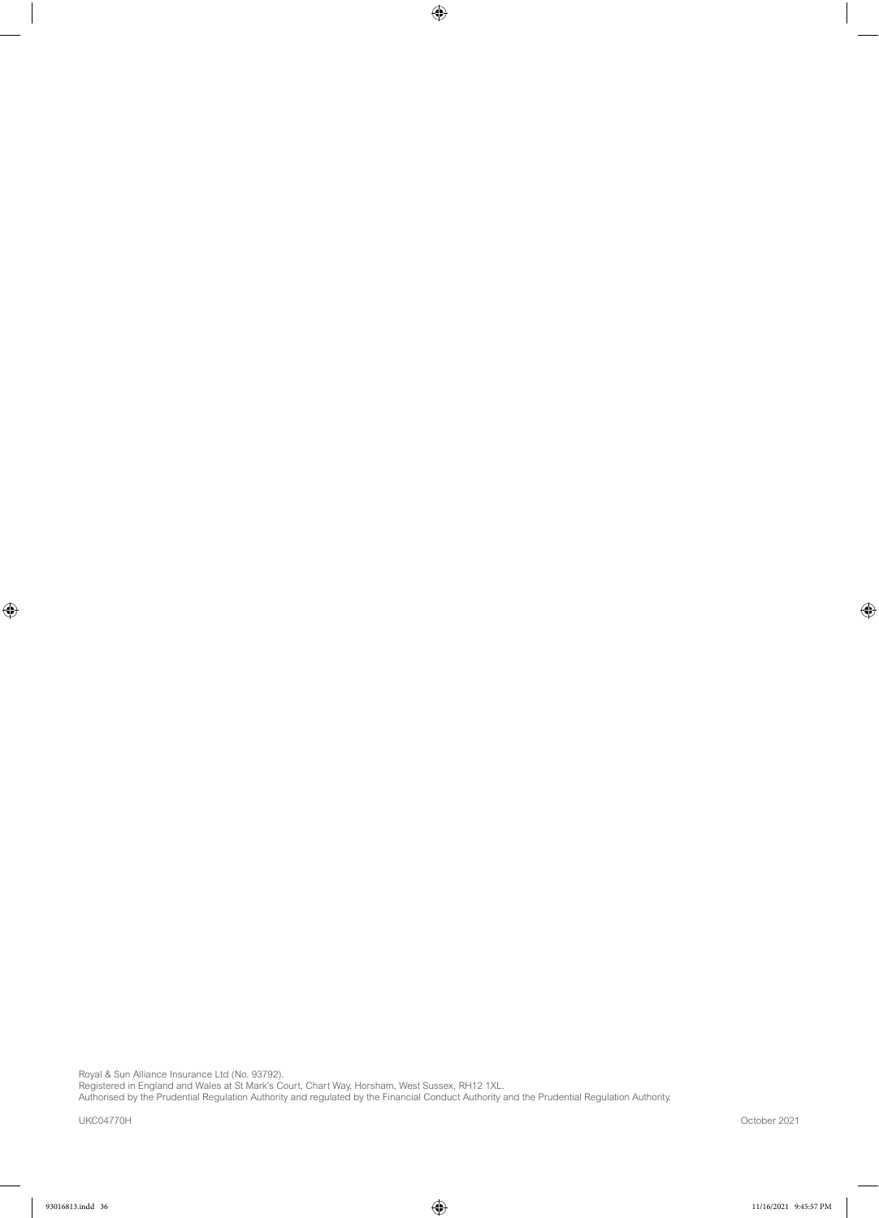Royal & Sun Alliance Insurance Ltd (No. 93792).
Registered in England and Wales at St Mark's Court, Chart Way, Horsham, West Sussex, RH12 1XL.
Authorised by the Prudential Regulation Authority and regulated by the Financial Conduct Authority and the Prudential Regulation Authority.

UKC04770H

October 2021